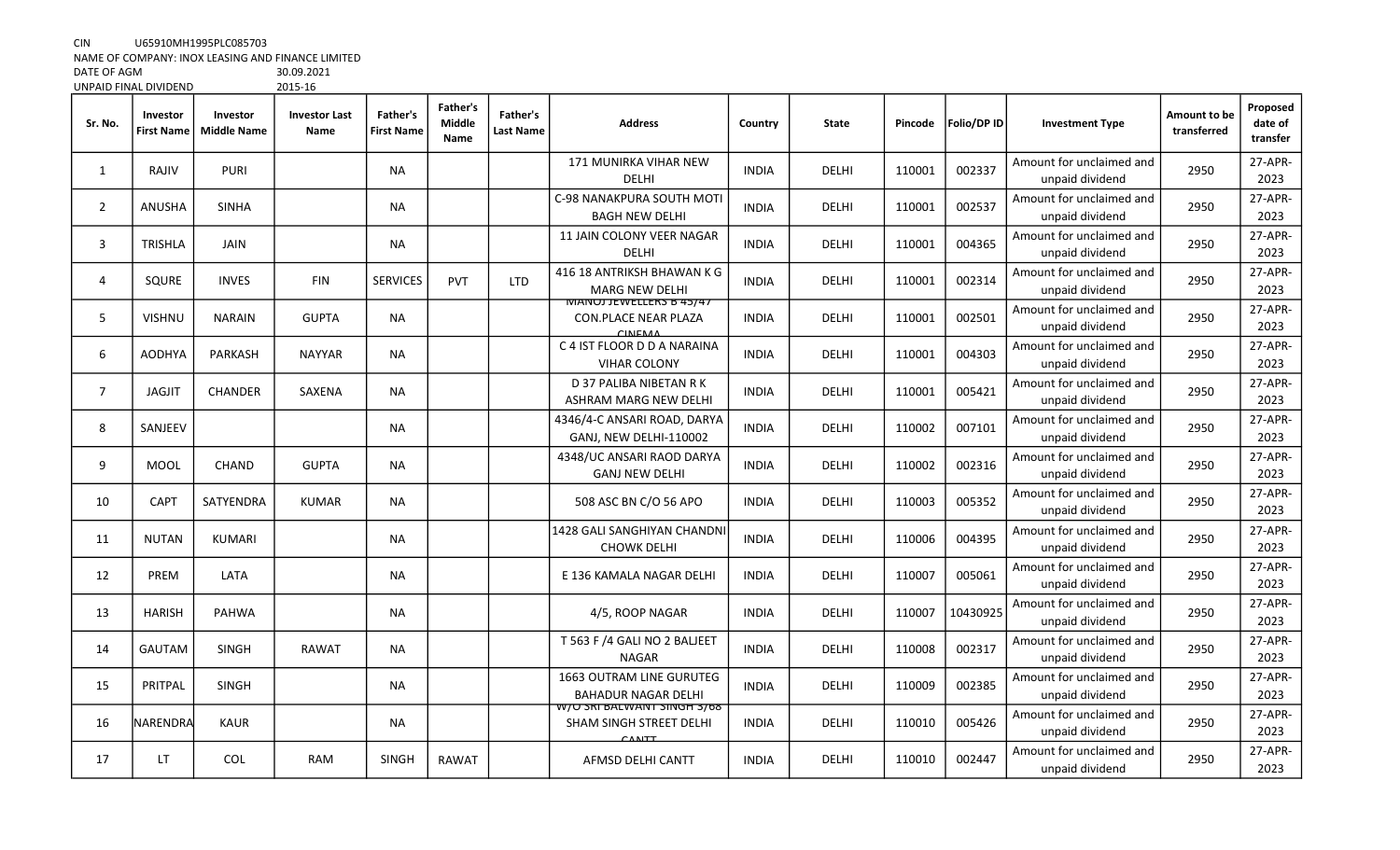CIN U65910MH1995PLC085703

NAME OF COMPANY: INOX LEASING AND FINANCE LIMITED

DATE OF AGM 30.09.2021

UNPAID FINAL DIVIDEND 2015-16

| Sr. No. | Investor First Name | Investor Middle Name | Investor Last Name | Father's First Name | Father's Middle Name | Father's Last Name | Address | Country | State | Pincode | Folio/DP ID | Investment Type | Amount to be transferred | Proposed date of transfer |
|---|---|---|---|---|---|---|---|---|---|---|---|---|---|---|
| 1 | RAJIV | PURI | | NA | | | 171 MUNIRKA VIHAR NEW DELHI | INDIA | DELHI | 110001 | 002337 | Amount for unclaimed and unpaid dividend | 2950 | 27-APR-2023 |
| 2 | ANUSHA | SINHA | | NA | | | C-98 NANAKPURA SOUTH MOTI BAGH NEW DELHI | INDIA | DELHI | 110001 | 002537 | Amount for unclaimed and unpaid dividend | 2950 | 27-APR-2023 |
| 3 | TRISHLA | JAIN | | NA | | | 11 JAIN COLONY VEER NAGAR DELHI | INDIA | DELHI | 110001 | 004365 | Amount for unclaimed and unpaid dividend | 2950 | 27-APR-2023 |
| 4 | SQURE | INVES | FIN | SERVICES | PVT | LTD | 416 18 ANTRIKSH BHAWAN K G MARG NEW DELHI | INDIA | DELHI | 110001 | 002314 | Amount for unclaimed and unpaid dividend | 2950 | 27-APR-2023 |
| 5 | VISHNU | NARAIN | GUPTA | NA | | | MANOJ JEWELLERS B 45/47 CON.PLACE NEAR PLAZA CINEMA | INDIA | DELHI | 110001 | 002501 | Amount for unclaimed and unpaid dividend | 2950 | 27-APR-2023 |
| 6 | AODHYA | PARKASH | NAYYAR | NA | | | C 4 IST FLOOR D D A NARAINA VIHAR COLONY | INDIA | DELHI | 110001 | 004303 | Amount for unclaimed and unpaid dividend | 2950 | 27-APR-2023 |
| 7 | JAGJIT | CHANDER | SAXENA | NA | | | D 37 PALIBA NIBETAN R K ASHRAM MARG NEW DELHI | INDIA | DELHI | 110001 | 005421 | Amount for unclaimed and unpaid dividend | 2950 | 27-APR-2023 |
| 8 | SANJEEV | | | NA | | | 4346/4-C ANSARI ROAD, DARYA GANJ, NEW DELHI-110002 | INDIA | DELHI | 110002 | 007101 | Amount for unclaimed and unpaid dividend | 2950 | 27-APR-2023 |
| 9 | MOOL | CHAND | GUPTA | NA | | | 4348/UC ANSARI RAOD DARYA GANJ NEW DELHI | INDIA | DELHI | 110002 | 002316 | Amount for unclaimed and unpaid dividend | 2950 | 27-APR-2023 |
| 10 | CAPT | SATYENDRA | KUMAR | NA | | | 508 ASC BN C/O 56 APO | INDIA | DELHI | 110003 | 005352 | Amount for unclaimed and unpaid dividend | 2950 | 27-APR-2023 |
| 11 | NUTAN | KUMARI | | NA | | | 1428 GALI SANGHIYAN CHANDNI CHOWK DELHI | INDIA | DELHI | 110006 | 004395 | Amount for unclaimed and unpaid dividend | 2950 | 27-APR-2023 |
| 12 | PREM | LATA | | NA | | | E 136 KAMALA NAGAR DELHI | INDIA | DELHI | 110007 | 005061 | Amount for unclaimed and unpaid dividend | 2950 | 27-APR-2023 |
| 13 | HARISH | PAHWA | | NA | | | 4/5, ROOP NAGAR | INDIA | DELHI | 110007 | 10430925 | Amount for unclaimed and unpaid dividend | 2950 | 27-APR-2023 |
| 14 | GAUTAM | SINGH | RAWAT | NA | | | T 563 F /4 GALI NO 2 BALJEET NAGAR | INDIA | DELHI | 110008 | 002317 | Amount for unclaimed and unpaid dividend | 2950 | 27-APR-2023 |
| 15 | PRITPAL | SINGH | | NA | | | 1663 OUTRAM LINE GURUTEG BAHADUR NAGAR DELHI | INDIA | DELHI | 110009 | 002385 | Amount for unclaimed and unpaid dividend | 2950 | 27-APR-2023 |
| 16 | NARENDRA | KAUR | | NA | | | W/O SRI BALWANT SINGH 3/68 SHAM SINGH STREET DELHI CANTT | INDIA | DELHI | 110010 | 005426 | Amount for unclaimed and unpaid dividend | 2950 | 27-APR-2023 |
| 17 | LT | COL | RAM | SINGH | RAWAT | | AFMSD DELHI CANTT | INDIA | DELHI | 110010 | 002447 | Amount for unclaimed and unpaid dividend | 2950 | 27-APR-2023 |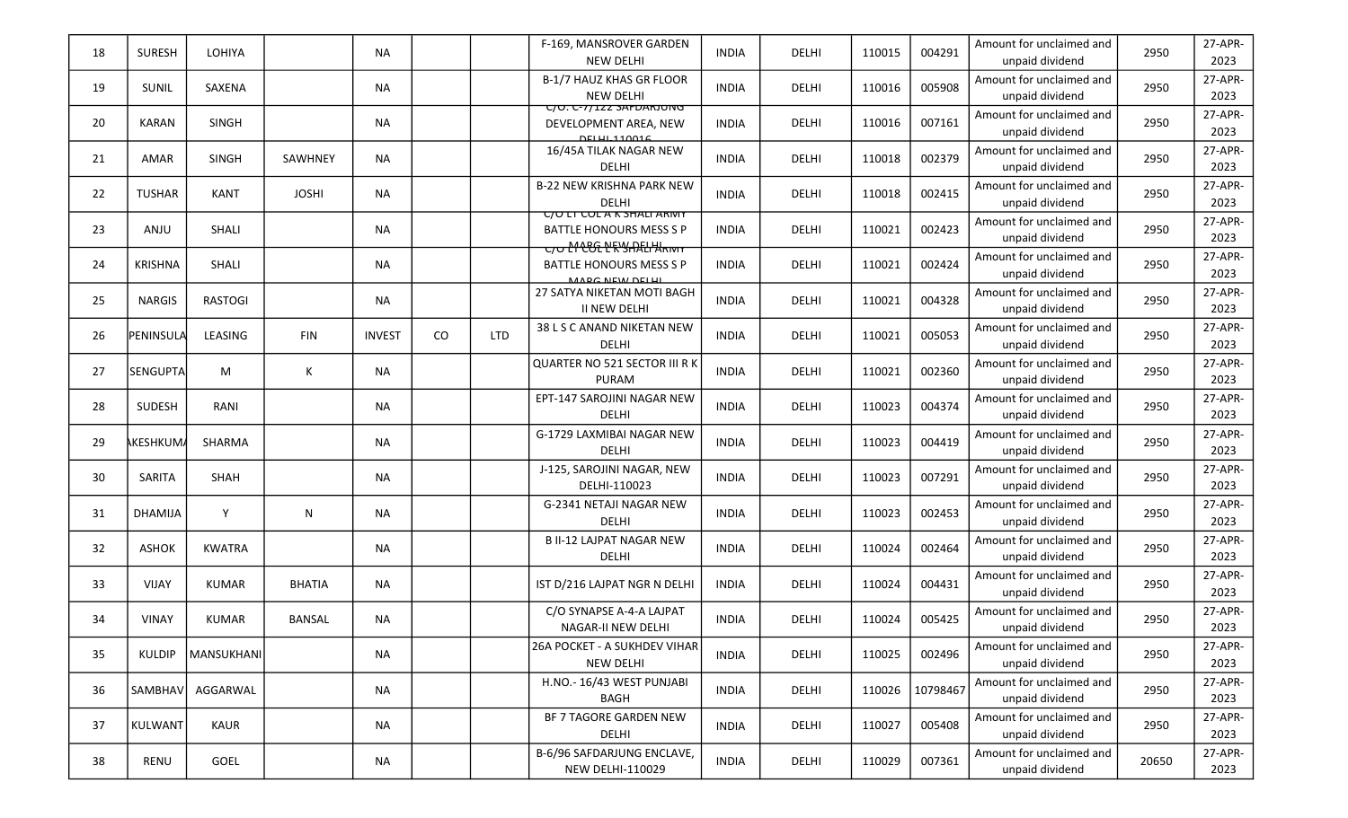| | | | | | | | | | | | | | | |
|---|---|---|---|---|---|---|---|---|---|---|---|---|---|---|
| 18 | SURESH | LOHIYA | | NA | | | F-169, MANSROVER GARDEN NEW DELHI | INDIA | DELHI | 110015 | 004291 | Amount for unclaimed and unpaid dividend | 2950 | 27-APR-2023 |
| 19 | SUNIL | SAXENA | | NA | | | B-1/7 HAUZ KHAS GR FLOOR NEW DELHI | INDIA | DELHI | 110016 | 005908 | Amount for unclaimed and unpaid dividend | 2950 | 27-APR-2023 |
| 20 | KARAN | SINGH | | NA | | | C/O. C-7/122 SAFDARJUNG DEVELOPMENT AREA, NEW DELHI-110016 | INDIA | DELHI | 110016 | 007161 | Amount for unclaimed and unpaid dividend | 2950 | 27-APR-2023 |
| 21 | AMAR | SINGH | SAWHNEY | NA | | | 16/45A TILAK NAGAR NEW DELHI | INDIA | DELHI | 110018 | 002379 | Amount for unclaimed and unpaid dividend | 2950 | 27-APR-2023 |
| 22 | TUSHAR | KANT | JOSHI | NA | | | B-22 NEW KRISHNA PARK NEW DELHI | INDIA | DELHI | 110018 | 002415 | Amount for unclaimed and unpaid dividend | 2950 | 27-APR-2023 |
| 23 | ANJU | SHALI | | NA | | | C/O LT COL A K SHALI ARMY BATTLE HONOURS MESS S P MARG NEW DELHI | INDIA | DELHI | 110021 | 002423 | Amount for unclaimed and unpaid dividend | 2950 | 27-APR-2023 |
| 24 | KRISHNA | SHALI | | NA | | | C/O LT COL A K SHALI ARMY BATTLE HONOURS MESS S P MARG NEW DELHI | INDIA | DELHI | 110021 | 002424 | Amount for unclaimed and unpaid dividend | 2950 | 27-APR-2023 |
| 25 | NARGIS | RASTOGI | | NA | | | 27 SATYA NIKETAN MOTI BAGH II NEW DELHI | INDIA | DELHI | 110021 | 004328 | Amount for unclaimed and unpaid dividend | 2950 | 27-APR-2023 |
| 26 | PENINSULA | LEASING | FIN | INVEST | CO | LTD | 38 L S C ANAND NIKETAN NEW DELHI | INDIA | DELHI | 110021 | 005053 | Amount for unclaimed and unpaid dividend | 2950 | 27-APR-2023 |
| 27 | SENGUPTA | M | K | NA | | | QUARTER NO 521 SECTOR III R K PURAM | INDIA | DELHI | 110021 | 002360 | Amount for unclaimed and unpaid dividend | 2950 | 27-APR-2023 |
| 28 | SUDESH | RANI | | NA | | | EPT-147 SAROJINI NAGAR NEW DELHI | INDIA | DELHI | 110023 | 004374 | Amount for unclaimed and unpaid dividend | 2950 | 27-APR-2023 |
| 29 | AKESHKUMA | SHARMA | | NA | | | G-1729 LAXMIBAI NAGAR NEW DELHI | INDIA | DELHI | 110023 | 004419 | Amount for unclaimed and unpaid dividend | 2950 | 27-APR-2023 |
| 30 | SARITA | SHAH | | NA | | | J-125, SAROJINI NAGAR, NEW DELHI-110023 | INDIA | DELHI | 110023 | 007291 | Amount for unclaimed and unpaid dividend | 2950 | 27-APR-2023 |
| 31 | DHAMIJA | Y | N | NA | | | G-2341 NETAJI NAGAR NEW DELHI | INDIA | DELHI | 110023 | 002453 | Amount for unclaimed and unpaid dividend | 2950 | 27-APR-2023 |
| 32 | ASHOK | KWATRA | | NA | | | B II-12 LAJPAT NAGAR NEW DELHI | INDIA | DELHI | 110024 | 002464 | Amount for unclaimed and unpaid dividend | 2950 | 27-APR-2023 |
| 33 | VIJAY | KUMAR | BHATIA | NA | | | IST D/216 LAJPAT NGR N DELHI | INDIA | DELHI | 110024 | 004431 | Amount for unclaimed and unpaid dividend | 2950 | 27-APR-2023 |
| 34 | VINAY | KUMAR | BANSAL | NA | | | C/O SYNAPSE A-4-A LAJPAT NAGAR-II NEW DELHI | INDIA | DELHI | 110024 | 005425 | Amount for unclaimed and unpaid dividend | 2950 | 27-APR-2023 |
| 35 | KULDIP | MANSUKHANI | | NA | | | 26A POCKET - A SUKHDEV VIHAR NEW DELHI | INDIA | DELHI | 110025 | 002496 | Amount for unclaimed and unpaid dividend | 2950 | 27-APR-2023 |
| 36 | SAMBHAV | AGGARWAL | | NA | | | H.NO.- 16/43 WEST PUNJABI BAGH | INDIA | DELHI | 110026 | 10798467 | Amount for unclaimed and unpaid dividend | 2950 | 27-APR-2023 |
| 37 | KULWANT | KAUR | | NA | | | BF 7 TAGORE GARDEN NEW DELHI | INDIA | DELHI | 110027 | 005408 | Amount for unclaimed and unpaid dividend | 2950 | 27-APR-2023 |
| 38 | RENU | GOEL | | NA | | | B-6/96 SAFDARJUNG ENCLAVE, NEW DELHI-110029 | INDIA | DELHI | 110029 | 007361 | Amount for unclaimed and unpaid dividend | 20650 | 27-APR-2023 |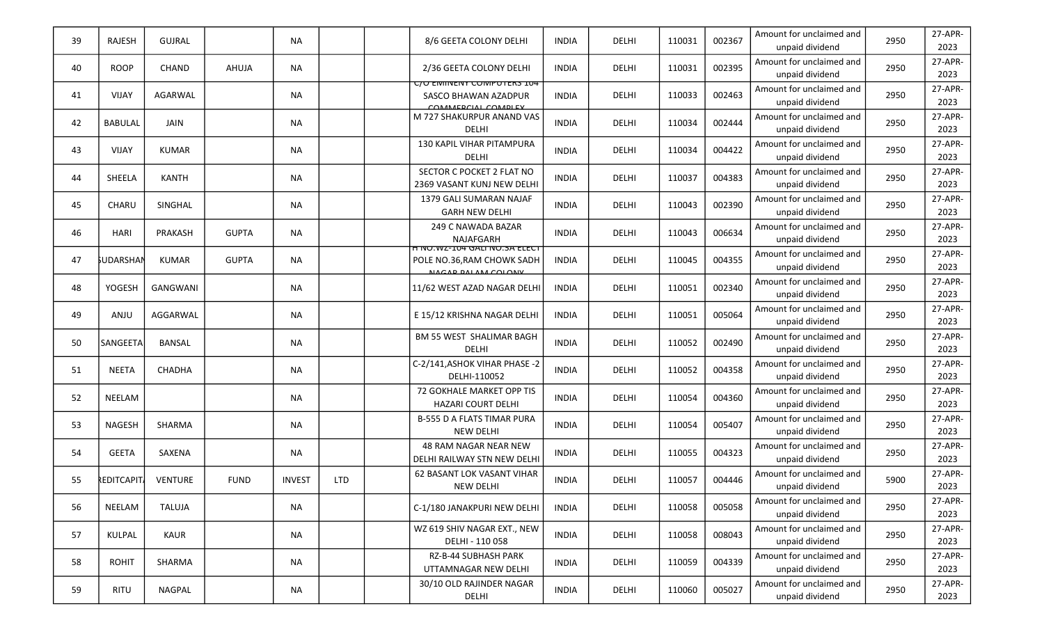| | | | | | | | | | | | | | | |
|---|---|---|---|---|---|---|---|---|---|---|---|---|---|---|
| 39 | RAJESH | GUJRAL | | NA | | | 8/6 GEETA COLONY DELHI | INDIA | DELHI | 110031 | 002367 | Amount for unclaimed and unpaid dividend | 2950 | 27-APR-2023 |
| 40 | ROOP | CHAND | AHUJA | NA | | | 2/36 GEETA COLONY DELHI | INDIA | DELHI | 110031 | 002395 | Amount for unclaimed and unpaid dividend | 2950 | 27-APR-2023 |
| 41 | VIJAY | AGARWAL | | NA | | | C/O EMINENT COMPUTERS 104 SASCO BHAWAN AZADPUR COMMERCIAL COMPLEX | INDIA | DELHI | 110033 | 002463 | Amount for unclaimed and unpaid dividend | 2950 | 27-APR-2023 |
| 42 | BABULAL | JAIN | | NA | | | M 727 SHAKURPUR ANAND VAS DELHI | INDIA | DELHI | 110034 | 002444 | Amount for unclaimed and unpaid dividend | 2950 | 27-APR-2023 |
| 43 | VIJAY | KUMAR | | NA | | | 130 KAPIL VIHAR PITAMPURA DELHI | INDIA | DELHI | 110034 | 004422 | Amount for unclaimed and unpaid dividend | 2950 | 27-APR-2023 |
| 44 | SHEELA | KANTH | | NA | | | SECTOR C POCKET 2 FLAT NO 2369 VASANT KUNJ NEW DELHI | INDIA | DELHI | 110037 | 004383 | Amount for unclaimed and unpaid dividend | 2950 | 27-APR-2023 |
| 45 | CHARU | SINGHAL | | NA | | | 1379 GALI SUMARAN NAJAF GARH NEW DELHI | INDIA | DELHI | 110043 | 002390 | Amount for unclaimed and unpaid dividend | 2950 | 27-APR-2023 |
| 46 | HARI | PRAKASH | GUPTA | NA | | | 249 C NAWADA BAZAR NAJAFGARH | INDIA | DELHI | 110043 | 006634 | Amount for unclaimed and unpaid dividend | 2950 | 27-APR-2023 |
| 47 | SUDARSHAN | KUMAR | GUPTA | NA | | | H NO.WZ-104 GALI NO.3A ELECT POLE NO.36,RAM CHOWK SADH NAGAR PALAM COLONY | INDIA | DELHI | 110045 | 004355 | Amount for unclaimed and unpaid dividend | 2950 | 27-APR-2023 |
| 48 | YOGESH | GANGWANI | | NA | | | 11/62 WEST AZAD NAGAR DELHI | INDIA | DELHI | 110051 | 002340 | Amount for unclaimed and unpaid dividend | 2950 | 27-APR-2023 |
| 49 | ANJU | AGGARWAL | | NA | | | E 15/12 KRISHNA NAGAR DELHI | INDIA | DELHI | 110051 | 005064 | Amount for unclaimed and unpaid dividend | 2950 | 27-APR-2023 |
| 50 | SANGEETA | BANSAL | | NA | | | BM 55 WEST SHALIMAR BAGH DELHI | INDIA | DELHI | 110052 | 002490 | Amount for unclaimed and unpaid dividend | 2950 | 27-APR-2023 |
| 51 | NEETA | CHADHA | | NA | | | C-2/141,ASHOK VIHAR PHASE -2 DELHI-110052 | INDIA | DELHI | 110052 | 004358 | Amount for unclaimed and unpaid dividend | 2950 | 27-APR-2023 |
| 52 | NEELAM | | | NA | | | 72 GOKHALE MARKET OPP TIS HAZARI COURT DELHI | INDIA | DELHI | 110054 | 004360 | Amount for unclaimed and unpaid dividend | 2950 | 27-APR-2023 |
| 53 | NAGESH | SHARMA | | NA | | | B-555 D A FLATS TIMAR PURA NEW DELHI | INDIA | DELHI | 110054 | 005407 | Amount for unclaimed and unpaid dividend | 2950 | 27-APR-2023 |
| 54 | GEETA | SAXENA | | NA | | | 48 RAM NAGAR NEAR NEW DELHI RAILWAY STN NEW DELHI | INDIA | DELHI | 110055 | 004323 | Amount for unclaimed and unpaid dividend | 2950 | 27-APR-2023 |
| 55 | CREDITCAPITAL | VENTURE | FUND | INVEST | LTD | | 62 BASANT LOK VASANT VIHAR NEW DELHI | INDIA | DELHI | 110057 | 004446 | Amount for unclaimed and unpaid dividend | 5900 | 27-APR-2023 |
| 56 | NEELAM | TALUJA | | NA | | | C-1/180 JANAKPURI NEW DELHI | INDIA | DELHI | 110058 | 005058 | Amount for unclaimed and unpaid dividend | 2950 | 27-APR-2023 |
| 57 | KULPAL | KAUR | | NA | | | WZ 619 SHIV NAGAR EXT., NEW DELHI - 110 058 | INDIA | DELHI | 110058 | 008043 | Amount for unclaimed and unpaid dividend | 2950 | 27-APR-2023 |
| 58 | ROHIT | SHARMA | | NA | | | RZ-B-44 SUBHASH PARK UTTAMNAGAR NEW DELHI | INDIA | DELHI | 110059 | 004339 | Amount for unclaimed and unpaid dividend | 2950 | 27-APR-2023 |
| 59 | RITU | NAGPAL | | NA | | | 30/10 OLD RAJINDER NAGAR DELHI | INDIA | DELHI | 110060 | 005027 | Amount for unclaimed and unpaid dividend | 2950 | 27-APR-2023 |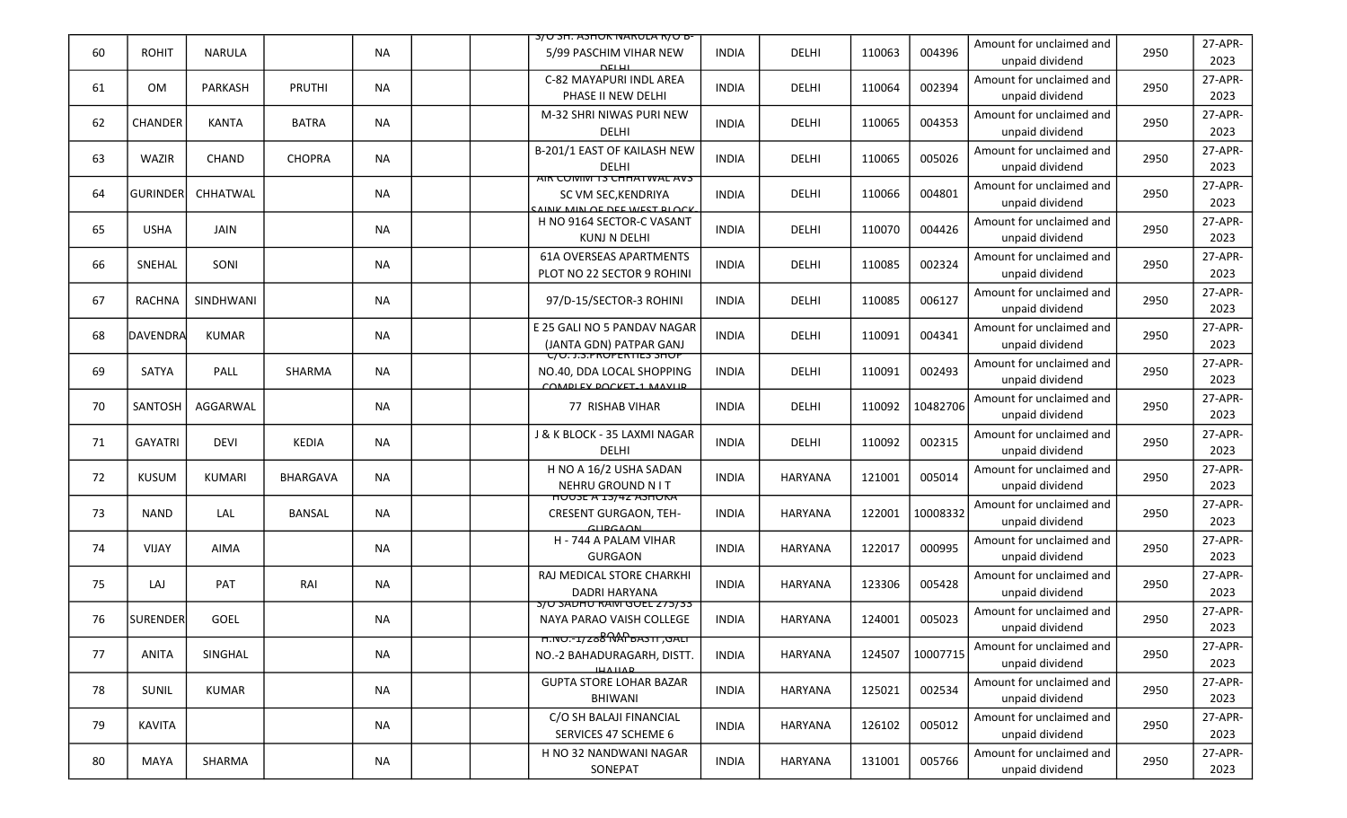| 60 | ROHIT | NARULA | | NA | | | S/O SH. ASHOK NARULA R/O B-5/99 PASCHIM VIHAR NEW DELHI | INDIA | DELHI | 110063 | 004396 | Amount for unclaimed and unpaid dividend | 2950 | 27-APR-2023 |
|---|---|---|---|---|---|---|---|---|---|---|---|---|---|---|
| 61 | OM | PARKASH | PRUTHI | NA | | | C-82 MAYAPURI INDL AREA PHASE II NEW DELHI | INDIA | DELHI | 110064 | 002394 | Amount for unclaimed and unpaid dividend | 2950 | 27-APR-2023 |
| 62 | CHANDER | KANTA | BATRA | NA | | | M-32 SHRI NIWAS PURI NEW DELHI | INDIA | DELHI | 110065 | 004353 | Amount for unclaimed and unpaid dividend | 2950 | 27-APR-2023 |
| 63 | WAZIR | CHAND | CHOPRA | NA | | | B-201/1 EAST OF KAILASH NEW DELHI | INDIA | DELHI | 110065 | 005026 | Amount for unclaimed and unpaid dividend | 2950 | 27-APR-2023 |
| 64 | GURINDER | CHHATWAL | | NA | | | AIR COMM TS CHHATWAL AVS SC VM SEC,KENDRIYA SAINK MIN OF DEF WEST BLOCK | INDIA | DELHI | 110066 | 004801 | Amount for unclaimed and unpaid dividend | 2950 | 27-APR-2023 |
| 65 | USHA | JAIN | | NA | | | H NO 9164 SECTOR-C VASANT KUNJ N DELHI | INDIA | DELHI | 110070 | 004426 | Amount for unclaimed and unpaid dividend | 2950 | 27-APR-2023 |
| 66 | SNEHAL | SONI | | NA | | | 61A OVERSEAS APARTMENTS PLOT NO 22 SECTOR 9 ROHINI | INDIA | DELHI | 110085 | 002324 | Amount for unclaimed and unpaid dividend | 2950 | 27-APR-2023 |
| 67 | RACHNA | SINDHWANI | | NA | | | 97/D-15/SECTOR-3 ROHINI | INDIA | DELHI | 110085 | 006127 | Amount for unclaimed and unpaid dividend | 2950 | 27-APR-2023 |
| 68 | DAVENDRA | KUMAR | | NA | | | E 25 GALI NO 5 PANDAV NAGAR (JANTA GDN) PATPAR GANJ | INDIA | DELHI | 110091 | 004341 | Amount for unclaimed and unpaid dividend | 2950 | 27-APR-2023 |
| 69 | SATYA | PALL | SHARMA | NA | | | C/O. J.S.PROPERTIES SHOP NO.40, DDA LOCAL SHOPPING COMPLEX POCKET-1 MAYUR | INDIA | DELHI | 110091 | 002493 | Amount for unclaimed and unpaid dividend | 2950 | 27-APR-2023 |
| 70 | SANTOSH | AGGARWAL | | NA | | | 77 RISHAB VIHAR | INDIA | DELHI | 110092 | 10482706 | Amount for unclaimed and unpaid dividend | 2950 | 27-APR-2023 |
| 71 | GAYATRI | DEVI | KEDIA | NA | | | J & K BLOCK - 35 LAXMI NAGAR DELHI | INDIA | DELHI | 110092 | 002315 | Amount for unclaimed and unpaid dividend | 2950 | 27-APR-2023 |
| 72 | KUSUM | KUMARI | BHARGAVA | NA | | | H NO A 16/2 USHA SADAN NEHRU GROUND N I T | INDIA | HARYANA | 121001 | 005014 | Amount for unclaimed and unpaid dividend | 2950 | 27-APR-2023 |
| 73 | NAND | LAL | BANSAL | NA | | | HOUSE A 13/42 ASHOKA CRESENT GURGAON, TEH-GURGAON | INDIA | HARYANA | 122001 | 10008332 | Amount for unclaimed and unpaid dividend | 2950 | 27-APR-2023 |
| 74 | VIJAY | AIMA | | NA | | | H - 744 A PALAM VIHAR GURGAON | INDIA | HARYANA | 122017 | 000995 | Amount for unclaimed and unpaid dividend | 2950 | 27-APR-2023 |
| 75 | LAJ | PAT | RAI | NA | | | RAJ MEDICAL STORE CHARKHI DADRI HARYANA | INDIA | HARYANA | 123306 | 005428 | Amount for unclaimed and unpaid dividend | 2950 | 27-APR-2023 |
| 76 | SURENDER | GOEL | | NA | | | S/O SADHU RAM GOEL 275/33 NAYA PARAO VAISH COLLEGE ROAD | INDIA | HARYANA | 124001 | 005023 | Amount for unclaimed and unpaid dividend | 2950 | 27-APR-2023 |
| 77 | ANITA | SINGHAL | | NA | | | H.NO.-1/288 NAI BASTI ,GALI NO.-2 BAHADURAGARH, DISTT. JHAJJAR | INDIA | HARYANA | 124507 | 10007715 | Amount for unclaimed and unpaid dividend | 2950 | 27-APR-2023 |
| 78 | SUNIL | KUMAR | | NA | | | GUPTA STORE LOHAR BAZAR BHIWANI | INDIA | HARYANA | 125021 | 002534 | Amount for unclaimed and unpaid dividend | 2950 | 27-APR-2023 |
| 79 | KAVITA | | | NA | | | C/O SH BALAJI FINANCIAL SERVICES 47 SCHEME 6 | INDIA | HARYANA | 126102 | 005012 | Amount for unclaimed and unpaid dividend | 2950 | 27-APR-2023 |
| 80 | MAYA | SHARMA | | NA | | | H NO 32 NANDWANI NAGAR SONEPAT | INDIA | HARYANA | 131001 | 005766 | Amount for unclaimed and unpaid dividend | 2950 | 27-APR-2023 |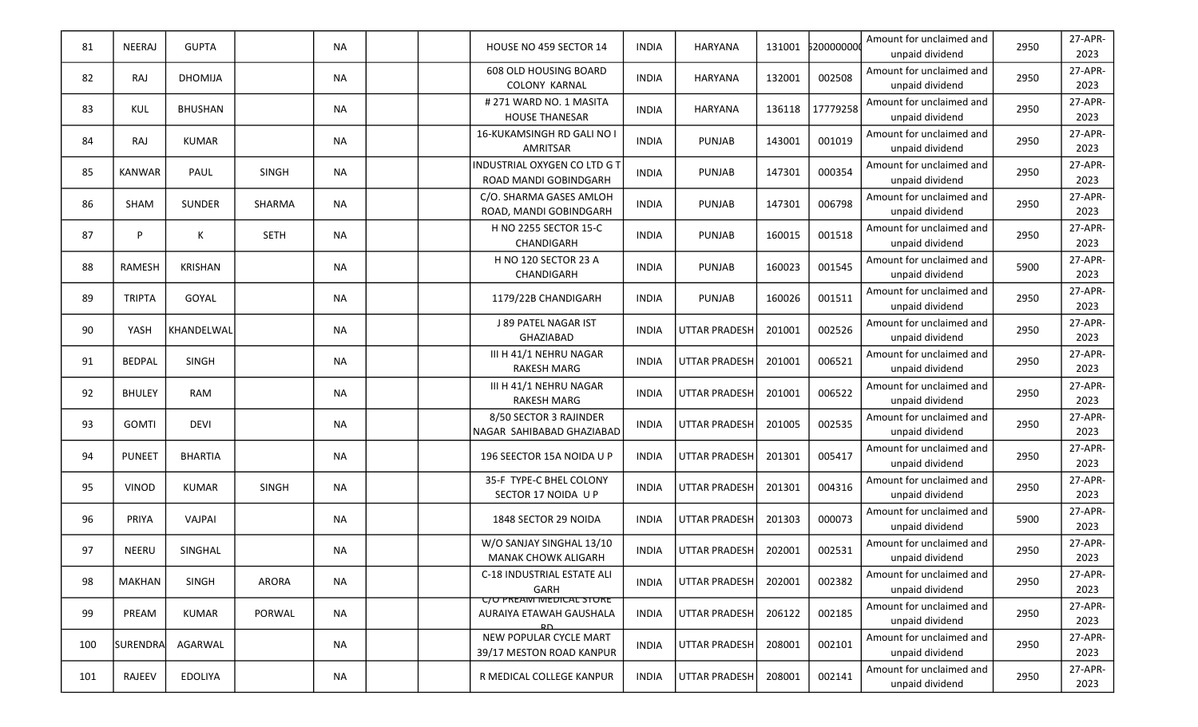| | | | | | | | | | | | | | | |
|---|---|---|---|---|---|---|---|---|---|---|---|---|---|---|
| 81 | NEERAJ | GUPTA | | NA | | | HOUSE NO 459 SECTOR 14 | INDIA | HARYANA | 131001 | 5200000000 | Amount for unclaimed and unpaid dividend | 2950 | 27-APR-2023 |
| 82 | RAJ | DHOMIJA | | NA | | | 608 OLD HOUSING BOARD COLONY KARNAL | INDIA | HARYANA | 132001 | 002508 | Amount for unclaimed and unpaid dividend | 2950 | 27-APR-2023 |
| 83 | KUL | BHUSHAN | | NA | | | # 271 WARD NO. 1 MASITA HOUSE THANESAR | INDIA | HARYANA | 136118 | 17779258 | Amount for unclaimed and unpaid dividend | 2950 | 27-APR-2023 |
| 84 | RAJ | KUMAR | | NA | | | 16-KUKAMSINGH RD GALI NO I AMRITSAR | INDIA | PUNJAB | 143001 | 001019 | Amount for unclaimed and unpaid dividend | 2950 | 27-APR-2023 |
| 85 | KANWAR | PAUL | SINGH | NA | | | INDUSTRIAL OXYGEN CO LTD G T ROAD MANDI GOBINDGARH | INDIA | PUNJAB | 147301 | 000354 | Amount for unclaimed and unpaid dividend | 2950 | 27-APR-2023 |
| 86 | SHAM | SUNDER | SHARMA | NA | | | C/O. SHARMA GASES AMLOH ROAD, MANDI GOBINDGARH | INDIA | PUNJAB | 147301 | 006798 | Amount for unclaimed and unpaid dividend | 2950 | 27-APR-2023 |
| 87 | P | K | SETH | NA | | | H NO 2255 SECTOR 15-C CHANDIGARH | INDIA | PUNJAB | 160015 | 001518 | Amount for unclaimed and unpaid dividend | 2950 | 27-APR-2023 |
| 88 | RAMESH | KRISHAN | | NA | | | H NO 120 SECTOR 23 A CHANDIGARH | INDIA | PUNJAB | 160023 | 001545 | Amount for unclaimed and unpaid dividend | 5900 | 27-APR-2023 |
| 89 | TRIPTA | GOYAL | | NA | | | 1179/22B CHANDIGARH | INDIA | PUNJAB | 160026 | 001511 | Amount for unclaimed and unpaid dividend | 2950 | 27-APR-2023 |
| 90 | YASH | KHANDELWAL | | NA | | | J 89 PATEL NAGAR IST GHAZIABAD | INDIA | UTTAR PRADESH | 201001 | 002526 | Amount for unclaimed and unpaid dividend | 2950 | 27-APR-2023 |
| 91 | BEDPAL | SINGH | | NA | | | III H 41/1 NEHRU NAGAR RAKESH MARG | INDIA | UTTAR PRADESH | 201001 | 006521 | Amount for unclaimed and unpaid dividend | 2950 | 27-APR-2023 |
| 92 | BHULEY | RAM | | NA | | | III H 41/1 NEHRU NAGAR RAKESH MARG | INDIA | UTTAR PRADESH | 201001 | 006522 | Amount for unclaimed and unpaid dividend | 2950 | 27-APR-2023 |
| 93 | GOMTI | DEVI | | NA | | | 8/50 SECTOR 3 RAJINDER NAGAR SAHIBABAD GHAZIABAD | INDIA | UTTAR PRADESH | 201005 | 002535 | Amount for unclaimed and unpaid dividend | 2950 | 27-APR-2023 |
| 94 | PUNEET | BHARTIA | | NA | | | 196 SEECTOR 15A NOIDA U P | INDIA | UTTAR PRADESH | 201301 | 005417 | Amount for unclaimed and unpaid dividend | 2950 | 27-APR-2023 |
| 95 | VINOD | KUMAR | SINGH | NA | | | 35-F TYPE-C BHEL COLONY SECTOR 17 NOIDA U P | INDIA | UTTAR PRADESH | 201301 | 004316 | Amount for unclaimed and unpaid dividend | 2950 | 27-APR-2023 |
| 96 | PRIYA | VAJPAI | | NA | | | 1848 SECTOR 29 NOIDA | INDIA | UTTAR PRADESH | 201303 | 000073 | Amount for unclaimed and unpaid dividend | 5900 | 27-APR-2023 |
| 97 | NEERU | SINGHAL | | NA | | | W/O SANJAY SINGHAL 13/10 MANAK CHOWK ALIGARH | INDIA | UTTAR PRADESH | 202001 | 002531 | Amount for unclaimed and unpaid dividend | 2950 | 27-APR-2023 |
| 98 | MAKHAN | SINGH | ARORA | NA | | | C-18 INDUSTRIAL ESTATE ALI GARH | INDIA | UTTAR PRADESH | 202001 | 002382 | Amount for unclaimed and unpaid dividend | 2950 | 27-APR-2023 |
| 99 | PREAM | KUMAR | PORWAL | NA | | | C/O PREAM MEDICAL STORE AURAIYA ETAWAH GAUSHALA RD | INDIA | UTTAR PRADESH | 206122 | 002185 | Amount for unclaimed and unpaid dividend | 2950 | 27-APR-2023 |
| 100 | SURENDRA | AGARWAL | | NA | | | NEW POPULAR CYCLE MART 39/17 MESTON ROAD KANPUR | INDIA | UTTAR PRADESH | 208001 | 002101 | Amount for unclaimed and unpaid dividend | 2950 | 27-APR-2023 |
| 101 | RAJEEV | EDOLIYA | | NA | | | R MEDICAL COLLEGE KANPUR | INDIA | UTTAR PRADESH | 208001 | 002141 | Amount for unclaimed and unpaid dividend | 2950 | 27-APR-2023 |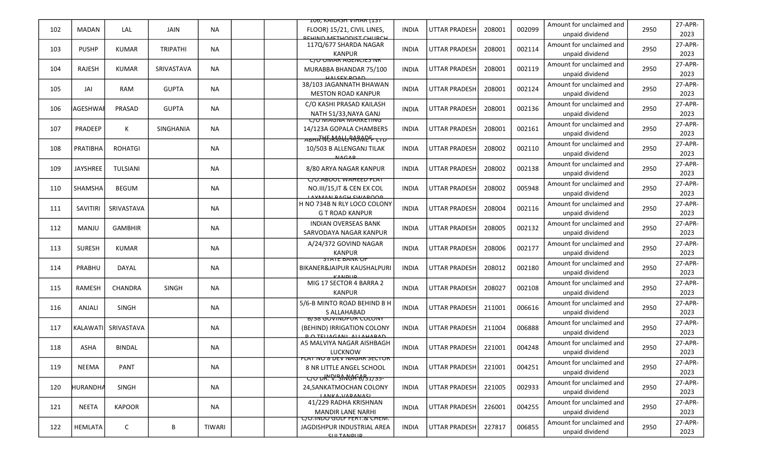| 102 | MADAN | LAL | JAIN | NA | | | 106, KAILASH VIHAR (1ST FLOOR) 15/21, CIVIL LINES, BEHIND METHODIST CHURCH | INDIA | UTTAR PRADESH | 208001 | 002099 | Amount for unclaimed and unpaid dividend | 2950 | 27-APR-2023 |
|---|---|---|---|---|---|---|---|---|---|---|---|---|---|---|
| 103 | PUSHP | KUMAR | TRIPATHI | NA | | | 117Q/677 SHARDA NAGAR KANPUR | INDIA | UTTAR PRADESH | 208001 | 002114 | Amount for unclaimed and unpaid dividend | 2950 | 27-APR-2023 |
| 104 | RAJESH | KUMAR | SRIVASTAVA | NA | | | C/O UMAR AGENCIES NR MURABBA BHANDAR 75/100 HALSEY ROAD | INDIA | UTTAR PRADESH | 208001 | 002119 | Amount for unclaimed and unpaid dividend | 2950 | 27-APR-2023 |
| 105 | JAI | RAM | GUPTA | NA | | | 38/103 JAGANNATH BHAWAN MESTON ROAD KANPUR | INDIA | UTTAR PRADESH | 208001 | 002124 | Amount for unclaimed and unpaid dividend | 2950 | 27-APR-2023 |
| 106 | AGESHWAR | PRASAD | GUPTA | NA | | | C/O KASHI PRASAD KAILASH NATH 51/33,NAYA GANJ | INDIA | UTTAR PRADESH | 208001 | 002136 | Amount for unclaimed and unpaid dividend | 2950 | 27-APR-2023 |
| 107 | PRADEEP | K | SINGHANIA | NA | | | C/O MAGNA MARKETING 14/123A GOPALA CHAMBERS THE MALL PARADE | INDIA | UTTAR PRADESH | 208001 | 002161 | Amount for unclaimed and unpaid dividend | 2950 | 27-APR-2023 |
| 108 | PRATIBHA | ROHATGI | | NA | | | ABHA NURSING HOME P LTD 10/503 B ALLENGANJ TILAK NAGAR | INDIA | UTTAR PRADESH | 208002 | 002110 | Amount for unclaimed and unpaid dividend | 2950 | 27-APR-2023 |
| 109 | JAYSHREE | TULSIANI | | NA | | | 8/80 ARYA NAGAR KANPUR | INDIA | UTTAR PRADESH | 208002 | 002138 | Amount for unclaimed and unpaid dividend | 2950 | 27-APR-2023 |
| 110 | SHAMSHA | BEGUM | | NA | | | C/O.ABDUL WAHEED FLAT NO.III/15,IT & CEN EX COL LAXMAN BAGH SWAROOP | INDIA | UTTAR PRADESH | 208002 | 005948 | Amount for unclaimed and unpaid dividend | 2950 | 27-APR-2023 |
| 111 | SAVITIRI | SRIVASTAVA | | NA | | | H NO 734B N RLY LOCO COLONY G T ROAD KANPUR | INDIA | UTTAR PRADESH | 208004 | 002116 | Amount for unclaimed and unpaid dividend | 2950 | 27-APR-2023 |
| 112 | MANJU | GAMBHIR | | NA | | | INDIAN OVERSEAS BANK SARVODAYA NAGAR KANPUR | INDIA | UTTAR PRADESH | 208005 | 002132 | Amount for unclaimed and unpaid dividend | 2950 | 27-APR-2023 |
| 113 | SURESH | KUMAR | | NA | | | A/24/372 GOVIND NAGAR KANPUR | INDIA | UTTAR PRADESH | 208006 | 002177 | Amount for unclaimed and unpaid dividend | 2950 | 27-APR-2023 |
| 114 | PRABHU | DAYAL | | NA | | | STATE BANK OF BIKANER&JAIPUR KAUSHALPURI KANPUR | INDIA | UTTAR PRADESH | 208012 | 002180 | Amount for unclaimed and unpaid dividend | 2950 | 27-APR-2023 |
| 115 | RAMESH | CHANDRA | SINGH | NA | | | MIG 17 SECTOR 4 BARRA 2 KANPUR | INDIA | UTTAR PRADESH | 208027 | 002108 | Amount for unclaimed and unpaid dividend | 2950 | 27-APR-2023 |
| 116 | ANJALI | SINGH | | NA | | | 5/6-B MINTO ROAD BEHIND B H S ALLAHABAD | INDIA | UTTAR PRADESH | 211001 | 006616 | Amount for unclaimed and unpaid dividend | 2950 | 27-APR-2023 |
| 117 | KALAWATI | SRIVASTAVA | | NA | | | B/38 GOVINDPUR COLONY (BEHIND) IRRIGATION COLONY P O TELIAGANJ ALLAHABAD | INDIA | UTTAR PRADESH | 211004 | 006888 | Amount for unclaimed and unpaid dividend | 2950 | 27-APR-2023 |
| 118 | ASHA | BINDAL | | NA | | | A5 MALVIYA NAGAR AISHBAGH LUCKNOW | INDIA | UTTAR PRADESH | 221001 | 004248 | Amount for unclaimed and unpaid dividend | 2950 | 27-APR-2023 |
| 119 | NEEMA | PANT | | NA | | | FLAT NO 8 DEV NAGAR SECTOR 8 NR LITTLE ANGEL SCHOOL INDIRA NAGAR | INDIA | UTTAR PRADESH | 221001 | 004251 | Amount for unclaimed and unpaid dividend | 2950 | 27-APR-2023 |
| 120 | HURANDHA | SINGH | | NA | | | C/O DR. V. SINGH B/31/35-24,SANKATMOCHAN COLONY LANKA,VARANASI | INDIA | UTTAR PRADESH | 221005 | 002933 | Amount for unclaimed and unpaid dividend | 2950 | 27-APR-2023 |
| 121 | NEETA | KAPOOR | | NA | | | 41/229 RADHA KRISHNAN MANDIR LANE NARHI | INDIA | UTTAR PRADESH | 226001 | 004255 | Amount for unclaimed and unpaid dividend | 2950 | 27-APR-2023 |
| 122 | HEMLATA | C | B | TIWARI | | | C/O.INDO GULF FERT.& CHEM. JAGDISHPUR INDUSTRIAL AREA SULTANPUR | INDIA | UTTAR PRADESH | 227817 | 006855 | Amount for unclaimed and unpaid dividend | 2950 | 27-APR-2023 |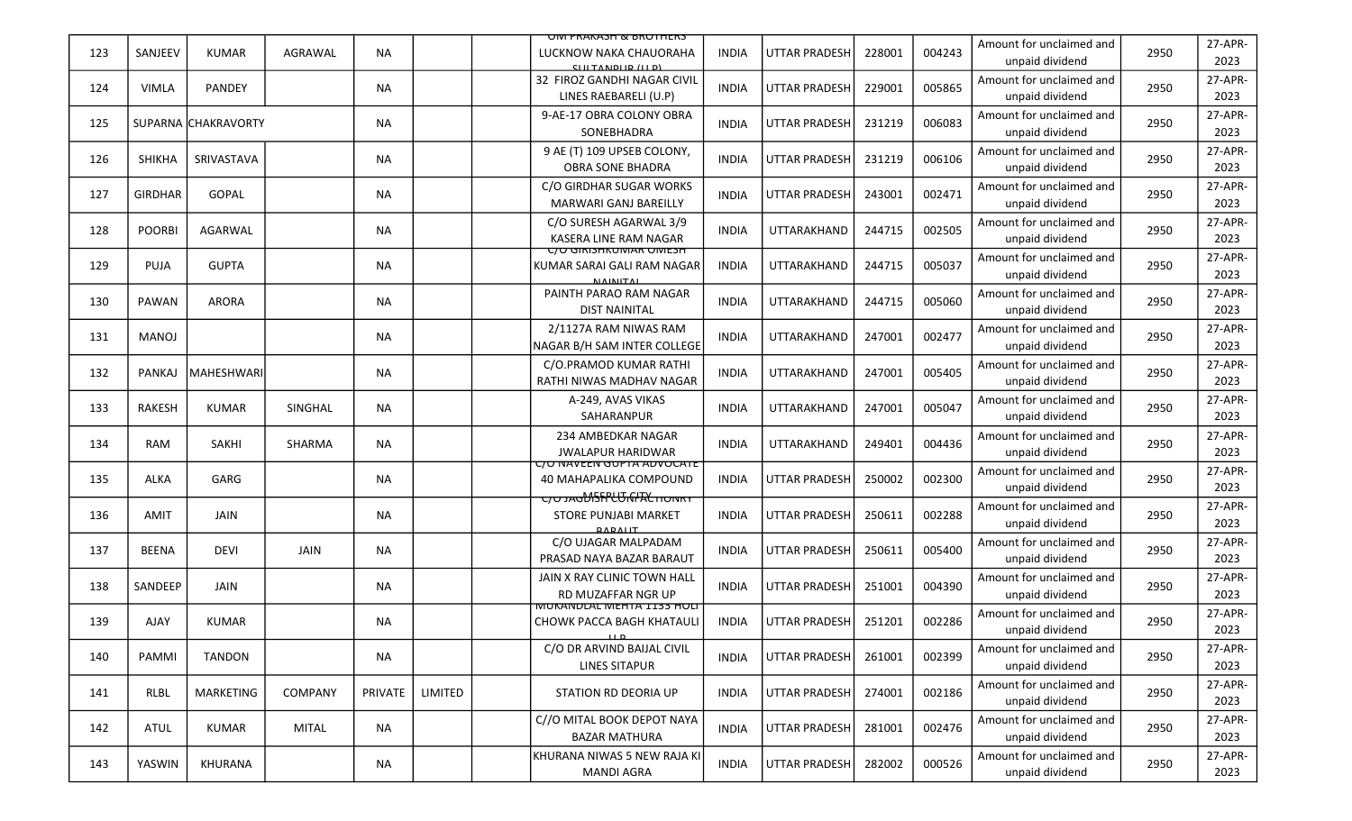| 123 | SANJEEV | KUMAR | AGRAWAL | NA | | | OM PRAKASH & BROTHERS LUCKNOW NAKA CHAUORAHA SULTANPUR (U.P) | INDIA | UTTAR PRADESH | 228001 | 004243 | Amount for unclaimed and unpaid dividend | 2950 | 27-APR-2023 |
|---|---|---|---|---|---|---|---|---|---|---|---|---|---|---|
| 124 | VIMLA | PANDEY | | NA | | | 32 FIROZ GANDHI NAGAR CIVIL LINES RAEBARELI (U.P) | INDIA | UTTAR PRADESH | 229001 | 005865 | Amount for unclaimed and unpaid dividend | 2950 | 27-APR-2023 |
| 125 | SUPARNA | CHAKRAVORTY | | NA | | | 9-AE-17 OBRA COLONY OBRA SONEBHADRA | INDIA | UTTAR PRADESH | 231219 | 006083 | Amount for unclaimed and unpaid dividend | 2950 | 27-APR-2023 |
| 126 | SHIKHA | SRIVASTAVA | | NA | | | 9 AE (T) 109 UPSEB COLONY, OBRA SONE BHADRA | INDIA | UTTAR PRADESH | 231219 | 006106 | Amount for unclaimed and unpaid dividend | 2950 | 27-APR-2023 |
| 127 | GIRDHAR | GOPAL | | NA | | | C/O GIRDHAR SUGAR WORKS MARWARI GANJ BAREILLY | INDIA | UTTAR PRADESH | 243001 | 002471 | Amount for unclaimed and unpaid dividend | 2950 | 27-APR-2023 |
| 128 | POORBI | AGARWAL | | NA | | | C/O SURESH AGARWAL 3/9 KASERA LINE RAM NAGAR | INDIA | UTTARAKHAND | 244715 | 002505 | Amount for unclaimed and unpaid dividend | 2950 | 27-APR-2023 |
| 129 | PUJA | GUPTA | | NA | | | C/O GIRISHKUMAR UMESH KUMAR SARAI GALI RAM NAGAR NAINITAL | INDIA | UTTARAKHAND | 244715 | 005037 | Amount for unclaimed and unpaid dividend | 2950 | 27-APR-2023 |
| 130 | PAWAN | ARORA | | NA | | | PAINTH PARAO RAM NAGAR DIST NAINITAL | INDIA | UTTARAKHAND | 244715 | 005060 | Amount for unclaimed and unpaid dividend | 2950 | 27-APR-2023 |
| 131 | MANOJ | | | NA | | | 2/1127A RAM NIWAS RAM NAGAR B/H SAM INTER COLLEGE | INDIA | UTTARAKHAND | 247001 | 002477 | Amount for unclaimed and unpaid dividend | 2950 | 27-APR-2023 |
| 132 | PANKAJ | MAHESHWARI | | NA | | | C/O.PRAMOD KUMAR RATHI RATHI NIWAS MADHAV NAGAR | INDIA | UTTARAKHAND | 247001 | 005405 | Amount for unclaimed and unpaid dividend | 2950 | 27-APR-2023 |
| 133 | RAKESH | KUMAR | SINGHAL | NA | | | A-249, AVAS VIKAS SAHARANPUR | INDIA | UTTARAKHAND | 247001 | 005047 | Amount for unclaimed and unpaid dividend | 2950 | 27-APR-2023 |
| 134 | RAM | SAKHI | SHARMA | NA | | | 234 AMBEDKAR NAGAR JWALAPUR HARIDWAR | INDIA | UTTARAKHAND | 249401 | 004436 | Amount for unclaimed and unpaid dividend | 2950 | 27-APR-2023 |
| 135 | ALKA | GARG | | NA | | | C/O NAVEEN GUPTA ADVOCATE 40 MAHAPALIKA COMPOUND MEERUT CITY | INDIA | UTTAR PRADESH | 250002 | 002300 | Amount for unclaimed and unpaid dividend | 2950 | 27-APR-2023 |
| 136 | AMIT | JAIN | | NA | | | C/O JAGDISH CONFACTIONRY STORE PUNJABI MARKET BARAUT | INDIA | UTTAR PRADESH | 250611 | 002288 | Amount for unclaimed and unpaid dividend | 2950 | 27-APR-2023 |
| 137 | BEENA | DEVI | JAIN | NA | | | C/O UJAGAR MALPADAM PRASAD NAYA BAZAR BARAUT | INDIA | UTTAR PRADESH | 250611 | 005400 | Amount for unclaimed and unpaid dividend | 2950 | 27-APR-2023 |
| 138 | SANDEEP | JAIN | | NA | | | JAIN X RAY CLINIC TOWN HALL RD MUZAFFAR NGR UP | INDIA | UTTAR PRADESH | 251001 | 004390 | Amount for unclaimed and unpaid dividend | 2950 | 27-APR-2023 |
| 139 | AJAY | KUMAR | | NA | | | MUKANDLAL MEHTA 1133 HOLI CHOWK PACCA BAGH KHATAULI U.P | INDIA | UTTAR PRADESH | 251201 | 002286 | Amount for unclaimed and unpaid dividend | 2950 | 27-APR-2023 |
| 140 | PAMMI | TANDON | | NA | | | C/O DR ARVIND BAIJAL CIVIL LINES SITAPUR | INDIA | UTTAR PRADESH | 261001 | 002399 | Amount for unclaimed and unpaid dividend | 2950 | 27-APR-2023 |
| 141 | RLBL | MARKETING | COMPANY | PRIVATE | LIMITED | | STATION RD DEORIA UP | INDIA | UTTAR PRADESH | 274001 | 002186 | Amount for unclaimed and unpaid dividend | 2950 | 27-APR-2023 |
| 142 | ATUL | KUMAR | MITAL | NA | | | C//O MITAL BOOK DEPOT NAYA BAZAR MATHURA | INDIA | UTTAR PRADESH | 281001 | 002476 | Amount for unclaimed and unpaid dividend | 2950 | 27-APR-2023 |
| 143 | YASWIN | KHURANA | | NA | | | KHURANA NIWAS 5 NEW RAJA KI MANDI AGRA | INDIA | UTTAR PRADESH | 282002 | 000526 | Amount for unclaimed and unpaid dividend | 2950 | 27-APR-2023 |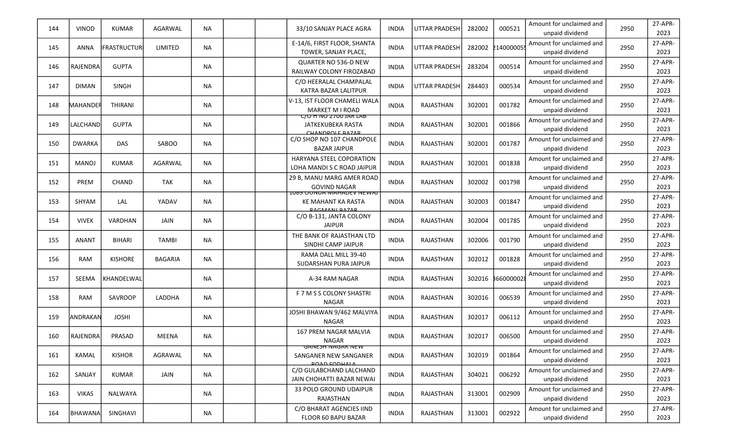| | | | | | | | | | | | | | | |
|---|---|---|---|---|---|---|---|---|---|---|---|---|---|---|
| 144 | VINOD | KUMAR | AGARWAL | NA | | | 33/10 SANJAY PLACE AGRA | INDIA | UTTAR PRADESH | 282002 | 000521 | Amount for unclaimed and unpaid dividend | 2950 | 27-APR-2023 |
| 145 | ANNA | IFRASTRUCTUR | LIMITED | NA | | | E-14/6, FIRST FLOOR, SHANTA TOWER, SANJAY PLACE, | INDIA | UTTAR PRADESH | 282002 | 214000005 | Amount for unclaimed and unpaid dividend | 2950 | 27-APR-2023 |
| 146 | RAJENDRA | GUPTA | | NA | | | QUARTER NO 536-D NEW RAILWAY COLONY FIROZABAD | INDIA | UTTAR PRADESH | 283204 | 000514 | Amount for unclaimed and unpaid dividend | 2950 | 27-APR-2023 |
| 147 | DIMAN | SINGH | | NA | | | C/O HEERALAL CHAMPALAL KATRA BAZAR LALITPUR | INDIA | UTTAR PRADESH | 284403 | 000534 | Amount for unclaimed and unpaid dividend | 2950 | 27-APR-2023 |
| 148 | MAHANDER | THIRANI | | NA | | | V-13, IST FLOOR CHAMELI WALA MARKET M I ROAD | INDIA | RAJASTHAN | 302001 | 001782 | Amount for unclaimed and unpaid dividend | 2950 | 27-APR-2023 |
| 149 | LALCHAND | GUPTA | | NA | | | C/O H NO 2700 JAR LAB JATKEKUBEKA RASTA CHANDPOLE BAZAR | INDIA | RAJASTHAN | 302001 | 001866 | Amount for unclaimed and unpaid dividend | 2950 | 27-APR-2023 |
| 150 | DWARKA | DAS | SABOO | NA | | | C/O SHOP NO 107 CHANDPOLE BAZAR JAIPUR | INDIA | RAJASTHAN | 302001 | 001787 | Amount for unclaimed and unpaid dividend | 2950 | 27-APR-2023 |
| 151 | MANOJ | KUMAR | AGARWAL | NA | | | HARYANA STEEL COPORATION LOHA MANDI S C ROAD JAIPUR | INDIA | RAJASTHAN | 302001 | 001838 | Amount for unclaimed and unpaid dividend | 2950 | 27-APR-2023 |
| 152 | PREM | CHAND | TAK | NA | | | 29 B, MANU MARG AMER ROAD GOVIND NAGAR | INDIA | RAJASTHAN | 302002 | 001798 | Amount for unclaimed and unpaid dividend | 2950 | 27-APR-2023 |
| 153 | SHYAM | LAL | YADAV | NA | | | 1089 GONDA MAHADEV NEWAJ KE MAHANT KA RASTA RAGMANI BAZAR | INDIA | RAJASTHAN | 302003 | 001847 | Amount for unclaimed and unpaid dividend | 2950 | 27-APR-2023 |
| 154 | VIVEK | VARDHAN | JAIN | NA | | | C/O B-131, JANTA COLONY JAIPUR | INDIA | RAJASTHAN | 302004 | 001785 | Amount for unclaimed and unpaid dividend | 2950 | 27-APR-2023 |
| 155 | ANANT | BIHARI | TAMBI | NA | | | THE BANK OF RAJASTHAN LTD SINDHI CAMP JAIPUR | INDIA | RAJASTHAN | 302006 | 001790 | Amount for unclaimed and unpaid dividend | 2950 | 27-APR-2023 |
| 156 | RAM | KISHORE | BAGARIA | NA | | | RAMA DALL MILL 39-40 SUDARSHAN PURA JAIPUR | INDIA | RAJASTHAN | 302012 | 001828 | Amount for unclaimed and unpaid dividend | 2950 | 27-APR-2023 |
| 157 | SEEMA | KHANDELWAL | | NA | | | A-34 RAM NAGAR | INDIA | RAJASTHAN | 302016 | 366000002 | Amount for unclaimed and unpaid dividend | 2950 | 27-APR-2023 |
| 158 | RAM | SAVROOP | LADDHA | NA | | | F 7 M S S COLONY SHASTRI NAGAR | INDIA | RAJASTHAN | 302016 | 006539 | Amount for unclaimed and unpaid dividend | 2950 | 27-APR-2023 |
| 159 | ANDRAKAN | JOSHI | | NA | | | JOSHI BHAWAN 9/462 MALVIYA NAGAR | INDIA | RAJASTHAN | 302017 | 006112 | Amount for unclaimed and unpaid dividend | 2950 | 27-APR-2023 |
| 160 | RAJENDRA | PRASAD | MEENA | NA | | | 167 PREM NAGAR MALVIA NAGAR | INDIA | RAJASTHAN | 302017 | 006500 | Amount for unclaimed and unpaid dividend | 2950 | 27-APR-2023 |
| 161 | KAMAL | KISHOR | AGRAWAL | NA | | | GANESH NAGAR NEW SANGANER NEW SANGANER ROAD SODHALA | INDIA | RAJASTHAN | 302019 | 001864 | Amount for unclaimed and unpaid dividend | 2950 | 27-APR-2023 |
| 162 | SANJAY | KUMAR | JAIN | NA | | | C/O GULABCHAND LALCHAND JAIN CHOHATTI BAZAR NEWAI | INDIA | RAJASTHAN | 304021 | 006292 | Amount for unclaimed and unpaid dividend | 2950 | 27-APR-2023 |
| 163 | VIKAS | NALWAYA | | NA | | | 33 POLO GROUND UDAIPUR RAJASTHAN | INDIA | RAJASTHAN | 313001 | 002909 | Amount for unclaimed and unpaid dividend | 2950 | 27-APR-2023 |
| 164 | BHAWANA | SINGHAVI | | NA | | | C/O BHARAT AGENCIES IIND FLOOR 60 BAPU BAZAR | INDIA | RAJASTHAN | 313001 | 002922 | Amount for unclaimed and unpaid dividend | 2950 | 27-APR-2023 |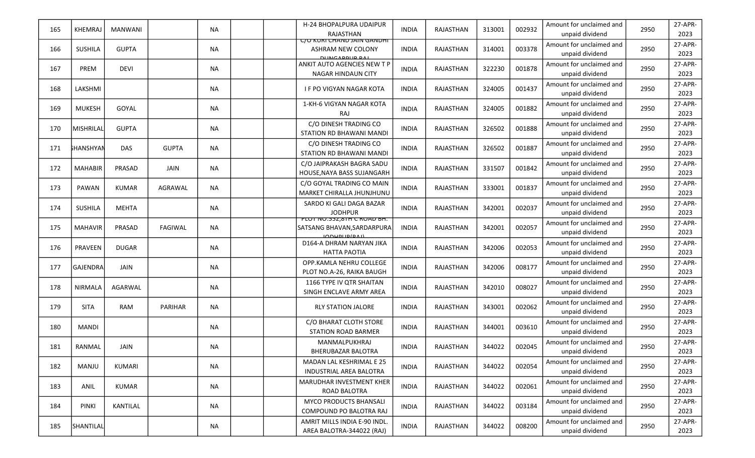| 165 | KHEMRAJ | MANWANI | | NA | | | H-24 BHOPALPURA UDAIPUR RAJASTHAN | INDIA | RAJASTHAN | 313001 | 002932 | Amount for unclaimed and unpaid dividend | 2950 | 27-APR-2023 |
|---|---|---|---|---|---|---|---|---|---|---|---|---|---|---|
| 166 | SUSHILA | GUPTA | | NA | | | C/O KURI CHAND JAIN GANDHI ASHRAM NEW COLONY DUNGARPUR RAJ | INDIA | RAJASTHAN | 314001 | 003378 | Amount for unclaimed and unpaid dividend | 2950 | 27-APR-2023 |
| 167 | PREM | DEVI | | NA | | | ANKIT AUTO AGENCIES NEW T P NAGAR HINDAUN CITY | INDIA | RAJASTHAN | 322230 | 001878 | Amount for unclaimed and unpaid dividend | 2950 | 27-APR-2023 |
| 168 | LAKSHMI | | | NA | | | I F PO VIGYAN NAGAR KOTA | INDIA | RAJASTHAN | 324005 | 001437 | Amount for unclaimed and unpaid dividend | 2950 | 27-APR-2023 |
| 169 | MUKESH | GOYAL | | NA | | | 1-KH-6 VIGYAN NAGAR KOTA RAJ | INDIA | RAJASTHAN | 324005 | 001882 | Amount for unclaimed and unpaid dividend | 2950 | 27-APR-2023 |
| 170 | MISHRILAL | GUPTA | | NA | | | C/O DINESH TRADING CO STATION RD BHAWANI MANDI | INDIA | RAJASTHAN | 326502 | 001888 | Amount for unclaimed and unpaid dividend | 2950 | 27-APR-2023 |
| 171 | GHANSHYAM | DAS | GUPTA | NA | | | C/O DINESH TRADING CO STATION RD BHAWANI MANDI | INDIA | RAJASTHAN | 326502 | 001887 | Amount for unclaimed and unpaid dividend | 2950 | 27-APR-2023 |
| 172 | MAHABIR | PRASAD | JAIN | NA | | | C/O JAIPRAKASH BAGRA SADU HOUSE,NAYA BASS SUJANGARH | INDIA | RAJASTHAN | 331507 | 001842 | Amount for unclaimed and unpaid dividend | 2950 | 27-APR-2023 |
| 173 | PAWAN | KUMAR | AGRAWAL | NA | | | C/O GOYAL TRADING CO MAIN MARKET CHIRALLA JHUNJHUNU | INDIA | RAJASTHAN | 333001 | 001837 | Amount for unclaimed and unpaid dividend | 2950 | 27-APR-2023 |
| 174 | SUSHILA | MEHTA | | NA | | | SARDO KI GALI DAGA BAZAR JODHPUR | INDIA | RAJASTHAN | 342001 | 002037 | Amount for unclaimed and unpaid dividend | 2950 | 27-APR-2023 |
| 175 | MAHAVIR | PRASAD | FAGIWAL | NA | | | PLOT NO.332,8TH C ROAD BH. SATSANG BHAVAN,SARDARPURA JODHPUR(RAJ) | INDIA | RAJASTHAN | 342001 | 002057 | Amount for unclaimed and unpaid dividend | 2950 | 27-APR-2023 |
| 176 | PRAVEEN | DUGAR | | NA | | | D164-A DHRAM NARYAN JIKA HATTA PAOTIA | INDIA | RAJASTHAN | 342006 | 002053 | Amount for unclaimed and unpaid dividend | 2950 | 27-APR-2023 |
| 177 | GAJENDRA | JAIN | | NA | | | OPP.KAMLA NEHRU COLLEGE PLOT NO.A-26, RAIKA BAUGH | INDIA | RAJASTHAN | 342006 | 008177 | Amount for unclaimed and unpaid dividend | 2950 | 27-APR-2023 |
| 178 | NIRMALA | AGARWAL | | NA | | | 1166 TYPE IV QTR SHAITAN SINGH ENCLAVE ARMY AREA | INDIA | RAJASTHAN | 342010 | 008027 | Amount for unclaimed and unpaid dividend | 2950 | 27-APR-2023 |
| 179 | SITA | RAM | PARIHAR | NA | | | RLY STATION JALORE | INDIA | RAJASTHAN | 343001 | 002062 | Amount for unclaimed and unpaid dividend | 2950 | 27-APR-2023 |
| 180 | MANDI | | | NA | | | C/O BHARAT CLOTH STORE STATION ROAD BARMER | INDIA | RAJASTHAN | 344001 | 003610 | Amount for unclaimed and unpaid dividend | 2950 | 27-APR-2023 |
| 181 | RANMAL | JAIN | | NA | | | MANMALPUKHRAJ BHERUBAZAR BALOTRA | INDIA | RAJASTHAN | 344022 | 002045 | Amount for unclaimed and unpaid dividend | 2950 | 27-APR-2023 |
| 182 | MANJU | KUMARI | | NA | | | MADAN LAL KESHRIMAL E 25 INDUSTRIAL AREA BALOTRA | INDIA | RAJASTHAN | 344022 | 002054 | Amount for unclaimed and unpaid dividend | 2950 | 27-APR-2023 |
| 183 | ANIL | KUMAR | | NA | | | MARUDHAR INVESTMENT KHER ROAD BALOTRA | INDIA | RAJASTHAN | 344022 | 002061 | Amount for unclaimed and unpaid dividend | 2950 | 27-APR-2023 |
| 184 | PINKI | KANTILAL | | NA | | | MYCO PRODUCTS BHANSALI COMPOUND PO BALOTRA RAJ | INDIA | RAJASTHAN | 344022 | 003184 | Amount for unclaimed and unpaid dividend | 2950 | 27-APR-2023 |
| 185 | SHANTILAL | | | NA | | | AMRIT MILLS INDIA E-90 INDL. AREA BALOTRA-344022 (RAJ) | INDIA | RAJASTHAN | 344022 | 008200 | Amount for unclaimed and unpaid dividend | 2950 | 27-APR-2023 |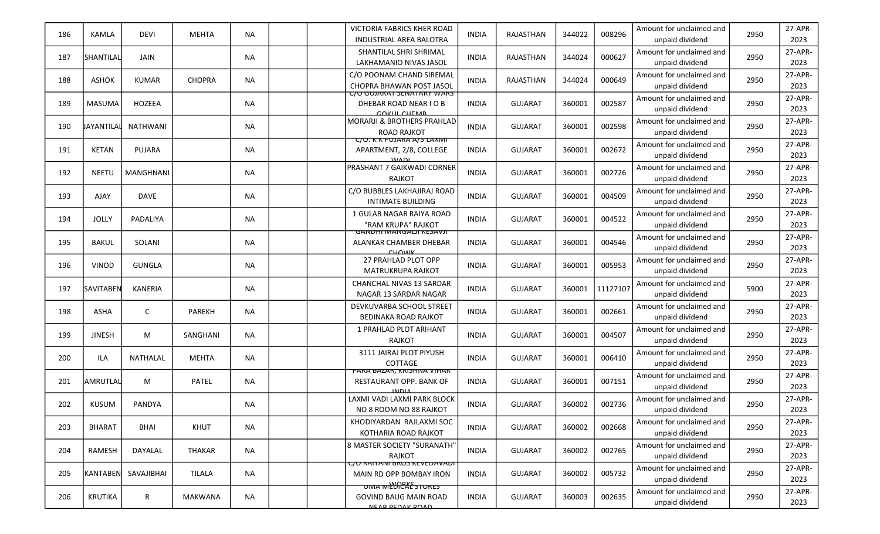| 186 | KAMLA | DEVI | MEHTA | NA | | | VICTORIA FABRICS KHER ROAD INDUSTRIAL AREA BALOTRA | INDIA | RAJASTHAN | 344022 | 008296 | Amount for unclaimed and unpaid dividend | 2950 | 27-APR-2023 |
|---|---|---|---|---|---|---|---|---|---|---|---|---|---|---|
| 187 | SHANTILAL | JAIN | | NA | | | SHANTILAL SHRI SHRIMAL LAKHAMANIO NIVAS JASOL | INDIA | RAJASTHAN | 344024 | 000627 | Amount for unclaimed and unpaid dividend | 2950 | 27-APR-2023 |
| 188 | ASHOK | KUMAR | CHOPRA | NA | | | C/O POONAM CHAND SIREMAL CHOPRA BHAWAN POST JASOL | INDIA | RAJASTHAN | 344024 | 000649 | Amount for unclaimed and unpaid dividend | 2950 | 27-APR-2023 |
| 189 | MASUMA | HOZEEA | | NA | | | C/O GUJARAT SENATARY WARS DHEBAR ROAD NEAR I O B GOKUL CHEMB | INDIA | GUJARAT | 360001 | 002587 | Amount for unclaimed and unpaid dividend | 2950 | 27-APR-2023 |
| 190 | JAYANTILAL | NATHWANI | | NA | | | MORARJI & BROTHERS PRAHLAD ROAD RAJKOT | INDIA | GUJARAT | 360001 | 002598 | Amount for unclaimed and unpaid dividend | 2950 | 27-APR-2023 |
| 191 | KETAN | PUJARA | | NA | | | C/O. K K PUJARA A/3 LAXMI APARTMENT, 2/8, COLLEGE WADI | INDIA | GUJARAT | 360001 | 002672 | Amount for unclaimed and unpaid dividend | 2950 | 27-APR-2023 |
| 192 | NEETU | MANGHNANI | | NA | | | PRASHANT 7 GAIKWADI CORNER RAJKOT | INDIA | GUJARAT | 360001 | 002726 | Amount for unclaimed and unpaid dividend | 2950 | 27-APR-2023 |
| 193 | AJAY | DAVE | | NA | | | C/O BUBBLES LAKHAJIRAJ ROAD INTIMATE BUILDING | INDIA | GUJARAT | 360001 | 004509 | Amount for unclaimed and unpaid dividend | 2950 | 27-APR-2023 |
| 194 | JOLLY | PADALIYA | | NA | | | 1 GULAB NAGAR RAIYA ROAD "RAM KRUPA" RAJKOT | INDIA | GUJARAT | 360001 | 004522 | Amount for unclaimed and unpaid dividend | 2950 | 27-APR-2023 |
| 195 | BAKUL | SOLANI | | NA | | | GANDHI MANGALJI KESAVJI ALANKAR CHAMBER DHEBAR CHOWK | INDIA | GUJARAT | 360001 | 004546 | Amount for unclaimed and unpaid dividend | 2950 | 27-APR-2023 |
| 196 | VINOD | GUNGLA | | NA | | | 27 PRAHLAD PLOT OPP MATRUKRUPA RAJKOT | INDIA | GUJARAT | 360001 | 005953 | Amount for unclaimed and unpaid dividend | 2950 | 27-APR-2023 |
| 197 | SAVITABEN | KANERIA | | NA | | | CHANCHAL NIVAS 13 SARDAR NAGAR 13 SARDAR NAGAR | INDIA | GUJARAT | 360001 | 11127107 | Amount for unclaimed and unpaid dividend | 5900 | 27-APR-2023 |
| 198 | ASHA | C | PAREKH | NA | | | DEVKUVARBA SCHOOL STREET BEDINAKA ROAD RAJKOT | INDIA | GUJARAT | 360001 | 002661 | Amount for unclaimed and unpaid dividend | 2950 | 27-APR-2023 |
| 199 | JINESH | M | SANGHANI | NA | | | 1 PRAHLAD PLOT ARIHANT RAJKOT | INDIA | GUJARAT | 360001 | 004507 | Amount for unclaimed and unpaid dividend | 2950 | 27-APR-2023 |
| 200 | ILA | NATHALAL | MEHTA | NA | | | 3111 JAIRAJ PLOT PIYUSH COTTAGE | INDIA | GUJARAT | 360001 | 006410 | Amount for unclaimed and unpaid dividend | 2950 | 27-APR-2023 |
| 201 | AMRUTLAL | M | PATEL | NA | | | PARA BAZAR, KRISHNA VIHAR RESTAURANT OPP. BANK OF INDIA | INDIA | GUJARAT | 360001 | 007151 | Amount for unclaimed and unpaid dividend | 2950 | 27-APR-2023 |
| 202 | KUSUM | PANDYA | | NA | | | LAXMI VADI LAXMI PARK BLOCK NO 8 ROOM NO 88 RAJKOT | INDIA | GUJARAT | 360002 | 002736 | Amount for unclaimed and unpaid dividend | 2950 | 27-APR-2023 |
| 203 | BHARAT | BHAI | KHUT | NA | | | KHODIYARDAN RAJLAXMI SOC KOTHARIA ROAD RAJKOT | INDIA | GUJARAT | 360002 | 002668 | Amount for unclaimed and unpaid dividend | 2950 | 27-APR-2023 |
| 204 | RAMESH | DAYALAL | THAKAR | NA | | | 8 MASTER SOCIETY "SURANATH" RAJKOT | INDIA | GUJARAT | 360002 | 002765 | Amount for unclaimed and unpaid dividend | 2950 | 27-APR-2023 |
| 205 | KANTABEN | SAVAJIBHAI | TILALA | NA | | | C/O RAIYANI BROS KEVEDAVADI MAIN RD OPP BOMBAY IRON WORKS | INDIA | GUJARAT | 360002 | 005732 | Amount for unclaimed and unpaid dividend | 2950 | 27-APR-2023 |
| 206 | KRUTIKA | R | MAKWANA | NA | | | UMA MEDICAL STORES GOVIND BAUG MAIN ROAD NEAR PEDAK ROAD | INDIA | GUJARAT | 360003 | 002635 | Amount for unclaimed and unpaid dividend | 2950 | 27-APR-2023 |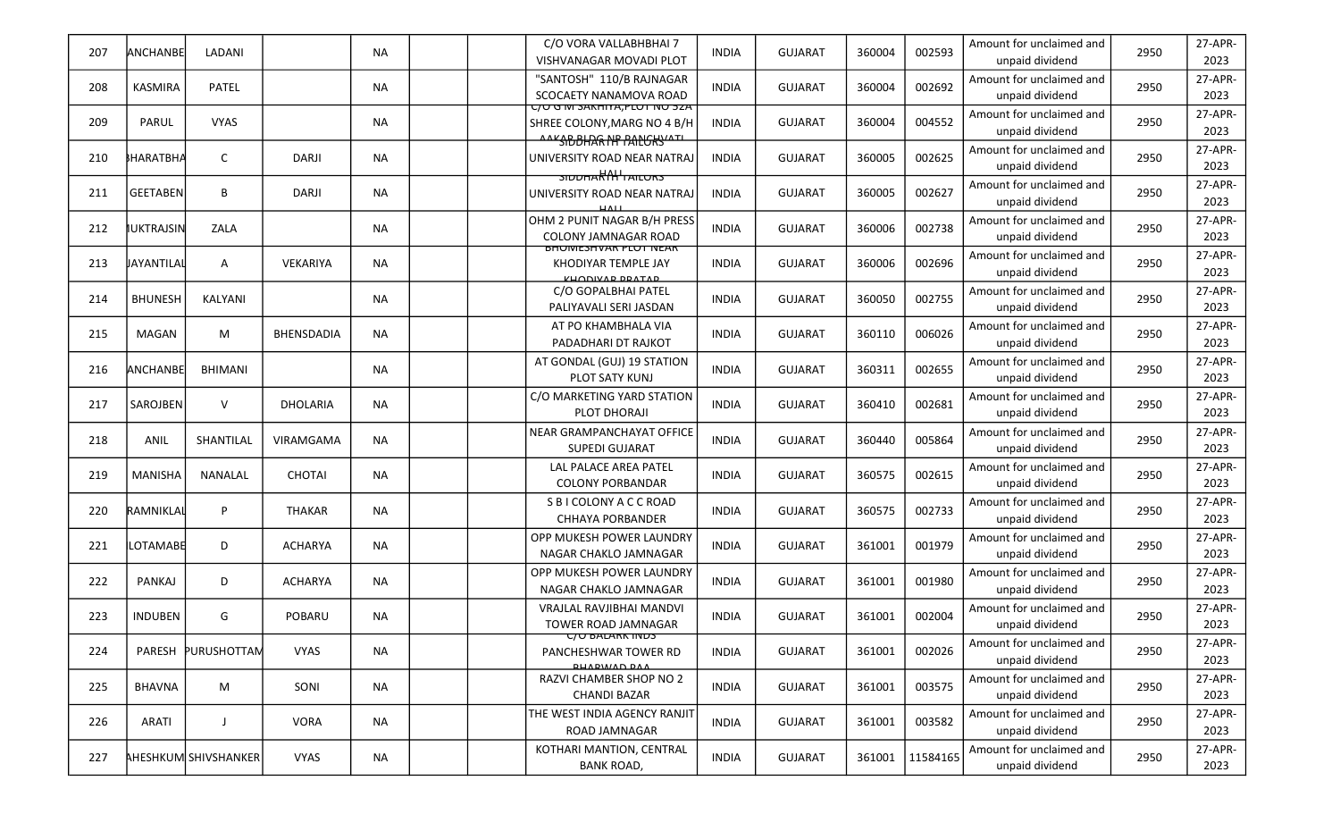| 207 | ANCHANBE | LADANI | | NA | | | C/O VORA VALLABHBHAI 7 VISHVANAGAR MOVADI PLOT | INDIA | GUJARAT | 360004 | 002593 | Amount for unclaimed and unpaid dividend | 2950 | 27-APR-2023 |
|---|---|---|---|---|---|---|---|---|---|---|---|---|---|---|
| 208 | KASMIRA | PATEL | | NA | | | "SANTOSH" 110/B RAJNAGAR SCOCAETY NANAMOVA ROAD | INDIA | GUJARAT | 360004 | 002692 | Amount for unclaimed and unpaid dividend | 2950 | 27-APR-2023 |
| 209 | PARUL | VYAS | | NA | | | C/O G M SAKHIYA,PLOT NO 32A SHREE COLONY,MARG NO 4 B/H AAKAR BLDG NR PANCHVATI | INDIA | GUJARAT | 360004 | 004552 | Amount for unclaimed and unpaid dividend | 2950 | 27-APR-2023 |
| 210 | BHARATBHA | C | DARJI | NA | | | SIDDHARTH TAILORS UNIVERSITY ROAD NEAR NATRAJ HALL | INDIA | GUJARAT | 360005 | 002625 | Amount for unclaimed and unpaid dividend | 2950 | 27-APR-2023 |
| 211 | GEETABEN | B | DARJI | NA | | | SIDDHARTH TAILORS UNIVERSITY ROAD NEAR NATRAJ HALL | INDIA | GUJARAT | 360005 | 002627 | Amount for unclaimed and unpaid dividend | 2950 | 27-APR-2023 |
| 212 | MUKTRAJSIN | ZALA | | NA | | | OHM 2 PUNIT NAGAR B/H PRESS COLONY JAMNAGAR ROAD | INDIA | GUJARAT | 360006 | 002738 | Amount for unclaimed and unpaid dividend | 2950 | 27-APR-2023 |
| 213 | JAYANTILAL | A | VEKARIYA | NA | | | BHOMESHVAR PLOT NEAR KHODIYAR TEMPLE JAY KHODIYAR PRATAP | INDIA | GUJARAT | 360006 | 002696 | Amount for unclaimed and unpaid dividend | 2950 | 27-APR-2023 |
| 214 | BHUNESH | KALYANI | | NA | | | C/O GOPALBHAI PATEL PALIYAVALI SERI JASDAN | INDIA | GUJARAT | 360050 | 002755 | Amount for unclaimed and unpaid dividend | 2950 | 27-APR-2023 |
| 215 | MAGAN | M | BHENSDADIA | NA | | | AT PO KHAMBHALA VIA PADADHARI DT RAJKOT | INDIA | GUJARAT | 360110 | 006026 | Amount for unclaimed and unpaid dividend | 2950 | 27-APR-2023 |
| 216 | ANCHANBE | BHIMANI | | NA | | | AT GONDAL (GUJ) 19 STATION PLOT SATY KUNJ | INDIA | GUJARAT | 360311 | 002655 | Amount for unclaimed and unpaid dividend | 2950 | 27-APR-2023 |
| 217 | SAROJBEN | V | DHOLARIA | NA | | | C/O MARKETING YARD STATION PLOT DHORAJI | INDIA | GUJARAT | 360410 | 002681 | Amount for unclaimed and unpaid dividend | 2950 | 27-APR-2023 |
| 218 | ANIL | SHANTILAL | VIRAMGAMA | NA | | | NEAR GRAMPANCHAYAT OFFICE SUPEDI GUJARAT | INDIA | GUJARAT | 360440 | 005864 | Amount for unclaimed and unpaid dividend | 2950 | 27-APR-2023 |
| 219 | MANISHA | NANALAL | CHOTAI | NA | | | LAL PALACE AREA PATEL COLONY PORBANDAR | INDIA | GUJARAT | 360575 | 002615 | Amount for unclaimed and unpaid dividend | 2950 | 27-APR-2023 |
| 220 | RAMNIKLAL | P | THAKAR | NA | | | S B I COLONY A C C ROAD CHHAYA PORBANDER | INDIA | GUJARAT | 360575 | 002733 | Amount for unclaimed and unpaid dividend | 2950 | 27-APR-2023 |
| 221 | LOTAMABE | D | ACHARYA | NA | | | OPP MUKESH POWER LAUNDRY NAGAR CHAKLO JAMNAGAR | INDIA | GUJARAT | 361001 | 001979 | Amount for unclaimed and unpaid dividend | 2950 | 27-APR-2023 |
| 222 | PANKAJ | D | ACHARYA | NA | | | OPP MUKESH POWER LAUNDRY NAGAR CHAKLO JAMNAGAR | INDIA | GUJARAT | 361001 | 001980 | Amount for unclaimed and unpaid dividend | 2950 | 27-APR-2023 |
| 223 | INDUBEN | G | POBARU | NA | | | VRAJLAL RAVJIBHAI MANDVI TOWER ROAD JAMNAGAR | INDIA | GUJARAT | 361001 | 002004 | Amount for unclaimed and unpaid dividend | 2950 | 27-APR-2023 |
| 224 | PARESH | PURUSHOTTAM | VYAS | NA | | | C/O BALARK INDS PANCHESHWAR TOWER RD BHARWAD PAA | INDIA | GUJARAT | 361001 | 002026 | Amount for unclaimed and unpaid dividend | 2950 | 27-APR-2023 |
| 225 | BHAVNA | M | SONI | NA | | | RAZVI CHAMBER SHOP NO 2 CHANDI BAZAR | INDIA | GUJARAT | 361001 | 003575 | Amount for unclaimed and unpaid dividend | 2950 | 27-APR-2023 |
| 226 | ARATI | J | VORA | NA | | | THE WEST INDIA AGENCY RANJIT ROAD JAMNAGAR | INDIA | GUJARAT | 361001 | 003582 | Amount for unclaimed and unpaid dividend | 2950 | 27-APR-2023 |
| 227 | AHESHKUM | SHIVSHANKER | VYAS | NA | | | KOTHARI MANTION, CENTRAL BANK ROAD, | INDIA | GUJARAT | 361001 | 11584165 | Amount for unclaimed and unpaid dividend | 2950 | 27-APR-2023 |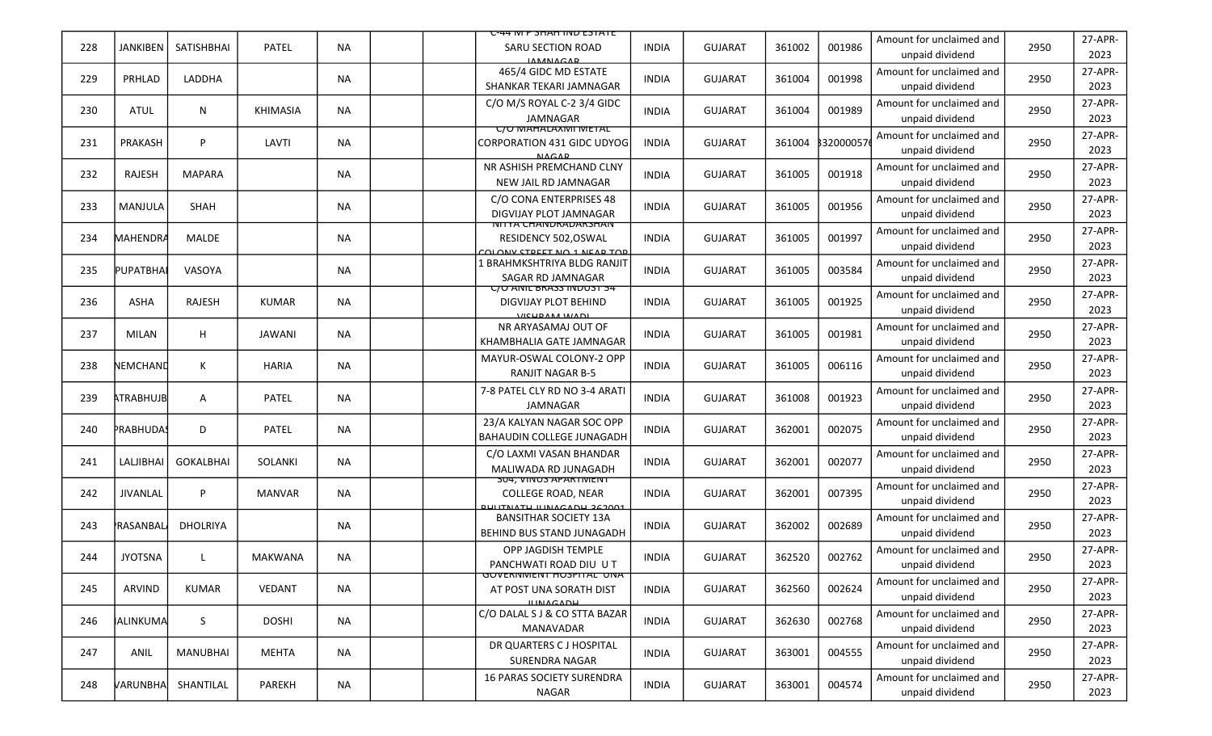| 228 | JANKIBEN | SATISHBHAI | PATEL | NA | | | C-44 M P SHAH IND ESTATE SARU SECTION ROAD JAMNAGAR | INDIA | GUJARAT | 361002 | 001986 | Amount for unclaimed and unpaid dividend | 2950 | 27-APR-2023 |
|---|---|---|---|---|---|---|---|---|---|---|---|---|---|---|
| 229 | PRHLAD | LADDHA | | NA | | | 465/4 GIDC MD ESTATE SHANKAR TEKARI JAMNAGAR | INDIA | GUJARAT | 361004 | 001998 | Amount for unclaimed and unpaid dividend | 2950 | 27-APR-2023 |
| 230 | ATUL | N | KHIMASIA | NA | | | C/O M/S ROYAL C-2 3/4 GIDC JAMNAGAR | INDIA | GUJARAT | 361004 | 001989 | Amount for unclaimed and unpaid dividend | 2950 | 27-APR-2023 |
| 231 | PRAKASH | P | LAVTI | NA | | | C/O MAHALAXMI METAL CORPORATION 431 GIDC UDYOG NAGAR | INDIA | GUJARAT | 361004 | 3320000576 | Amount for unclaimed and unpaid dividend | 2950 | 27-APR-2023 |
| 232 | RAJESH | MAPARA | | NA | | | NR ASHISH PREMCHAND CLNY NEW JAIL RD JAMNAGAR | INDIA | GUJARAT | 361005 | 001918 | Amount for unclaimed and unpaid dividend | 2950 | 27-APR-2023 |
| 233 | MANJULA | SHAH | | NA | | | C/O CONA ENTERPRISES 48 DIGVIJAY PLOT JAMNAGAR | INDIA | GUJARAT | 361005 | 001956 | Amount for unclaimed and unpaid dividend | 2950 | 27-APR-2023 |
| 234 | MAHENDRA | MALDE | | NA | | | NITYA CHANDRADARSHAN RESIDENCY 502,OSWAL COLONY STREET NO 1 NEAR TOP | INDIA | GUJARAT | 361005 | 001997 | Amount for unclaimed and unpaid dividend | 2950 | 27-APR-2023 |
| 235 | PUPATBHAI | VASOYA | | NA | | | 1 BRAHMKSHTRIYA BLDG RANJIT SAGAR RD JAMNAGAR | INDIA | GUJARAT | 361005 | 003584 | Amount for unclaimed and unpaid dividend | 2950 | 27-APR-2023 |
| 236 | ASHA | RAJESH | KUMAR | NA | | | C/O ANIL BRASS INDUST 54 DIGVIJAY PLOT BEHIND VISHRAM WADI | INDIA | GUJARAT | 361005 | 001925 | Amount for unclaimed and unpaid dividend | 2950 | 27-APR-2023 |
| 237 | MILAN | H | JAWANI | NA | | | NR ARYASAMAJ OUT OF KHAMBHALIA GATE JAMNAGAR | INDIA | GUJARAT | 361005 | 001981 | Amount for unclaimed and unpaid dividend | 2950 | 27-APR-2023 |
| 238 | NEMCHAND | K | HARIA | NA | | | MAYUR-OSWAL COLONY-2 OPP RANJIT NAGAR B-5 | INDIA | GUJARAT | 361005 | 006116 | Amount for unclaimed and unpaid dividend | 2950 | 27-APR-2023 |
| 239 | ATRABHUJB | A | PATEL | NA | | | 7-8 PATEL CLY RD NO 3-4 ARATI JAMNAGAR | INDIA | GUJARAT | 361008 | 001923 | Amount for unclaimed and unpaid dividend | 2950 | 27-APR-2023 |
| 240 | PRABHUDAS | D | PATEL | NA | | | 23/A KALYAN NAGAR SOC OPP BAHAUDIN COLLEGE JUNAGADH | INDIA | GUJARAT | 362001 | 002075 | Amount for unclaimed and unpaid dividend | 2950 | 27-APR-2023 |
| 241 | LALJIBHAI | GOKALBHAI | SOLANKI | NA | | | C/O LAXMI VASAN BHANDAR MALIWADA RD JUNAGADH | INDIA | GUJARAT | 362001 | 002077 | Amount for unclaimed and unpaid dividend | 2950 | 27-APR-2023 |
| 242 | JIVANLAL | P | MANVAR | NA | | | 304, VINUS APARTMENT COLLEGE ROAD, NEAR BHUTNATH JUNAGADH 362001 | INDIA | GUJARAT | 362001 | 007395 | Amount for unclaimed and unpaid dividend | 2950 | 27-APR-2023 |
| 243 | PRASANBALA | DHOLRIYA | | NA | | | BANSITHAR SOCIETY 13A BEHIND BUS STAND JUNAGADH | INDIA | GUJARAT | 362002 | 002689 | Amount for unclaimed and unpaid dividend | 2950 | 27-APR-2023 |
| 244 | JYOTSNA | L | MAKWANA | NA | | | OPP JAGDISH TEMPLE PANCHWATI ROAD DIU U T | INDIA | GUJARAT | 362520 | 002762 | Amount for unclaimed and unpaid dividend | 2950 | 27-APR-2023 |
| 245 | ARVIND | KUMAR | VEDANT | NA | | | GOVERNMENT HOSPITAL UNA AT POST UNA SORATH DIST JUNAGADH | INDIA | GUJARAT | 362560 | 002624 | Amount for unclaimed and unpaid dividend | 2950 | 27-APR-2023 |
| 246 | NALINKUMA | S | DOSHI | NA | | | C/O DALAL S J & CO STTA BAZAR MANAVADAR | INDIA | GUJARAT | 362630 | 002768 | Amount for unclaimed and unpaid dividend | 2950 | 27-APR-2023 |
| 247 | ANIL | MANUBHAI | MEHTA | NA | | | DR QUARTERS C J HOSPITAL SURENDRA NAGAR | INDIA | GUJARAT | 363001 | 004555 | Amount for unclaimed and unpaid dividend | 2950 | 27-APR-2023 |
| 248 | VARUNBHA | SHANTILAL | PAREKH | NA | | | 16 PARAS SOCIETY SURENDRA NAGAR | INDIA | GUJARAT | 363001 | 004574 | Amount for unclaimed and unpaid dividend | 2950 | 27-APR-2023 |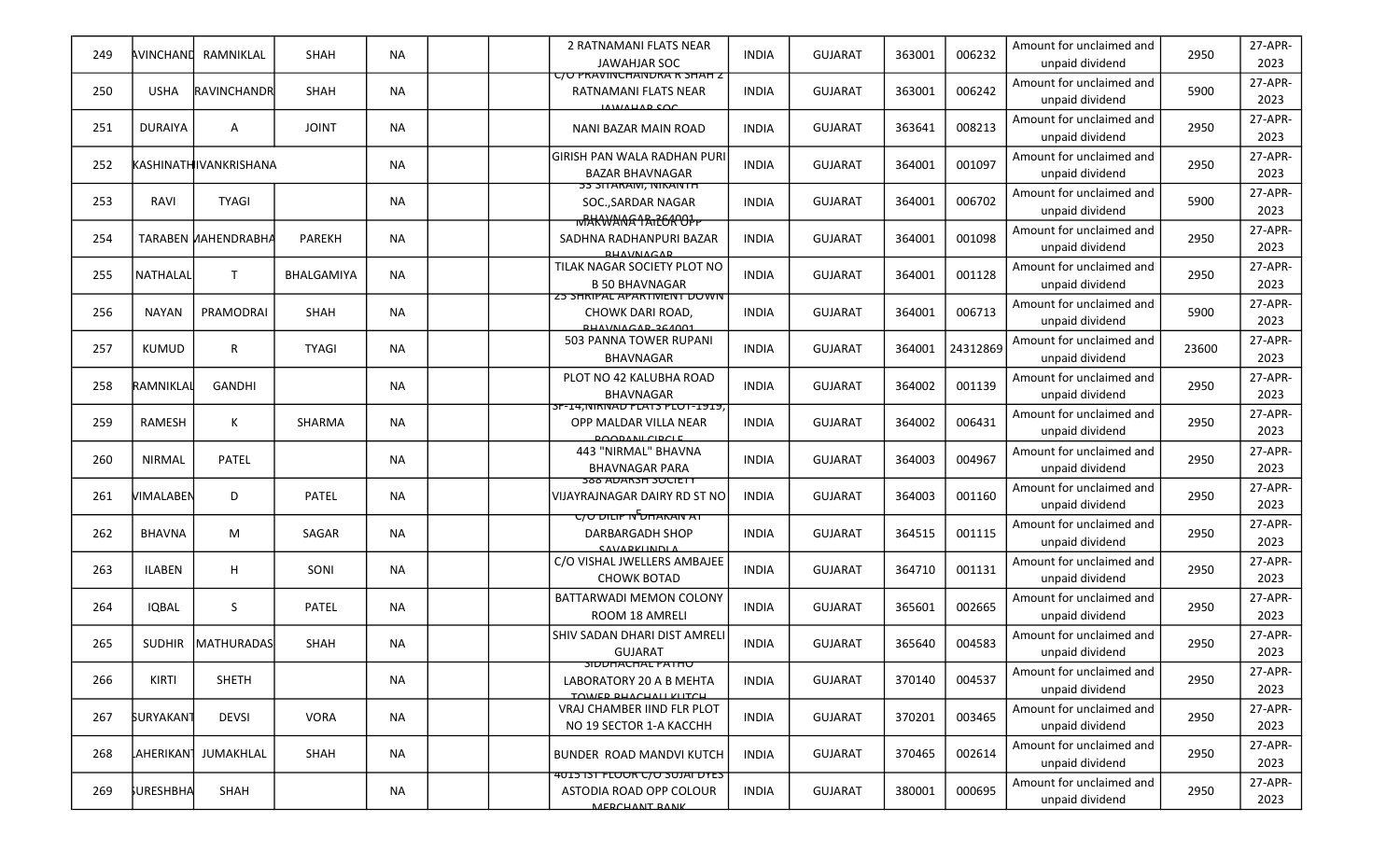| 249 | AVINCHAND | RAMNIKLAL | SHAH | NA | | | 2 RATNAMANI FLATS NEAR JAWAHJAR SOC | INDIA | GUJARAT | 363001 | 006232 | Amount for unclaimed and unpaid dividend | 2950 | 27-APR-2023 |
|---|---|---|---|---|---|---|---|---|---|---|---|---|---|---|
| 250 | USHA | RAVINCHANDR | SHAH | NA | | | C/O PRAVINCHANDRA R SHAH 2 RATNAMANI FLATS NEAR JAWAHAR SOC | INDIA | GUJARAT | 363001 | 006242 | Amount for unclaimed and unpaid dividend | 5900 | 27-APR-2023 |
| 251 | DURAIYA | A | JOINT | NA | | | NANI BAZAR MAIN ROAD | INDIA | GUJARAT | 363641 | 008213 | Amount for unclaimed and unpaid dividend | 2950 | 27-APR-2023 |
| 252 | KASHINATH | JIVANKRISHANA | | NA | | | GIRISH PAN WALA RADHAN PURI BAZAR BHAVNAGAR | INDIA | GUJARAT | 364001 | 001097 | Amount for unclaimed and unpaid dividend | 2950 | 27-APR-2023 |
| 253 | RAVI | TYAGI | | NA | | | 33 SITARAM, NIKANTH SOC.,SARDAR NAGAR BHAVNAGAR-364001 | INDIA | GUJARAT | 364001 | 006702 | Amount for unclaimed and unpaid dividend | 5900 | 27-APR-2023 |
| 254 | TARABEN | MAHENDRABHA | PAREKH | NA | | | MAKWANA TAILOR OPP SADHNA RADHANPURI BAZAR BHAVNAGAR | INDIA | GUJARAT | 364001 | 001098 | Amount for unclaimed and unpaid dividend | 2950 | 27-APR-2023 |
| 255 | NATHALAL | T | BHALGAMIYA | NA | | | TILAK NAGAR SOCIETY PLOT NO B 50 BHAVNAGAR | INDIA | GUJARAT | 364001 | 001128 | Amount for unclaimed and unpaid dividend | 2950 | 27-APR-2023 |
| 256 | NAYAN | PRAMODRAI | SHAH | NA | | | 25 SHRIPAL APARTMENT DOWN CHOWK DARI ROAD, BHAVNAGAR-364001 | INDIA | GUJARAT | 364001 | 006713 | Amount for unclaimed and unpaid dividend | 5900 | 27-APR-2023 |
| 257 | KUMUD | R | TYAGI | NA | | | 503 PANNA TOWER RUPANI BHAVNAGAR | INDIA | GUJARAT | 364001 | 24312869 | Amount for unclaimed and unpaid dividend | 23600 | 27-APR-2023 |
| 258 | RAMNIKLAL | GANDHI | | NA | | | PLOT NO 42 KALUBHA ROAD BHAVNAGAR | INDIA | GUJARAT | 364002 | 001139 | Amount for unclaimed and unpaid dividend | 2950 | 27-APR-2023 |
| 259 | RAMESH | K | SHARMA | NA | | | SF-14,NIRNAD FLATS PLOT-1919, OPP MALDAR VILLA NEAR ROOPANI CIRCLE | INDIA | GUJARAT | 364002 | 006431 | Amount for unclaimed and unpaid dividend | 2950 | 27-APR-2023 |
| 260 | NIRMAL | PATEL | | NA | | | 443 "NIRMAL" BHAVNA BHAVNAGAR PARA | INDIA | GUJARAT | 364003 | 004967 | Amount for unclaimed and unpaid dividend | 2950 | 27-APR-2023 |
| 261 | VIMALABEN | D | PATEL | NA | | | 388 ADARSH SOCIETY VIJAYRAJNAGAR DAIRY RD ST NO | INDIA | GUJARAT | 364003 | 001160 | Amount for unclaimed and unpaid dividend | 2950 | 27-APR-2023 |
| 262 | BHAVNA | M | SAGAR | NA | | | C/O DILIP N DHAKAN AT DARBARGADH SHOP SAVARKUNDLA | INDIA | GUJARAT | 364515 | 001115 | Amount for unclaimed and unpaid dividend | 2950 | 27-APR-2023 |
| 263 | ILABEN | H | SONI | NA | | | C/O VISHAL JWELLERS AMBAJEE CHOWK BOTAD | INDIA | GUJARAT | 364710 | 001131 | Amount for unclaimed and unpaid dividend | 2950 | 27-APR-2023 |
| 264 | IQBAL | S | PATEL | NA | | | BATTARWADI MEMON COLONY ROOM 18 AMRELI | INDIA | GUJARAT | 365601 | 002665 | Amount for unclaimed and unpaid dividend | 2950 | 27-APR-2023 |
| 265 | SUDHIR | MATHURADAS | SHAH | NA | | | SHIV SADAN DHARI DIST AMRELI GUJARAT | INDIA | GUJARAT | 365640 | 004583 | Amount for unclaimed and unpaid dividend | 2950 | 27-APR-2023 |
| 266 | KIRTI | SHETH | | NA | | | SIDDHACHAL PATHO LABORATORY 20 A B MEHTA TOWER BHACHAU KUTCH | INDIA | GUJARAT | 370140 | 004537 | Amount for unclaimed and unpaid dividend | 2950 | 27-APR-2023 |
| 267 | SURYAKANT | DEVSI | VORA | NA | | | VRAJ CHAMBER IIND FLR PLOT NO 19 SECTOR 1-A KACCHH | INDIA | GUJARAT | 370201 | 003465 | Amount for unclaimed and unpaid dividend | 2950 | 27-APR-2023 |
| 268 | LAHERIKANT | JUMAKHLAL | SHAH | NA | | | BUNDER ROAD MANDVI KUTCH | INDIA | GUJARAT | 370465 | 002614 | Amount for unclaimed and unpaid dividend | 2950 | 27-APR-2023 |
| 269 | SURESHBHA | SHAH | | NA | | | 4015 IST FLOOR C/O SUJAI DYES ASTODIA ROAD OPP COLOUR MERCHANT BANK | INDIA | GUJARAT | 380001 | 000695 | Amount for unclaimed and unpaid dividend | 2950 | 27-APR-2023 |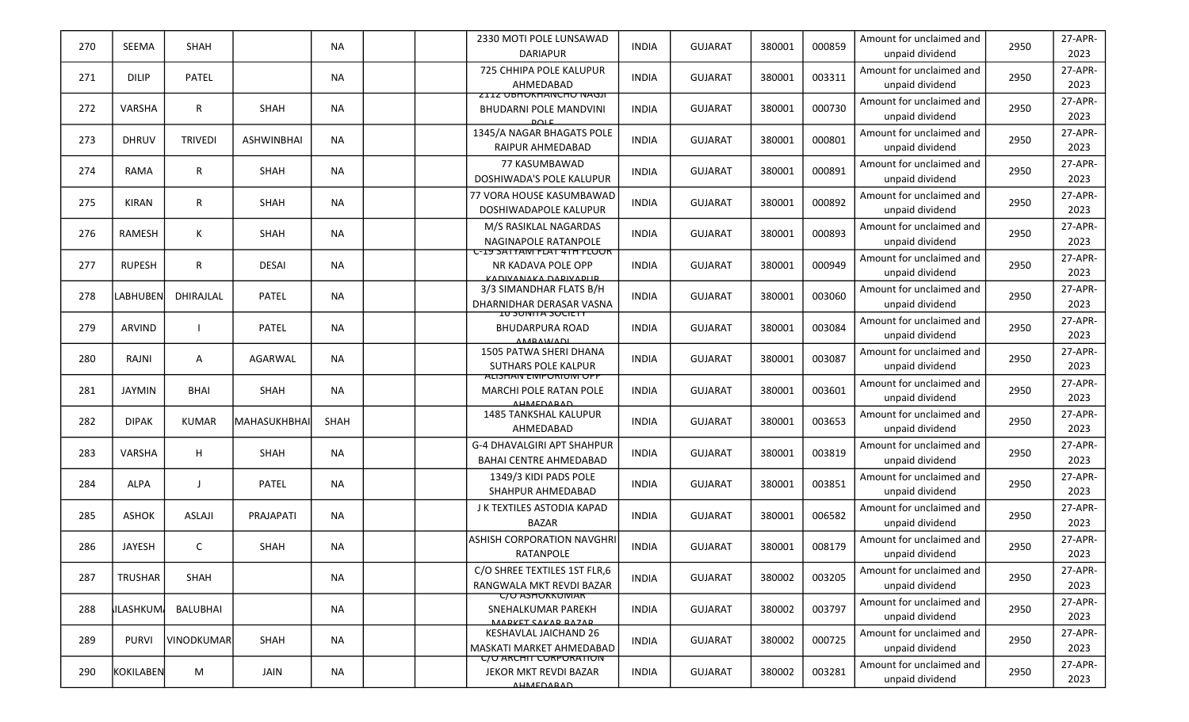| 270 | SEEMA | SHAH | | NA | | | 2330 MOTI POLE LUNSAWAD DARIAPUR | INDIA | GUJARAT | 380001 | 000859 | Amount for unclaimed and unpaid dividend | 2950 | 27-APR-2023 |
|---|---|---|---|---|---|---|---|---|---|---|---|---|---|---|
| 271 | DILIP | PATEL | | NA | | | 725 CHHIPA POLE KALUPUR AHMEDABAD | INDIA | GUJARAT | 380001 | 003311 | Amount for unclaimed and unpaid dividend | 2950 | 27-APR-2023 |
| 272 | VARSHA | R | SHAH | NA | | | 2112 UBHUKHANCHO NAGJI BHUDARNI POLE MANDVINI POLE | INDIA | GUJARAT | 380001 | 000730 | Amount for unclaimed and unpaid dividend | 2950 | 27-APR-2023 |
| 273 | DHRUV | TRIVEDI | ASHWINBHAI | NA | | | 1345/A NAGAR BHAGATS POLE RAIPUR AHMEDABAD | INDIA | GUJARAT | 380001 | 000801 | Amount for unclaimed and unpaid dividend | 2950 | 27-APR-2023 |
| 274 | RAMA | R | SHAH | NA | | | 77 KASUMBAWAD DOSHIWADA'S POLE KALUPUR | INDIA | GUJARAT | 380001 | 000891 | Amount for unclaimed and unpaid dividend | 2950 | 27-APR-2023 |
| 275 | KIRAN | R | SHAH | NA | | | 77 VORA HOUSE KASUMBAWAD DOSHIWADAPOLE KALUPUR | INDIA | GUJARAT | 380001 | 000892 | Amount for unclaimed and unpaid dividend | 2950 | 27-APR-2023 |
| 276 | RAMESH | K | SHAH | NA | | | M/S RASIKLAL NAGARDAS NAGINAPOLE RATANPOLE | INDIA | GUJARAT | 380001 | 000893 | Amount for unclaimed and unpaid dividend | 2950 | 27-APR-2023 |
| 277 | RUPESH | R | DESAI | NA | | | C-19 SATYAM FLAT 4TH FLOOR NR KADAVA POLE OPP KADIYANAKA DARIYAPUR | INDIA | GUJARAT | 380001 | 000949 | Amount for unclaimed and unpaid dividend | 2950 | 27-APR-2023 |
| 278 | LABHUBEN | DHIRAJLAL | PATEL | NA | | | 3/3 SIMANDHAR FLATS B/H DHARNIDHAR DERASAR VASNA | INDIA | GUJARAT | 380001 | 003060 | Amount for unclaimed and unpaid dividend | 2950 | 27-APR-2023 |
| 279 | ARVIND | I | PATEL | NA | | | 10 SUNITA SOCIETY BHUDARPURA ROAD AMBAWADI | INDIA | GUJARAT | 380001 | 003084 | Amount for unclaimed and unpaid dividend | 2950 | 27-APR-2023 |
| 280 | RAJNI | A | AGARWAL | NA | | | 1505 PATWA SHERI DHANA SUTHARS POLE KALPUR | INDIA | GUJARAT | 380001 | 003087 | Amount for unclaimed and unpaid dividend | 2950 | 27-APR-2023 |
| 281 | JAYMIN | BHAI | SHAH | NA | | | ALISHAN EMPORIUM OPP MARCHI POLE RATAN POLE AHMEDABAD | INDIA | GUJARAT | 380001 | 003601 | Amount for unclaimed and unpaid dividend | 2950 | 27-APR-2023 |
| 282 | DIPAK | KUMAR | MAHASUKHBHAI | SHAH | | | 1485 TANKSHAL KALUPUR AHMEDABAD | INDIA | GUJARAT | 380001 | 003653 | Amount for unclaimed and unpaid dividend | 2950 | 27-APR-2023 |
| 283 | VARSHA | H | SHAH | NA | | | G-4 DHAVALGIRI APT SHAHPUR BAHAI CENTRE AHMEDABAD | INDIA | GUJARAT | 380001 | 003819 | Amount for unclaimed and unpaid dividend | 2950 | 27-APR-2023 |
| 284 | ALPA | J | PATEL | NA | | | 1349/3 KIDI PADS POLE SHAHPUR AHMEDABAD | INDIA | GUJARAT | 380001 | 003851 | Amount for unclaimed and unpaid dividend | 2950 | 27-APR-2023 |
| 285 | ASHOK | ASLAJI | PRAJAPATI | NA | | | J K TEXTILES ASTODIA KAPAD BAZAR | INDIA | GUJARAT | 380001 | 006582 | Amount for unclaimed and unpaid dividend | 2950 | 27-APR-2023 |
| 286 | JAYESH | C | SHAH | NA | | | ASHISH CORPORATION NAVGHRI RATANPOLE | INDIA | GUJARAT | 380001 | 008179 | Amount for unclaimed and unpaid dividend | 2950 | 27-APR-2023 |
| 287 | TRUSHAR | SHAH | | NA | | | C/O SHREE TEXTILES 1ST FLR,6 RANGWALA MKT REVDI BAZAR | INDIA | GUJARAT | 380002 | 003205 | Amount for unclaimed and unpaid dividend | 2950 | 27-APR-2023 |
| 288 | ILASHKUM | BALUBHAI | | NA | | | C/O ASHOKKUMAR SNEHALKUMAR PAREKH MARKET SAKAR BAZAR | INDIA | GUJARAT | 380002 | 003797 | Amount for unclaimed and unpaid dividend | 2950 | 27-APR-2023 |
| 289 | PURVI | VINODKUMAR | SHAH | NA | | | KESHAVLAL JAICHAND 26 MASKATI MARKET AHMEDABAD | INDIA | GUJARAT | 380002 | 000725 | Amount for unclaimed and unpaid dividend | 2950 | 27-APR-2023 |
| 290 | KOKILABEN | M | JAIN | NA | | | C/O ARCHIT CORPORATION JEKOR MKT REVDI BAZAR AHMEDABAD | INDIA | GUJARAT | 380002 | 003281 | Amount for unclaimed and unpaid dividend | 2950 | 27-APR-2023 |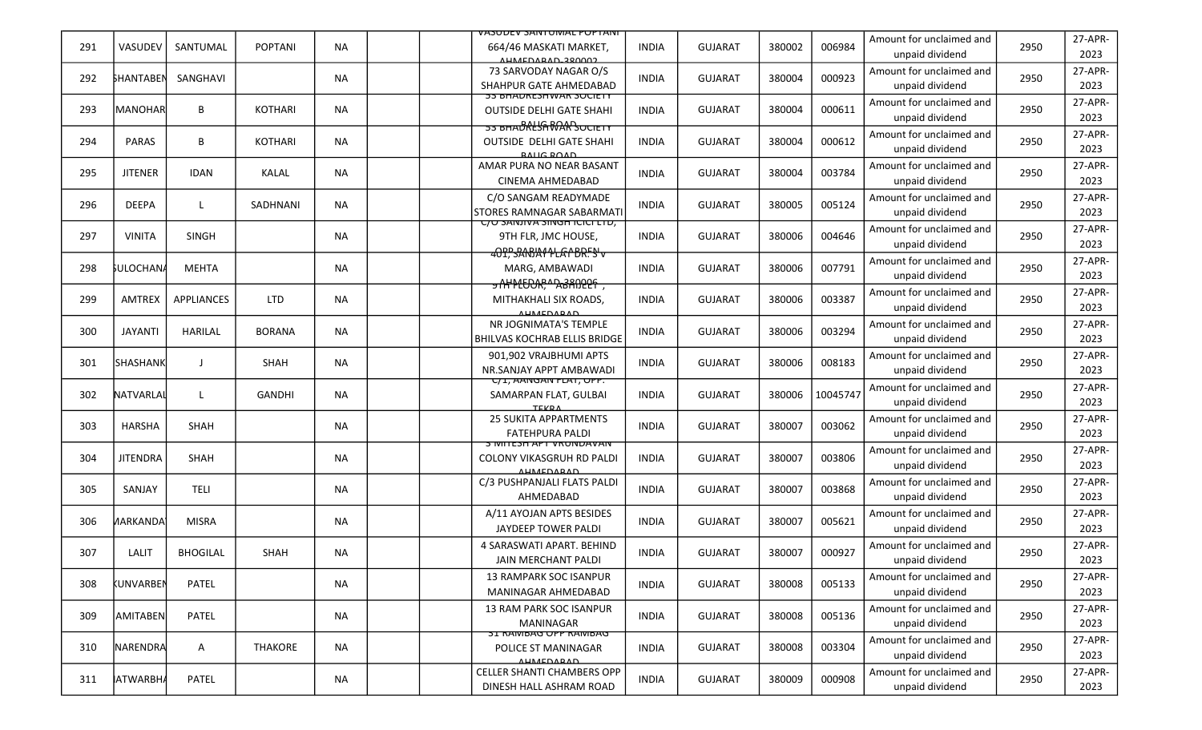| 291 | VASUDEV | SANTUMAL | POPTANI | NA | | | VASUDEV SANTUMAL POPTANI 664/46 MASKATI MARKET, AHMEDABAD-380002 | INDIA | GUJARAT | 380002 | 006984 | Amount for unclaimed and unpaid dividend | 2950 | 27-APR-2023 |
|---|---|---|---|---|---|---|---|---|---|---|---|---|---|---|
| 292 | SHANTABEN | SANGHAVI | | NA | | | 73 SARVODAY NAGAR O/S SHAHPUR GATE AHMEDABAD | INDIA | GUJARAT | 380004 | 000923 | Amount for unclaimed and unpaid dividend | 2950 | 27-APR-2023 |
| 293 | MANOHAR | B | KOTHARI | NA | | | 53 BHADRESHWAR SOCIETY OUTSIDE DELHI GATE SHAHI BAUG ROAD | INDIA | GUJARAT | 380004 | 000611 | Amount for unclaimed and unpaid dividend | 2950 | 27-APR-2023 |
| 294 | PARAS | B | KOTHARI | NA | | | 53 BHADRESHWAR SOCIETY OUTSIDE DELHI GATE SHAHI BAUG ROAD | INDIA | GUJARAT | 380004 | 000612 | Amount for unclaimed and unpaid dividend | 2950 | 27-APR-2023 |
| 295 | JITENER | IDAN | KALAL | NA | | | AMAR PURA NO NEAR BASANT CINEMA AHMEDABAD | INDIA | GUJARAT | 380004 | 003784 | Amount for unclaimed and unpaid dividend | 2950 | 27-APR-2023 |
| 296 | DEEPA | L | SADHNANI | NA | | | C/O SANGAM READYMADE STORES RAMNAGAR SABARMATI | INDIA | GUJARAT | 380005 | 005124 | Amount for unclaimed and unpaid dividend | 2950 | 27-APR-2023 |
| 297 | VINITA | SINGH | | NA | | | C/O SANJIVA SINGH ICICI LTD, 9TH FLR, JMC HOUSE, OPP. PARIMAL GARDEN | INDIA | GUJARAT | 380006 | 004646 | Amount for unclaimed and unpaid dividend | 2950 | 27-APR-2023 |
| 298 | SULOCHANA | MEHTA | | NA | | | 401, SANJAY FLAT DR. S V MARG, AMBAWADI AHMEDABAD-380006 | INDIA | GUJARAT | 380006 | 007791 | Amount for unclaimed and unpaid dividend | 2950 | 27-APR-2023 |
| 299 | AMTREX | APPLIANCES | LTD | NA | | | 9TH FLOOR, "ABHIJEET", MITHAKHALI SIX ROADS, AHMEDABAD | INDIA | GUJARAT | 380006 | 003387 | Amount for unclaimed and unpaid dividend | 2950 | 27-APR-2023 |
| 300 | JAYANTI | HARILAL | BORANA | NA | | | NR JOGNIMATA'S TEMPLE BHILVAS KOCHRAB ELLIS BRIDGE | INDIA | GUJARAT | 380006 | 003294 | Amount for unclaimed and unpaid dividend | 2950 | 27-APR-2023 |
| 301 | SHASHANK | J | SHAH | NA | | | 901,902 VRAJBHUMI APTS NR.SANJAY APPT AMBAWADI | INDIA | GUJARAT | 380006 | 008183 | Amount for unclaimed and unpaid dividend | 2950 | 27-APR-2023 |
| 302 | NATVARLAL | L | GANDHI | NA | | | C/1, AANGAN FLAT, OPP. SAMARPAN FLAT, GULBAI TEKRA | INDIA | GUJARAT | 380006 | 10045747 | Amount for unclaimed and unpaid dividend | 2950 | 27-APR-2023 |
| 303 | HARSHA | SHAH | | NA | | | 25 SUKITA APPARTMENTS FATEHPURA PALDI | INDIA | GUJARAT | 380007 | 003062 | Amount for unclaimed and unpaid dividend | 2950 | 27-APR-2023 |
| 304 | JITENDRA | SHAH | | NA | | | 3 MITESH APT VRUNDAVAN COLONY VIKASGRUH RD PALDI AHMEDABAD | INDIA | GUJARAT | 380007 | 003806 | Amount for unclaimed and unpaid dividend | 2950 | 27-APR-2023 |
| 305 | SANJAY | TELI | | NA | | | C/3 PUSHPANJALI FLATS PALDI AHMEDABAD | INDIA | GUJARAT | 380007 | 003868 | Amount for unclaimed and unpaid dividend | 2950 | 27-APR-2023 |
| 306 | MARKANDAY | MISRA | | NA | | | A/11 AYOJAN APTS BESIDES JAYDEEP TOWER PALDI | INDIA | GUJARAT | 380007 | 005621 | Amount for unclaimed and unpaid dividend | 2950 | 27-APR-2023 |
| 307 | LALIT | BHOGILAL | SHAH | NA | | | 4 SARASWATI APART. BEHIND JAIN MERCHANT PALDI | INDIA | GUJARAT | 380007 | 000927 | Amount for unclaimed and unpaid dividend | 2950 | 27-APR-2023 |
| 308 | KUNVARBEN | PATEL | | NA | | | 13 RAMPARK SOC ISANPUR MANINAGAR AHMEDABAD | INDIA | GUJARAT | 380008 | 005133 | Amount for unclaimed and unpaid dividend | 2950 | 27-APR-2023 |
| 309 | AMITABEN | PATEL | | NA | | | 13 RAM PARK SOC ISANPUR MANINAGAR | INDIA | GUJARAT | 380008 | 005136 | Amount for unclaimed and unpaid dividend | 2950 | 27-APR-2023 |
| 310 | NARENDRA | A | THAKORE | NA | | | 31 RAMBAG OPP RAMBAG POLICE ST MANINAGAR AHMEDABAD | INDIA | GUJARAT | 380008 | 003304 | Amount for unclaimed and unpaid dividend | 2950 | 27-APR-2023 |
| 311 | NATWARBHAI | PATEL | | NA | | | CELLER SHANTI CHAMBERS OPP DINESH HALL ASHRAM ROAD | INDIA | GUJARAT | 380009 | 000908 | Amount for unclaimed and unpaid dividend | 2950 | 27-APR-2023 |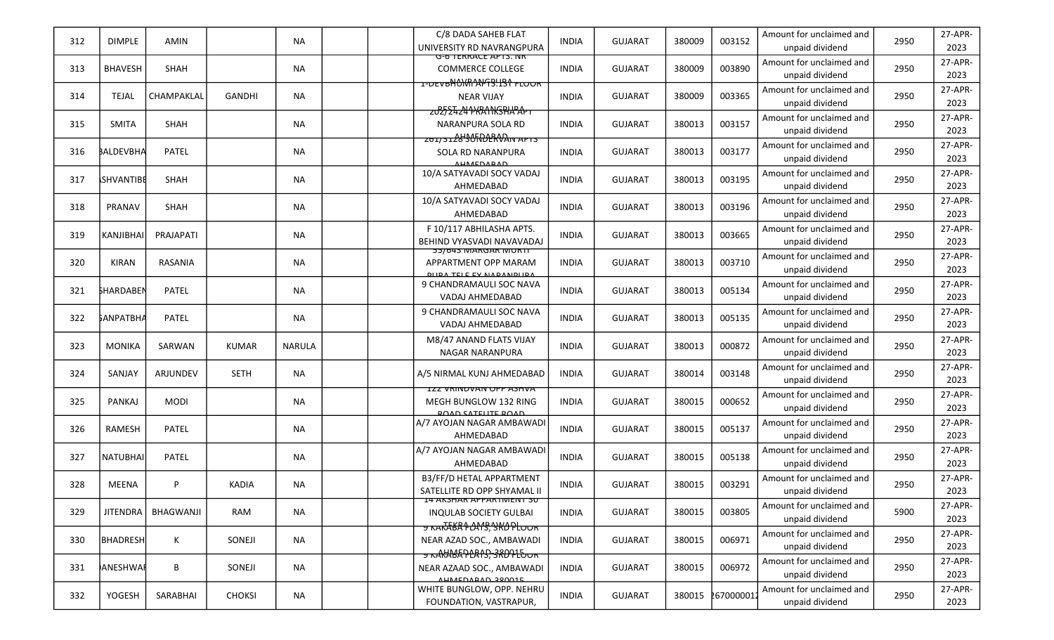| 312 | DIMPLE | AMIN | | NA | | | C/8 DADA SAHEB FLAT UNIVERSITY RD NAVRANGPURA | INDIA | GUJARAT | 380009 | 003152 | Amount for unclaimed and unpaid dividend | 2950 | 27-APR-2023 |
|---|---|---|---|---|---|---|---|---|---|---|---|---|---|---|
| 313 | BHAVESH | SHAH | | NA | | | G-6 TERRACE APTS. NR COMMERCE COLLEGE NAVRANGPURA | INDIA | GUJARAT | 380009 | 003890 | Amount for unclaimed and unpaid dividend | 2950 | 27-APR-2023 |
| 314 | TEJAL | CHAMPAKLAL | GANDHI | NA | | | 1-DEVBHUMI APTS.1ST FLOOR NEAR VIJAY REST. NAVRANGPURA | INDIA | GUJARAT | 380009 | 003365 | Amount for unclaimed and unpaid dividend | 2950 | 27-APR-2023 |
| 315 | SMITA | SHAH | | NA | | | 202/2424 PRATIKSHA APT NARANPURA SOLA RD AHMEDABAD | INDIA | GUJARAT | 380013 | 003157 | Amount for unclaimed and unpaid dividend | 2950 | 27-APR-2023 |
| 316 | BALDEVBHA | PATEL | | NA | | | 261/3128 SUNDERVAN APTS SOLA RD NARANPURA AHMEDABAD | INDIA | GUJARAT | 380013 | 003177 | Amount for unclaimed and unpaid dividend | 2950 | 27-APR-2023 |
| 317 | ASHVANTIBE | SHAH | | NA | | | 10/A SATYAVADI SOCY VADAJ AHMEDABAD | INDIA | GUJARAT | 380013 | 003195 | Amount for unclaimed and unpaid dividend | 2950 | 27-APR-2023 |
| 318 | PRANAV | SHAH | | NA | | | 10/A SATYAVADI SOCY VADAJ AHMEDABAD | INDIA | GUJARAT | 380013 | 003196 | Amount for unclaimed and unpaid dividend | 2950 | 27-APR-2023 |
| 319 | KANJIBHAI | PRAJAPATI | | NA | | | F 10/117 ABHILASHA APTS. BEHIND VYASVADI NAVAVADAJ | INDIA | GUJARAT | 380013 | 003665 | Amount for unclaimed and unpaid dividend | 2950 | 27-APR-2023 |
| 320 | KIRAN | RASANIA | | NA | | | 33/643 MARGAR MURTI APPARTMENT OPP MARAM PURA TELE EX NARANPURA | INDIA | GUJARAT | 380013 | 003710 | Amount for unclaimed and unpaid dividend | 2950 | 27-APR-2023 |
| 321 | SHARDABEN | PATEL | | NA | | | 9 CHANDRAMAULI SOC NAVA VADAJ AHMEDABAD | INDIA | GUJARAT | 380013 | 005134 | Amount for unclaimed and unpaid dividend | 2950 | 27-APR-2023 |
| 322 | GANPATBHA | PATEL | | NA | | | 9 CHANDRAMAULI SOC NAVA VADAJ AHMEDABAD | INDIA | GUJARAT | 380013 | 005135 | Amount for unclaimed and unpaid dividend | 2950 | 27-APR-2023 |
| 323 | MONIKA | SARWAN | KUMAR | NARULA | | | M8/47 ANAND FLATS VIJAY NAGAR NARANPURA | INDIA | GUJARAT | 380013 | 000872 | Amount for unclaimed and unpaid dividend | 2950 | 27-APR-2023 |
| 324 | SANJAY | ARJUNDEV | SETH | NA | | | A/5 NIRMAL KUNJ AHMEDABAD | INDIA | GUJARAT | 380014 | 003148 | Amount for unclaimed and unpaid dividend | 2950 | 27-APR-2023 |
| 325 | PANKAJ | MODI | | NA | | | 122 VRINDVAN OPP ASHVA MEGH BUNGLOW 132 RING ROAD SATELLITE ROAD | INDIA | GUJARAT | 380015 | 000652 | Amount for unclaimed and unpaid dividend | 2950 | 27-APR-2023 |
| 326 | RAMESH | PATEL | | NA | | | A/7 AYOJAN NAGAR AMBAWADI AHMEDABAD | INDIA | GUJARAT | 380015 | 005137 | Amount for unclaimed and unpaid dividend | 2950 | 27-APR-2023 |
| 327 | NATUBHAI | PATEL | | NA | | | A/7 AYOJAN NAGAR AMBAWADI AHMEDABAD | INDIA | GUJARAT | 380015 | 005138 | Amount for unclaimed and unpaid dividend | 2950 | 27-APR-2023 |
| 328 | MEENA | P | KADIA | NA | | | B3/FF/D HETAL APPARTMENT SATELLITE RD OPP SHYAMAL II | INDIA | GUJARAT | 380015 | 003291 | Amount for unclaimed and unpaid dividend | 2950 | 27-APR-2023 |
| 329 | JITENDRA | BHAGWANJI | RAM | NA | | | 14 AKSHAR APPARTMENT 30 INQULAB SOCIETY GULBAI TEKRA AMBAWADI | INDIA | GUJARAT | 380015 | 003805 | Amount for unclaimed and unpaid dividend | 5900 | 27-APR-2023 |
| 330 | BHADRESH | K | SONEJI | NA | | | 9 KARABA FLATS, 3RD FLOOR NEAR AZAD SOC., AMBAWADI AHMEDABAD 380015 | INDIA | GUJARAT | 380015 | 006971 | Amount for unclaimed and unpaid dividend | 2950 | 27-APR-2023 |
| 331 | JANESHWAR | B | SONEJI | NA | | | 9 KARABA FLATS, 3RD FLOOR NEAR AZAAD SOC., AMBAWADI AHMEDABAD 380015 | INDIA | GUJARAT | 380015 | 006972 | Amount for unclaimed and unpaid dividend | 2950 | 27-APR-2023 |
| 332 | YOGESH | SARABHAI | CHOKSI | NA | | | WHITE BUNGLOW, OPP. NEHRU FOUNDATION, VASTRAPUR, | INDIA | GUJARAT | 380015 | 2670000012 | Amount for unclaimed and unpaid dividend | 2950 | 27-APR-2023 |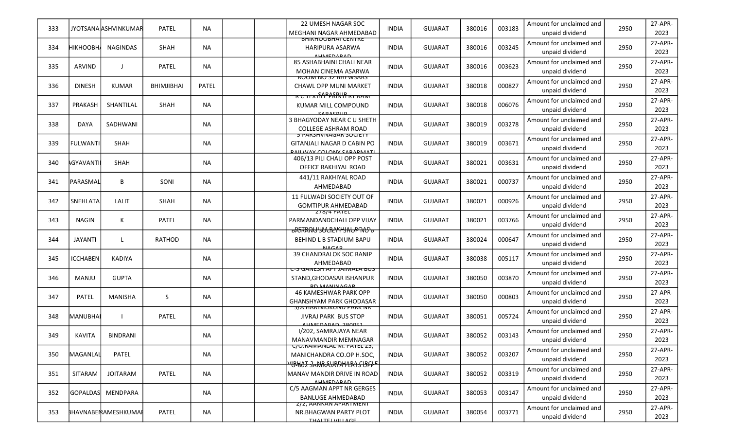| 333 | JYOTSANA | ASHVINKUMAR | PATEL | NA | | | 22 UMESH NAGAR SOC MEGHANI NAGAR AHMEDABAD | INDIA | GUJARAT | 380016 | 003183 | Amount for unclaimed and unpaid dividend | 2950 | 27-APR-2023 |
|---|---|---|---|---|---|---|---|---|---|---|---|---|---|---|
| 334 | HIKHOOBH | NAGINDAS | SHAH | NA | | | BHIKHOOBHAI CENTRE HARIPURA ASARWA AHMEDABAD | INDIA | GUJARAT | 380016 | 003245 | Amount for unclaimed and unpaid dividend | 2950 | 27-APR-2023 |
| 335 | ARVIND | J | PATEL | NA | | | 85 ASHABHAINI CHALI NEAR MOHAN CINEMA ASARWA | INDIA | GUJARAT | 380016 | 003623 | Amount for unclaimed and unpaid dividend | 2950 | 27-APR-2023 |
| 336 | DINESH | KUMAR | BHIMJIBHAI | PATEL | | | ROOM NO 32 BHEWSARS CHAWL OPP MUNI MARKET SARASPUR | INDIA | GUJARAT | 380018 | 000827 | Amount for unclaimed and unpaid dividend | 2950 | 27-APR-2023 |
| 337 | PRAKASH | SHANTILAL | SHAH | NA | | | R C TEXTILE PRINTERY RAM KUMAR MILL COMPOUND SARASPUR | INDIA | GUJARAT | 380018 | 006076 | Amount for unclaimed and unpaid dividend | 2950 | 27-APR-2023 |
| 338 | DAYA | SADHWANI | | NA | | | 3 BHAGYODAY NEAR C U SHETH COLLEGE ASHRAM ROAD | INDIA | GUJARAT | 380019 | 003278 | Amount for unclaimed and unpaid dividend | 2950 | 27-APR-2023 |
| 339 | FULWANTI | SHAH | | NA | | | 5 PARSHVNAGAR SOCIETY GITANJALI NAGAR D CABIN PO RAILWAY COLONY SABARMATI | INDIA | GUJARAT | 380019 | 003671 | Amount for unclaimed and unpaid dividend | 2950 | 27-APR-2023 |
| 340 | AGYAVANTI | SHAH | | NA | | | 406/13 PILI CHALI OPP POST OFFICE RAKHIYAL ROAD | INDIA | GUJARAT | 380021 | 003631 | Amount for unclaimed and unpaid dividend | 2950 | 27-APR-2023 |
| 341 | PARASMAL | B | SONI | NA | | | 441/11 RAKHIYAL ROAD AHMEDABAD | INDIA | GUJARAT | 380021 | 000737 | Amount for unclaimed and unpaid dividend | 2950 | 27-APR-2023 |
| 342 | SNEHLATA | LALIT | SHAH | NA | | | 11 FULWADI SOCIETY OUT OF GOMTIPUR AHMEDABAD | INDIA | GUJARAT | 380021 | 000926 | Amount for unclaimed and unpaid dividend | 2950 | 27-APR-2023 |
| 343 | NAGIN | K | PATEL | NA | | | 278/4 PATEL PARMANDANDCHALI OPP VIJAY PETROL PUMP RAKHIAL ROAD | INDIA | GUJARAT | 380021 | 003766 | Amount for unclaimed and unpaid dividend | 2950 | 27-APR-2023 |
| 344 | JAYANTI | L | RATHOD | NA | | | BAJRANG SOCIETY SHOP NO 6 BEHIND L B STADIUM BAPU NAGAR | INDIA | GUJARAT | 380024 | 000647 | Amount for unclaimed and unpaid dividend | 2950 | 27-APR-2023 |
| 345 | ICCHABEN | KADIYA | | NA | | | 39 CHANDRALOK SOC RANIP AHMEDABAD | INDIA | GUJARAT | 380038 | 005117 | Amount for unclaimed and unpaid dividend | 2950 | 27-APR-2023 |
| 346 | MANJU | GUPTA | | NA | | | C-5 GANESH APT JAIMALA BUS STAND,GHODASAR ISHANPUR RD MANINAGAR | INDIA | GUJARAT | 380050 | 003870 | Amount for unclaimed and unpaid dividend | 2950 | 27-APR-2023 |
| 347 | PATEL | MANISHA | S | NA | | | 46 KAMESHWAR PARK OPP GHANSHYAM PARK GHODASAR | INDIA | GUJARAT | 380050 | 000803 | Amount for unclaimed and unpaid dividend | 2950 | 27-APR-2023 |
| 348 | MANUBHAI | I | PATEL | NA | | | 5/A HARIMUKUND PARK NR JIVRAJ PARK BUS STOP AHMEDABAD 380051 | INDIA | GUJARAT | 380051 | 005724 | Amount for unclaimed and unpaid dividend | 2950 | 27-APR-2023 |
| 349 | KAVITA | BINDRANI | | NA | | | I/202, SAMRAJAYA NEAR MANAVMANDIR MEMNAGAR | INDIA | GUJARAT | 380052 | 003143 | Amount for unclaimed and unpaid dividend | 2950 | 27-APR-2023 |
| 350 | MAGANLAL | PATEL | | NA | | | C/O.RAMANLAL M. PATEL 25, MANICHANDRA CO.OP H.SOC, VIBHAG-2, NR.SURDHARA CIRCLE | INDIA | GUJARAT | 380052 | 003207 | Amount for unclaimed and unpaid dividend | 2950 | 27-APR-2023 |
| 351 | SITARAM | JOITARAM | PATEL | NA | | | G-802 SAMRAJAYA FLATS OPP MANAV MANDIR DRIVE IN ROAD AHMEDABAD | INDIA | GUJARAT | 380052 | 003319 | Amount for unclaimed and unpaid dividend | 2950 | 27-APR-2023 |
| 352 | GOPALDAS | MENDPARA | | NA | | | C/5 AAGMAN APPT NR GERGES BANLUGE AHMEDABAD | INDIA | GUJARAT | 380053 | 003147 | Amount for unclaimed and unpaid dividend | 2950 | 27-APR-2023 |
| 353 | BHAVNABEN | RAMESHKUMAR | PATEL | NA | | | 2/2, AANKAN APARTMENT NR.BHAGWAN PARTY PLOT THALTEJ VILLAGE | INDIA | GUJARAT | 380054 | 003771 | Amount for unclaimed and unpaid dividend | 2950 | 27-APR-2023 |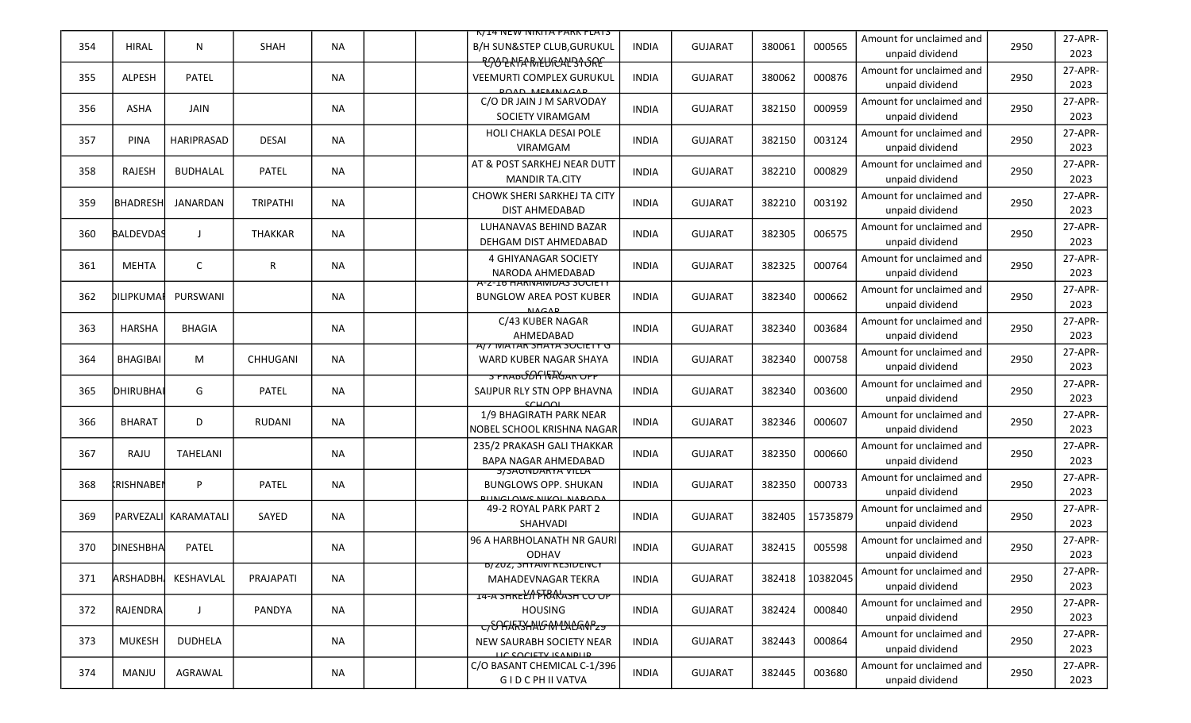| 354 | HIRAL | N | SHAH | NA | | | K/14 NEW NIKITA PARK FLATS B/H SUN&STEP CLUB,GURUKUL ROAD NEAR VIJAY NAGAR SOC | INDIA | GUJARAT | 380061 | 000565 | Amount for unclaimed and unpaid dividend | 2950 | 27-APR-2023 |
|---|---|---|---|---|---|---|---|---|---|---|---|---|---|---|
| 355 | ALPESH | PATEL | | NA | | | C/O EKTA MEDICAL STORE VEEMURTI COMPLEX GURUKUL ROAD MEMNAGAR | INDIA | GUJARAT | 380062 | 000876 | Amount for unclaimed and unpaid dividend | 2950 | 27-APR-2023 |
| 356 | ASHA | JAIN | | NA | | | C/O DR JAIN J M SARVODAY SOCIETY VIRAMGAM | INDIA | GUJARAT | 382150 | 000959 | Amount for unclaimed and unpaid dividend | 2950 | 27-APR-2023 |
| 357 | PINA | HARIPRASAD | DESAI | NA | | | HOLI CHAKLA DESAI POLE VIRAMGAM | INDIA | GUJARAT | 382150 | 003124 | Amount for unclaimed and unpaid dividend | 2950 | 27-APR-2023 |
| 358 | RAJESH | BUDHALAL | PATEL | NA | | | AT & POST SARKHEJ NEAR DUTT MANDIR TA.CITY | INDIA | GUJARAT | 382210 | 000829 | Amount for unclaimed and unpaid dividend | 2950 | 27-APR-2023 |
| 359 | BHADRESH | JANARDAN | TRIPATHI | NA | | | CHOWK SHERI SARKHEJ TA CITY DIST AHMEDABAD | INDIA | GUJARAT | 382210 | 003192 | Amount for unclaimed and unpaid dividend | 2950 | 27-APR-2023 |
| 360 | BALDEVDAS | J | THAKKAR | NA | | | LUHANAVAS BEHIND BAZAR DEHGAM DIST AHMEDABAD | INDIA | GUJARAT | 382305 | 006575 | Amount for unclaimed and unpaid dividend | 2950 | 27-APR-2023 |
| 361 | MEHTA | C | R | NA | | | 4 GHIYANAGAR SOCIETY NARODA AHMEDABAD | INDIA | GUJARAT | 382325 | 000764 | Amount for unclaimed and unpaid dividend | 2950 | 27-APR-2023 |
| 362 | DILIPKUMAR | PURSWANI | | NA | | | A-2-16 HARNAMDAS SOCIETY BUNGLOW AREA POST KUBER NAGAR | INDIA | GUJARAT | 382340 | 000662 | Amount for unclaimed and unpaid dividend | 2950 | 27-APR-2023 |
| 363 | HARSHA | BHAGIA | | NA | | | C/43 KUBER NAGAR AHMEDABAD | INDIA | GUJARAT | 382340 | 003684 | Amount for unclaimed and unpaid dividend | 2950 | 27-APR-2023 |
| 364 | BHAGIBAI | M | CHHUGANI | NA | | | A/7 MATAR SHAYA SOCIETY G WARD KUBER NAGAR SHAYA SOCIETY | INDIA | GUJARAT | 382340 | 000758 | Amount for unclaimed and unpaid dividend | 2950 | 27-APR-2023 |
| 365 | DHIRUBHAI | G | PATEL | NA | | | 3 PRABODH NAGAR OPP SAIJPUR RLY STN OPP BHAVNA SCHOOL | INDIA | GUJARAT | 382340 | 003600 | Amount for unclaimed and unpaid dividend | 2950 | 27-APR-2023 |
| 366 | BHARAT | D | RUDANI | NA | | | 1/9 BHAGIRATH PARK NEAR NOBEL SCHOOL KRISHNA NAGAR | INDIA | GUJARAT | 382346 | 000607 | Amount for unclaimed and unpaid dividend | 2950 | 27-APR-2023 |
| 367 | RAJU | TAHELANI | | NA | | | 235/2 PRAKASH GALI THAKKAR BAPA NAGAR AHMEDABAD | INDIA | GUJARAT | 382350 | 000660 | Amount for unclaimed and unpaid dividend | 2950 | 27-APR-2023 |
| 368 | KRISHNABEN | P | PATEL | NA | | | 3/SAUNDARYA VILLA BUNGLOWS OPP. SHUKAN BUNGLOWS NIKOL NARODA | INDIA | GUJARAT | 382350 | 000733 | Amount for unclaimed and unpaid dividend | 2950 | 27-APR-2023 |
| 369 | PARVEZALI | KARAMATALI | SAYED | NA | | | 49-2 ROYAL PARK PART 2 SHAHVADI | INDIA | GUJARAT | 382405 | 15735879 | Amount for unclaimed and unpaid dividend | 2950 | 27-APR-2023 |
| 370 | DINESHBHA | PATEL | | NA | | | 96 A HARBHOLANATH NR GAURI ODHAV | INDIA | GUJARAT | 382415 | 005598 | Amount for unclaimed and unpaid dividend | 2950 | 27-APR-2023 |
| 371 | ARSHADBH | KESHAVLAL | PRAJAPATI | NA | | | B/202, SHYAM RESIDENCY MAHADEVNAGAR TEKRA VASTRAL | INDIA | GUJARAT | 382418 | 10382045 | Amount for unclaimed and unpaid dividend | 2950 | 27-APR-2023 |
| 372 | RAJENDRA | J | PANDYA | NA | | | 14-A SHREEJI PRAKASH CO OP HOUSING SOCIETY NIGAMNAGAR | INDIA | GUJARAT | 382424 | 000840 | Amount for unclaimed and unpaid dividend | 2950 | 27-APR-2023 |
| 373 | MUKESH | DUDHELA | | NA | | | C/O HARSHAD M LALANI 29 NEW SAURABH SOCIETY NEAR LIC SOCIETY ISANPUR | INDIA | GUJARAT | 382443 | 000864 | Amount for unclaimed and unpaid dividend | 2950 | 27-APR-2023 |
| 374 | MANJU | AGRAWAL | | NA | | | C/O BASANT CHEMICAL C-1/396 G I D C PH II VATVA | INDIA | GUJARAT | 382445 | 003680 | Amount for unclaimed and unpaid dividend | 2950 | 27-APR-2023 |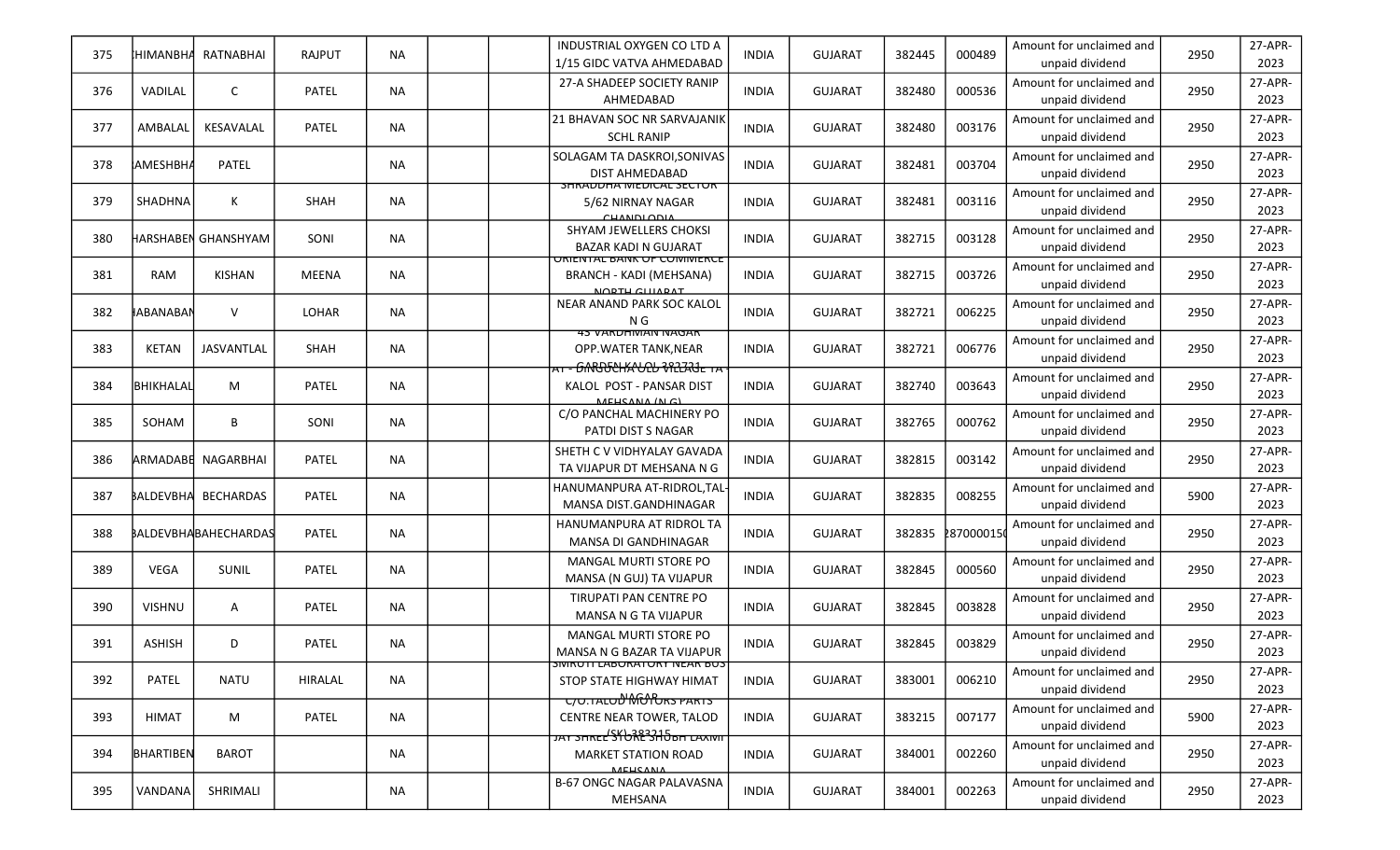| 375 | HIMANBHA | RATNABHAI | RAJPUT | NA | | | INDUSTRIAL OXYGEN CO LTD A 1/15 GIDC VATVA AHMEDABAD | INDIA | GUJARAT | 382445 | 000489 | Amount for unclaimed and unpaid dividend | 2950 | 27-APR-2023 |
|---|---|---|---|---|---|---|---|---|---|---|---|---|---|---|
| 376 | VADILAL | C | PATEL | NA | | | 27-A SHADEEP SOCIETY RANIP AHMEDABAD | INDIA | GUJARAT | 382480 | 000536 | Amount for unclaimed and unpaid dividend | 2950 | 27-APR-2023 |
| 377 | AMBALAL | KESAVALAL | PATEL | NA | | | 21 BHAVAN SOC NR SARVAJANIK SCHL RANIP | INDIA | GUJARAT | 382480 | 003176 | Amount for unclaimed and unpaid dividend | 2950 | 27-APR-2023 |
| 378 | AMESHBHA | PATEL | | NA | | | SOLAGAM TA DASKROI,SONIVAS DIST AHMEDABAD | INDIA | GUJARAT | 382481 | 003704 | Amount for unclaimed and unpaid dividend | 2950 | 27-APR-2023 |
| 379 | SHADHNA | K | SHAH | NA | | | SHRADDHA MEDICAL SECTOR 5/62 NIRNAY NAGAR CHANDLODIA | INDIA | GUJARAT | 382481 | 003116 | Amount for unclaimed and unpaid dividend | 2950 | 27-APR-2023 |
| 380 | HARSHABEN | GHANSHYAM | SONI | NA | | | SHYAM JEWELLERS CHOKSI BAZAR KADI N GUJARAT | INDIA | GUJARAT | 382715 | 003128 | Amount for unclaimed and unpaid dividend | 2950 | 27-APR-2023 |
| 381 | RAM | KISHAN | MEENA | NA | | | ORIENTAL BANK OF COMMERCE BRANCH - KADI (MEHSANA) NORTH GUJARAT | INDIA | GUJARAT | 382715 | 003726 | Amount for unclaimed and unpaid dividend | 2950 | 27-APR-2023 |
| 382 | HABANABAN | V | LOHAR | NA | | | NEAR ANAND PARK SOC KALOL N G | INDIA | GUJARAT | 382721 | 006225 | Amount for unclaimed and unpaid dividend | 2950 | 27-APR-2023 |
| 383 | KETAN | JASVANTLAL | SHAH | NA | | | 45 VARDHMAN NAGAR OPP.WATER TANK,NEAR GARDEN,KALOL 382721 | INDIA | GUJARAT | 382721 | 006776 | Amount for unclaimed and unpaid dividend | 2950 | 27-APR-2023 |
| 384 | BHIKHALAL | M | PATEL | NA | | | AT - DINGUCHA OLD VILLAGE TA - KALOL POST - PANSAR DIST MEHSANA (N G) | INDIA | GUJARAT | 382740 | 003643 | Amount for unclaimed and unpaid dividend | 2950 | 27-APR-2023 |
| 385 | SOHAM | B | SONI | NA | | | C/O PANCHAL MACHINERY PO PATDI DIST S NAGAR | INDIA | GUJARAT | 382765 | 000762 | Amount for unclaimed and unpaid dividend | 2950 | 27-APR-2023 |
| 386 | ARMADABE | NAGARBHAI | PATEL | NA | | | SHETH C V VIDHYALAY GAVADA TA VIJAPUR DT MEHSANA N G | INDIA | GUJARAT | 382815 | 003142 | Amount for unclaimed and unpaid dividend | 2950 | 27-APR-2023 |
| 387 | BALDEVBHA | BECHARDAS | PATEL | NA | | | HANUMANPURA AT-RIDROL,TAL-MANSA DIST.GANDHINAGAR | INDIA | GUJARAT | 382835 | 008255 | Amount for unclaimed and unpaid dividend | 5900 | 27-APR-2023 |
| 388 | BALDEVBHA | BAHECHARDAS | PATEL | NA | | | HANUMANPURA AT RIDROL TA MANSA DI GANDHINAGAR | INDIA | GUJARAT | 382835 | 28700001​5( | Amount for unclaimed and unpaid dividend | 2950 | 27-APR-2023 |
| 389 | VEGA | SUNIL | PATEL | NA | | | MANGAL MURTI STORE PO MANSA (N GUJ) TA VIJAPUR | INDIA | GUJARAT | 382845 | 000560 | Amount for unclaimed and unpaid dividend | 2950 | 27-APR-2023 |
| 390 | VISHNU | A | PATEL | NA | | | TIRUPATI PAN CENTRE PO MANSA N G TA VIJAPUR | INDIA | GUJARAT | 382845 | 003828 | Amount for unclaimed and unpaid dividend | 2950 | 27-APR-2023 |
| 391 | ASHISH | D | PATEL | NA | | | MANGAL MURTI STORE PO MANSA N G BAZAR TA VIJAPUR | INDIA | GUJARAT | 382845 | 003829 | Amount for unclaimed and unpaid dividend | 2950 | 27-APR-2023 |
| 392 | PATEL | NATU | HIRALAL | NA | | | SMRUTI LABORATORY NEAR BUS STOP STATE HIGHWAY HIMAT NAGAR | INDIA | GUJARAT | 383001 | 006210 | Amount for unclaimed and unpaid dividend | 2950 | 27-APR-2023 |
| 393 | HIMAT | M | PATEL | NA | | | C/O.TALOD MOTORS PARTS CENTRE NEAR TOWER, TALOD (SK) 383215 | INDIA | GUJARAT | 383215 | 007177 | Amount for unclaimed and unpaid dividend | 5900 | 27-APR-2023 |
| 394 | BHARTIBEN | BAROT | | NA | | | JAY SHREE STORE SHUBH LAXMI MARKET STATION ROAD MEHSANA | INDIA | GUJARAT | 384001 | 002260 | Amount for unclaimed and unpaid dividend | 2950 | 27-APR-2023 |
| 395 | VANDANA | SHRIMALI | | NA | | | B-67 ONGC NAGAR PALAVASNA MEHSANA | INDIA | GUJARAT | 384001 | 002263 | Amount for unclaimed and unpaid dividend | 2950 | 27-APR-2023 |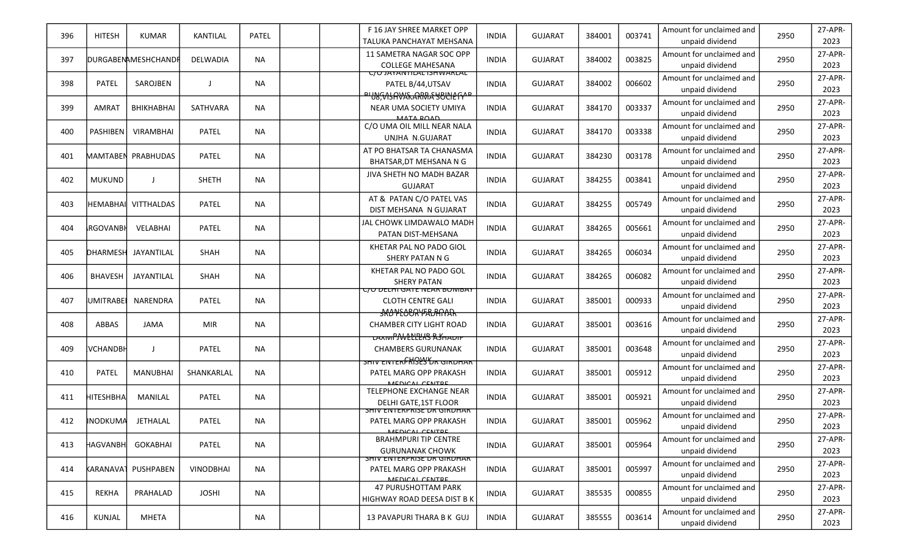| 396 | HITESH | KUMAR | KANTILAL | PATEL | | | F 16 JAY SHREE MARKET OPP TALUKA PANCHAYAT MEHSANA | INDIA | GUJARAT | 384001 | 003741 | Amount for unclaimed and unpaid dividend | 2950 | 27-APR-2023 |
|---|---|---|---|---|---|---|---|---|---|---|---|---|---|---|
| 397 | DURGABEN | RAMESHCHANDR | DELWADIA | NA | | | 11 SAMETRA NAGAR SOC OPP COLLEGE MAHESANA | INDIA | GUJARAT | 384002 | 003825 | Amount for unclaimed and unpaid dividend | 2950 | 27-APR-2023 |
| 398 | PATEL | SAROJBEN | J | NA | | | C/O JAYANTILAL ISHWARLAL PATEL B/44,UTSAV BUNGALOWS, OPP SHRINAGAR | INDIA | GUJARAT | 384002 | 006602 | Amount for unclaimed and unpaid dividend | 2950 | 27-APR-2023 |
| 399 | AMRAT | BHIKHABHAI | SATHVARA | NA | | | 08,VISHVAKARMA SOCIETY NEAR UMA SOCIETY UMIYA MATA ROAD | INDIA | GUJARAT | 384170 | 003337 | Amount for unclaimed and unpaid dividend | 2950 | 27-APR-2023 |
| 400 | PASHIBEN | VIRAMBHAI | PATEL | NA | | | C/O UMA OIL MILL NEAR NALA UNJHA N.GUJARAT | INDIA | GUJARAT | 384170 | 003338 | Amount for unclaimed and unpaid dividend | 2950 | 27-APR-2023 |
| 401 | MAMTABEN | PRABHUDAS | PATEL | NA | | | AT PO BHATSAR TA CHANASMA BHATSAR,DT MEHSANA N G | INDIA | GUJARAT | 384230 | 003178 | Amount for unclaimed and unpaid dividend | 2950 | 27-APR-2023 |
| 402 | MUKUND | J | SHETH | NA | | | JIVA SHETH NO MADH BAZAR GUJARAT | INDIA | GUJARAT | 384255 | 003841 | Amount for unclaimed and unpaid dividend | 2950 | 27-APR-2023 |
| 403 | HEMABHAI | VITTHALDAS | PATEL | NA | | | AT & PATAN C/O PATEL VAS DIST MEHSANA N GUJARAT | INDIA | GUJARAT | 384255 | 005749 | Amount for unclaimed and unpaid dividend | 2950 | 27-APR-2023 |
| 404 | RGOVANBH | VELABHAI | PATEL | NA | | | JAL CHOWK LIMDAWALO MADH PATAN DIST-MEHSANA | INDIA | GUJARAT | 384265 | 005661 | Amount for unclaimed and unpaid dividend | 2950 | 27-APR-2023 |
| 405 | DHARMESH | JAYANTILAL | SHAH | NA | | | KHETAR PAL NO PADO GIOL SHERY PATAN N G | INDIA | GUJARAT | 384265 | 006034 | Amount for unclaimed and unpaid dividend | 2950 | 27-APR-2023 |
| 406 | BHAVESH | JAYANTILAL | SHAH | NA | | | KHETAR PAL NO PADO GOL SHERY PATAN | INDIA | GUJARAT | 384265 | 006082 | Amount for unclaimed and unpaid dividend | 2950 | 27-APR-2023 |
| 407 | UMITRABE | NARENDRA | PATEL | NA | | | C/O DELHI GATE NEAR BOMBAY CLOTH CENTRE GALI MANSAROVER ROAD | INDIA | GUJARAT | 385001 | 000933 | Amount for unclaimed and unpaid dividend | 2950 | 27-APR-2023 |
| 408 | ABBAS | JAMA | MIR | NA | | | 3RD FLOOR PARIJAT CHAMBER CITY LIGHT ROAD PALANPUR B K | INDIA | GUJARAT | 385001 | 003616 | Amount for unclaimed and unpaid dividend | 2950 | 27-APR-2023 |
| 409 | VCHANDBH | J | PATEL | NA | | | LAXMI JEWELLERS ASHADIP CHAMBERS GURUNANAK CHOWK | INDIA | GUJARAT | 385001 | 003648 | Amount for unclaimed and unpaid dividend | 2950 | 27-APR-2023 |
| 410 | PATEL | MANUBHAI | SHANKARLAL | NA | | | SHIV ENTERPRISES DR GIRDHAR PATEL MARG OPP PRAKASH MEDICAL CENTRE | INDIA | GUJARAT | 385001 | 005912 | Amount for unclaimed and unpaid dividend | 2950 | 27-APR-2023 |
| 411 | HITESHBHA | MANILAL | PATEL | NA | | | TELEPHONE EXCHANGE NEAR DELHI GATE,1ST FLOOR | INDIA | GUJARAT | 385001 | 005921 | Amount for unclaimed and unpaid dividend | 2950 | 27-APR-2023 |
| 412 | NODKUMA | JETHALAL | PATEL | NA | | | SHIV ENTERPRISE DR GIRDHAR PATEL MARG OPP PRAKASH MEDICAL CENTRE | INDIA | GUJARAT | 385001 | 005962 | Amount for unclaimed and unpaid dividend | 2950 | 27-APR-2023 |
| 413 | HAGVANBH | GOKABHAI | PATEL | NA | | | BRAHMPURI TIP CENTRE GURUNANAK CHOWK | INDIA | GUJARAT | 385001 | 005964 | Amount for unclaimed and unpaid dividend | 2950 | 27-APR-2023 |
| 414 | KARANAVAT | PUSHPABEN | VINODBHAI | NA | | | SHIV ENTERPRISE DR GIRDHAR PATEL MARG OPP PRAKASH MEDICAL CENTRE | INDIA | GUJARAT | 385001 | 005997 | Amount for unclaimed and unpaid dividend | 2950 | 27-APR-2023 |
| 415 | REKHA | PRAHALAD | JOSHI | NA | | | 47 PURUSHOTTAM PARK HIGHWAY ROAD DEESA DIST B K | INDIA | GUJARAT | 385535 | 000855 | Amount for unclaimed and unpaid dividend | 2950 | 27-APR-2023 |
| 416 | KUNJAL | MHETA | | NA | | | 13 PAVAPURI THARA B K GUJ | INDIA | GUJARAT | 385555 | 003614 | Amount for unclaimed and unpaid dividend | 2950 | 27-APR-2023 |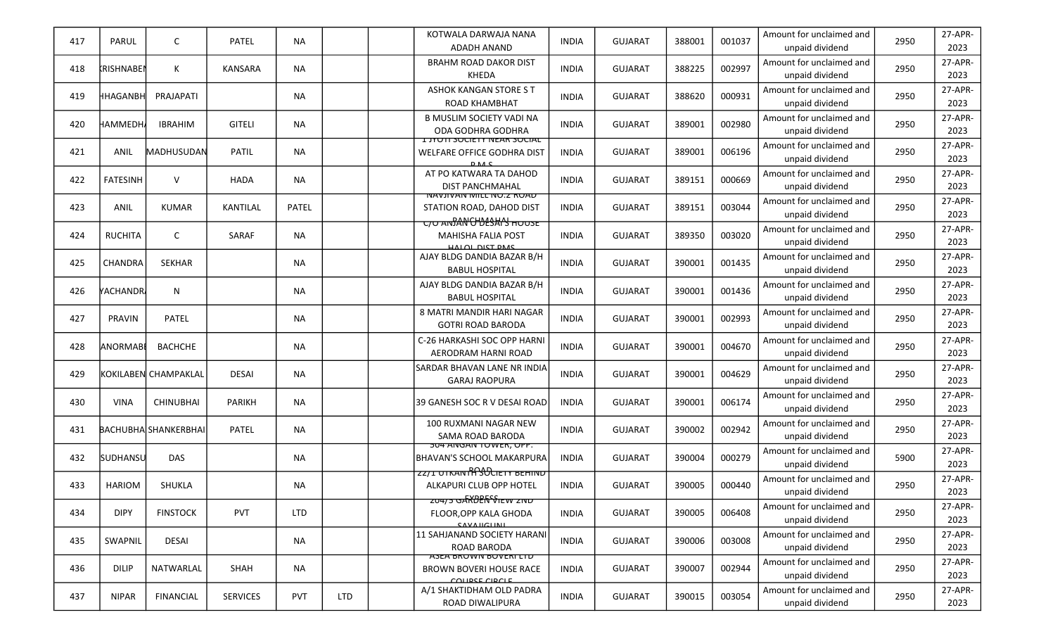| 417 | PARUL | C | PATEL | NA | | | KOTWALA DARWAJA NANA ADADH ANAND | INDIA | GUJARAT | 388001 | 001037 | Amount for unclaimed and unpaid dividend | 2950 | 27-APR-2023 |
|---|---|---|---|---|---|---|---|---|---|---|---|---|---|---|
| 418 | KRISHNABEN | K | KANSARA | NA | | | BRAHM ROAD DAKOR DIST KHEDA | INDIA | GUJARAT | 388225 | 002997 | Amount for unclaimed and unpaid dividend | 2950 | 27-APR-2023 |
| 419 | HHAGANBH | PRAJAPATI | | NA | | | ASHOK KANGAN STORE S T ROAD KHAMBHAT | INDIA | GUJARAT | 388620 | 000931 | Amount for unclaimed and unpaid dividend | 2950 | 27-APR-2023 |
| 420 | HAMMEDH | IBRAHIM | GITELI | NA | | | B MUSLIM SOCIETY VADI NA ODA GODHRA GODHRA | INDIA | GUJARAT | 389001 | 002980 | Amount for unclaimed and unpaid dividend | 2950 | 27-APR-2023 |
| 421 | ANIL | MADHUSUDAN | PATIL | NA | | | 1 JYOTI SOCIETY NEAR SOCIAL WELFARE OFFICE GODHRA DIST P M S | INDIA | GUJARAT | 389001 | 006196 | Amount for unclaimed and unpaid dividend | 2950 | 27-APR-2023 |
| 422 | FATESINH | V | HADA | NA | | | AT PO KATWARA TA DAHOD DIST PANCHMAHAL | INDIA | GUJARAT | 389151 | 000669 | Amount for unclaimed and unpaid dividend | 2950 | 27-APR-2023 |
| 423 | ANIL | KUMAR | KANTILAL | PATEL | | | NAVJIVAN MILL NO.2 ROAD STATION ROAD, DAHOD DIST PANCHMAHAL | INDIA | GUJARAT | 389151 | 003044 | Amount for unclaimed and unpaid dividend | 2950 | 27-APR-2023 |
| 424 | RUCHITA | C | SARAF | NA | | | C/O ANJAN C DESAI'S HOUSE MAHISHA FALIA POST HALOL DIST PMS | INDIA | GUJARAT | 389350 | 003020 | Amount for unclaimed and unpaid dividend | 2950 | 27-APR-2023 |
| 425 | CHANDRA | SEKHAR | | NA | | | AJAY BLDG DANDIA BAZAR B/H BABUL HOSPITAL | INDIA | GUJARAT | 390001 | 001435 | Amount for unclaimed and unpaid dividend | 2950 | 27-APR-2023 |
| 426 | YACHANDR | N | | NA | | | AJAY BLDG DANDIA BAZAR B/H BABUL HOSPITAL | INDIA | GUJARAT | 390001 | 001436 | Amount for unclaimed and unpaid dividend | 2950 | 27-APR-2023 |
| 427 | PRAVIN | PATEL | | NA | | | 8 MATRI MANDIR HARI NAGAR GOTRI ROAD BARODA | INDIA | GUJARAT | 390001 | 002993 | Amount for unclaimed and unpaid dividend | 2950 | 27-APR-2023 |
| 428 | ANORMAB | BACHCHE | | NA | | | C-26 HARKASHI SOC OPP HARNI AERODRAM HARNI ROAD | INDIA | GUJARAT | 390001 | 004670 | Amount for unclaimed and unpaid dividend | 2950 | 27-APR-2023 |
| 429 | KOKILABEN | CHAMPAKLAL | DESAI | NA | | | SARDAR BHAVAN LANE NR INDIA GARAJ RAOPURA | INDIA | GUJARAT | 390001 | 004629 | Amount for unclaimed and unpaid dividend | 2950 | 27-APR-2023 |
| 430 | VINA | CHINUBHAI | PARIKH | NA | | | 39 GANESH SOC R V DESAI ROAD | INDIA | GUJARAT | 390001 | 006174 | Amount for unclaimed and unpaid dividend | 2950 | 27-APR-2023 |
| 431 | BACHUBHA | SHANKERBHAI | PATEL | NA | | | 100 RUXMANI NAGAR NEW SAMA ROAD BARODA | INDIA | GUJARAT | 390002 | 002942 | Amount for unclaimed and unpaid dividend | 2950 | 27-APR-2023 |
| 432 | SUDHANSU | DAS | | NA | | | 504 ANGAN TOWER, OPP. BHAVAN'S SCHOOL MAKARPURA ROAD | INDIA | GUJARAT | 390004 | 000279 | Amount for unclaimed and unpaid dividend | 5900 | 27-APR-2023 |
| 433 | HARIOM | SHUKLA | | NA | | | 22/1 UTKANTH SOCIETY BEHIND ALKAPURI CLUB OPP HOTEL EXPRESS | INDIA | GUJARAT | 390005 | 000440 | Amount for unclaimed and unpaid dividend | 2950 | 27-APR-2023 |
| 434 | DIPY | FINSTOCK | PVT | LTD | | | 204/3 GARDEN VIEW 2ND FLOOR,OPP KALA GHODA SAYAJIGUNJ | INDIA | GUJARAT | 390005 | 006408 | Amount for unclaimed and unpaid dividend | 2950 | 27-APR-2023 |
| 435 | SWAPNIL | DESAI | | NA | | | 11 SAHJANAND SOCIETY HARANI ROAD BARODA | INDIA | GUJARAT | 390006 | 003008 | Amount for unclaimed and unpaid dividend | 2950 | 27-APR-2023 |
| 436 | DILIP | NATWARLAL | SHAH | NA | | | ASEA BROWN BOVERI LTD BROWN BOVERI HOUSE RACE COURSE CIRCLE | INDIA | GUJARAT | 390007 | 002944 | Amount for unclaimed and unpaid dividend | 2950 | 27-APR-2023 |
| 437 | NIPAR | FINANCIAL | SERVICES | PVT | LTD | | A/1 SHAKTIDHAM OLD PADRA ROAD DIWALIPURA | INDIA | GUJARAT | 390015 | 003054 | Amount for unclaimed and unpaid dividend | 2950 | 27-APR-2023 |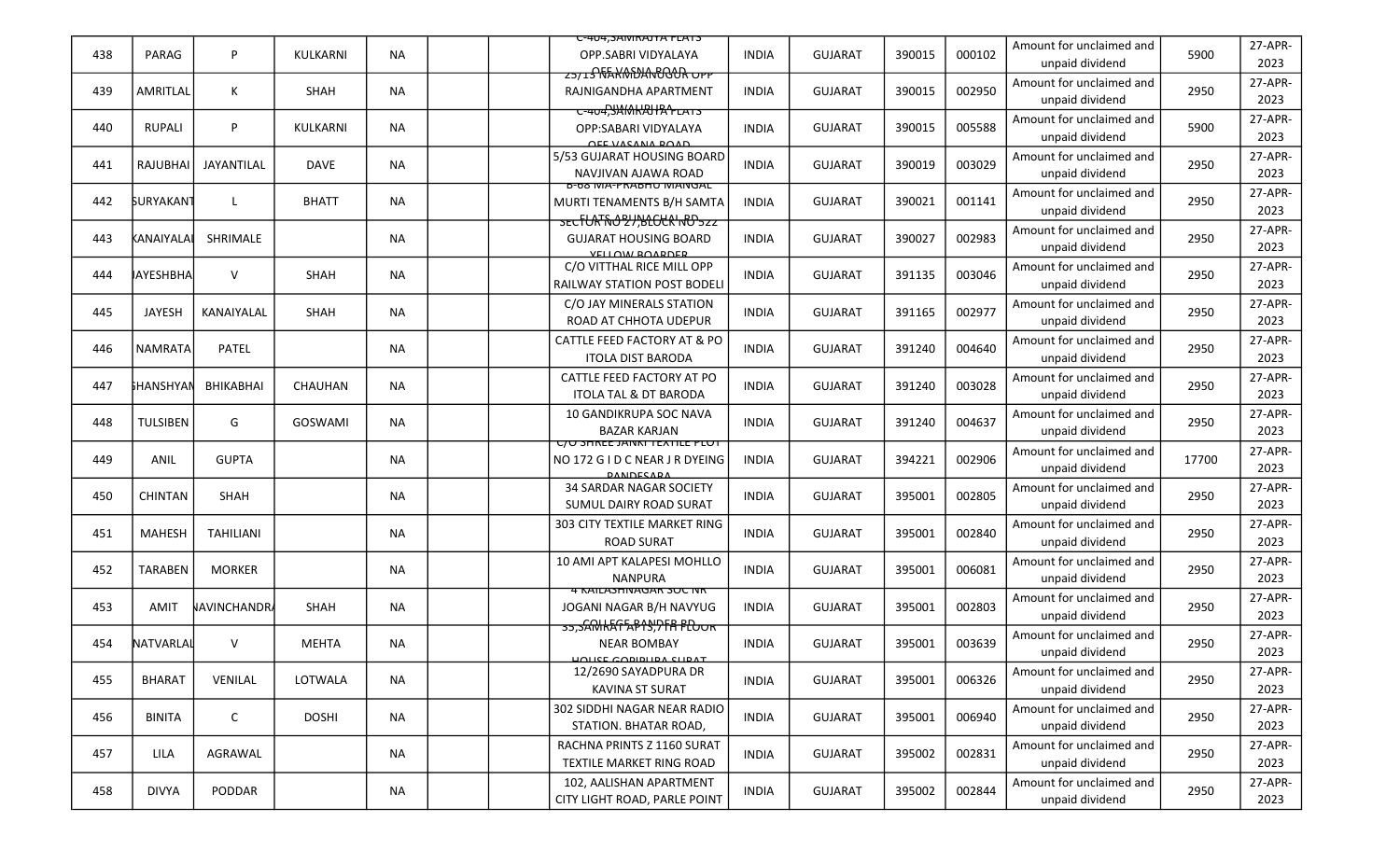| 438 | PARAG | P | KULKARNI | NA | | | C-404,SAMRAJYA FLATS OPP.SABRI VIDYALAYA OFF VASNA ROAD | INDIA | GUJARAT | 390015 | 000102 | Amount for unclaimed and unpaid dividend | 5900 | 27-APR-2023 |
|---|---|---|---|---|---|---|---|---|---|---|---|---|---|---|
| 439 | AMRITLAL | K | SHAH | NA | | | 23/13 NARMDANAGAR OPP RAJNIGANDHA APARTMENT DIWALIPURA | INDIA | GUJARAT | 390015 | 002950 | Amount for unclaimed and unpaid dividend | 2950 | 27-APR-2023 |
| 440 | RUPALI | P | KULKARNI | NA | | | C-404,SAMRAJYA FLATS OPP:SABARI VIDYALAYA OFF VASANA ROAD | INDIA | GUJARAT | 390015 | 005588 | Amount for unclaimed and unpaid dividend | 5900 | 27-APR-2023 |
| 441 | RAJUBHAI | JAYANTILAL | DAVE | NA | | | 5/53 GUJARAT HOUSING BOARD NAVJIVAN AJAWA ROAD | INDIA | GUJARAT | 390019 | 003029 | Amount for unclaimed and unpaid dividend | 2950 | 27-APR-2023 |
| 442 | SURYAKANT | L | BHATT | NA | | | B-68 MA-PRABHU MANGAL MURTI TENAMENTS B/H SAMTA FLATS ARUNACHAL RD | INDIA | GUJARAT | 390021 | 001141 | Amount for unclaimed and unpaid dividend | 2950 | 27-APR-2023 |
| 443 | KANAIYALAL | SHRIMALE | | NA | | | SECTOR NO 27,BLOCK NO 522 GUJARAT HOUSING BOARD YELLOW BOARDER | INDIA | GUJARAT | 390027 | 002983 | Amount for unclaimed and unpaid dividend | 2950 | 27-APR-2023 |
| 444 | JAYESHBHAI | V | SHAH | NA | | | C/O VITTHAL RICE MILL OPP RAILWAY STATION POST BODELI | INDIA | GUJARAT | 391135 | 003046 | Amount for unclaimed and unpaid dividend | 2950 | 27-APR-2023 |
| 445 | JAYESH | KANAIYALAL | SHAH | NA | | | C/O JAY MINERALS STATION ROAD AT CHHOTA UDEPUR | INDIA | GUJARAT | 391165 | 002977 | Amount for unclaimed and unpaid dividend | 2950 | 27-APR-2023 |
| 446 | NAMRATA | PATEL | | NA | | | CATTLE FEED FACTORY AT & PO ITOLA DIST BARODA | INDIA | GUJARAT | 391240 | 004640 | Amount for unclaimed and unpaid dividend | 2950 | 27-APR-2023 |
| 447 | GHANSHYAM | BHIKABHAI | CHAUHAN | NA | | | CATTLE FEED FACTORY AT PO ITOLA TAL & DT BARODA | INDIA | GUJARAT | 391240 | 003028 | Amount for unclaimed and unpaid dividend | 2950 | 27-APR-2023 |
| 448 | TULSIBEN | G | GOSWAMI | NA | | | 10 GANDIKRUPA SOC NAVA BAZAR KARJAN | INDIA | GUJARAT | 391240 | 004637 | Amount for unclaimed and unpaid dividend | 2950 | 27-APR-2023 |
| 449 | ANIL | GUPTA | | NA | | | C/O SHREE JANKI TEXTILE PLOT NO 172 G I D C NEAR J R DYEING PANDESARA | INDIA | GUJARAT | 394221 | 002906 | Amount for unclaimed and unpaid dividend | 17700 | 27-APR-2023 |
| 450 | CHINTAN | SHAH | | NA | | | 34 SARDAR NAGAR SOCIETY SUMUL DAIRY ROAD SURAT | INDIA | GUJARAT | 395001 | 002805 | Amount for unclaimed and unpaid dividend | 2950 | 27-APR-2023 |
| 451 | MAHESH | TAHILIANI | | NA | | | 303 CITY TEXTILE MARKET RING ROAD SURAT | INDIA | GUJARAT | 395001 | 002840 | Amount for unclaimed and unpaid dividend | 2950 | 27-APR-2023 |
| 452 | TARABEN | MORKER | | NA | | | 10 AMI APT KALAPESI MOHLLO NANPURA | INDIA | GUJARAT | 395001 | 006081 | Amount for unclaimed and unpaid dividend | 2950 | 27-APR-2023 |
| 453 | AMIT | NAVINCHANDRA | SHAH | NA | | | 4 KAILASHNAGAR SOC NR JOGANI NAGAR B/H NAVYUG COLLEGE RANDER RD | INDIA | GUJARAT | 395001 | 002803 | Amount for unclaimed and unpaid dividend | 2950 | 27-APR-2023 |
| 454 | NATVARLAL | V | MEHTA | NA | | | 33,SAMRAT APTS,7TH FLOOR NEAR BOMBAY HOUSE GOPIPURA SURAT | INDIA | GUJARAT | 395001 | 003639 | Amount for unclaimed and unpaid dividend | 2950 | 27-APR-2023 |
| 455 | BHARAT | VENILAL | LOTWALA | NA | | | 12/2690 SAYADPURA DR KAVINA ST SURAT | INDIA | GUJARAT | 395001 | 006326 | Amount for unclaimed and unpaid dividend | 2950 | 27-APR-2023 |
| 456 | BINITA | C | DOSHI | NA | | | 302 SIDDHI NAGAR NEAR RADIO STATION. BHATAR ROAD, | INDIA | GUJARAT | 395001 | 006940 | Amount for unclaimed and unpaid dividend | 2950 | 27-APR-2023 |
| 457 | LILA | AGRAWAL | | NA | | | RACHNA PRINTS Z 1160 SURAT TEXTILE MARKET RING ROAD | INDIA | GUJARAT | 395002 | 002831 | Amount for unclaimed and unpaid dividend | 2950 | 27-APR-2023 |
| 458 | DIVYA | PODDAR | | NA | | | 102, AALISHAN APARTMENT CITY LIGHT ROAD, PARLE POINT | INDIA | GUJARAT | 395002 | 002844 | Amount for unclaimed and unpaid dividend | 2950 | 27-APR-2023 |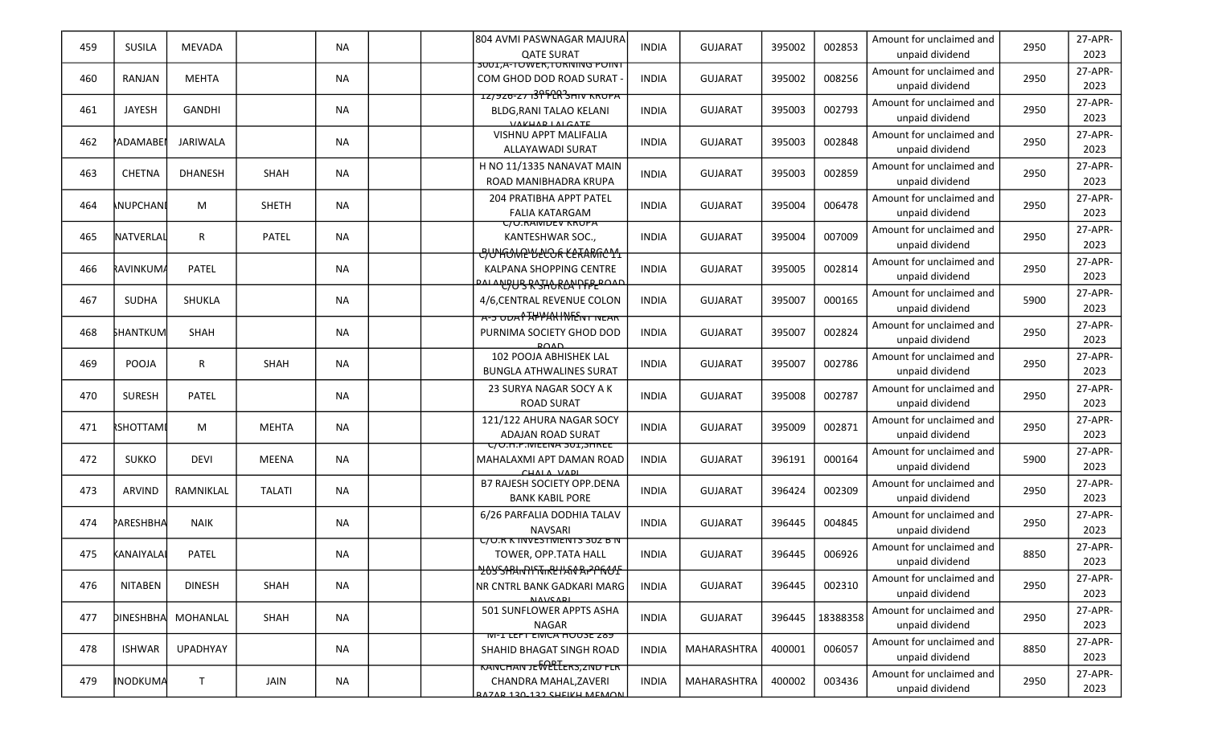| 459 | SUSILA | MEVADA | | NA | | | 804 AVMI PASWNAGAR MAJURA QATE SURAT | INDIA | GUJARAT | 395002 | 002853 | Amount for unclaimed and unpaid dividend | 2950 | 27-APR-2023 |
|---|---|---|---|---|---|---|---|---|---|---|---|---|---|---|
| 460 | RANJAN | MEHTA | | NA | | | 3001,A-TOWER,TURNING POINT COM GHOD DOD ROAD SURAT - 395002 | INDIA | GUJARAT | 395002 | 008256 | Amount for unclaimed and unpaid dividend | 2950 | 27-APR-2023 |
| 461 | JAYESH | GANDHI | | NA | | | 12/926-27 1ST FLR SHIV KRUPA BLDG,RANI TALAO KELANI VAKHAR LALGATE | INDIA | GUJARAT | 395003 | 002793 | Amount for unclaimed and unpaid dividend | 2950 | 27-APR-2023 |
| 462 | PADAMABEN | JARIWALA | | NA | | | VISHNU APPT MALIFALIA ALLAYAWADI SURAT | INDIA | GUJARAT | 395003 | 002848 | Amount for unclaimed and unpaid dividend | 2950 | 27-APR-2023 |
| 463 | CHETNA | DHANESH | SHAH | NA | | | H NO 11/1335 NANAVAT MAIN ROAD MANIBHADRA KRUPA | INDIA | GUJARAT | 395003 | 002859 | Amount for unclaimed and unpaid dividend | 2950 | 27-APR-2023 |
| 464 | ANUPCHAND | M | SHETH | NA | | | 204 PRATIBHA APPT PATEL FALIA KATARGAM | INDIA | GUJARAT | 395004 | 006478 | Amount for unclaimed and unpaid dividend | 2950 | 27-APR-2023 |
| 465 | NATVERLAL | R | PATEL | NA | | | C/O.RAMDEV KRUPA KANTESHWAR SOC., BUNGALOW NO.6,KATARGAM | INDIA | GUJARAT | 395004 | 007009 | Amount for unclaimed and unpaid dividend | 2950 | 27-APR-2023 |
| 466 | RAVINKUMAR | PATEL | | NA | | | C/O HOME DECOR CERAMIC 11 KALPANA SHOPPING CENTRE PALANPUR PATIA RANDER ROAD | INDIA | GUJARAT | 395005 | 002814 | Amount for unclaimed and unpaid dividend | 2950 | 27-APR-2023 |
| 467 | SUDHA | SHUKLA | | NA | | | C/O S K SHUKLA TYPE 4/6,CENTRAL REVENUE COLON ATHWALINES | INDIA | GUJARAT | 395007 | 000165 | Amount for unclaimed and unpaid dividend | 5900 | 27-APR-2023 |
| 468 | SHANTKUM | SHAH | | NA | | | A-5 UDAY APPARTMENT NEAR PURNIMA SOCIETY GHOD DOD ROAD | INDIA | GUJARAT | 395007 | 002824 | Amount for unclaimed and unpaid dividend | 2950 | 27-APR-2023 |
| 469 | POOJA | R | SHAH | NA | | | 102 POOJA ABHISHEK LAL BUNGLA ATHWALINES SURAT | INDIA | GUJARAT | 395007 | 002786 | Amount for unclaimed and unpaid dividend | 2950 | 27-APR-2023 |
| 470 | SURESH | PATEL | | NA | | | 23 SURYA NAGAR SOCY A K ROAD SURAT | INDIA | GUJARAT | 395008 | 002787 | Amount for unclaimed and unpaid dividend | 2950 | 27-APR-2023 |
| 471 | RSHOTTAMI | M | MEHTA | NA | | | 121/122 AHURA NAGAR SOCY ADAJAN ROAD SURAT | INDIA | GUJARAT | 395009 | 002871 | Amount for unclaimed and unpaid dividend | 2950 | 27-APR-2023 |
| 472 | SUKKO | DEVI | MEENA | NA | | | C/O.H.P.MEENA 301,SHREE MAHALAXMI APT DAMAN ROAD CHALA, VAPI | INDIA | GUJARAT | 396191 | 000164 | Amount for unclaimed and unpaid dividend | 5900 | 27-APR-2023 |
| 473 | ARVIND | RAMNIKLAL | TALATI | NA | | | B7 RAJESH SOCIETY OPP.DENA BANK KABIL PORE | INDIA | GUJARAT | 396424 | 002309 | Amount for unclaimed and unpaid dividend | 2950 | 27-APR-2023 |
| 474 | PARESHBHA | NAIK | | NA | | | 6/26 PARFALIA DODHIA TALAV NAVSARI | INDIA | GUJARAT | 396445 | 004845 | Amount for unclaimed and unpaid dividend | 2950 | 27-APR-2023 |
| 475 | KANAIYALAL | PATEL | | NA | | | C/O.R K INVESTMENTS 302 B N TOWER, OPP.TATA HALL NAVSARI, DIST. BULSAR 396445 | INDIA | GUJARAT | 396445 | 006926 | Amount for unclaimed and unpaid dividend | 8850 | 27-APR-2023 |
| 476 | NITABEN | DINESH | SHAH | NA | | | 203 SHANTI NIKETAN APPT NO1 NR CNTRL BANK GADKARI MARG NAVSARI | INDIA | GUJARAT | 396445 | 002310 | Amount for unclaimed and unpaid dividend | 2950 | 27-APR-2023 |
| 477 | DINESHBHA | MOHANLAL | SHAH | NA | | | 501 SUNFLOWER APPTS ASHA NAGAR | INDIA | GUJARAT | 396445 | 18388358 | Amount for unclaimed and unpaid dividend | 2950 | 27-APR-2023 |
| 478 | ISHWAR | UPADHYAY | | NA | | | M-1 LEFT EMCA HOUSE 289 SHAHID BHAGAT SINGH ROAD FORT | INDIA | MAHARASHTRA | 400001 | 006057 | Amount for unclaimed and unpaid dividend | 8850 | 27-APR-2023 |
| 479 | INODKUMA | T | JAIN | NA | | | KANCHAN JEWELLERS,2ND FLR CHANDRA MAHAL,ZAVERI BAZAR 130-132 SHEIKH MEMON | INDIA | MAHARASHTRA | 400002 | 003436 | Amount for unclaimed and unpaid dividend | 2950 | 27-APR-2023 |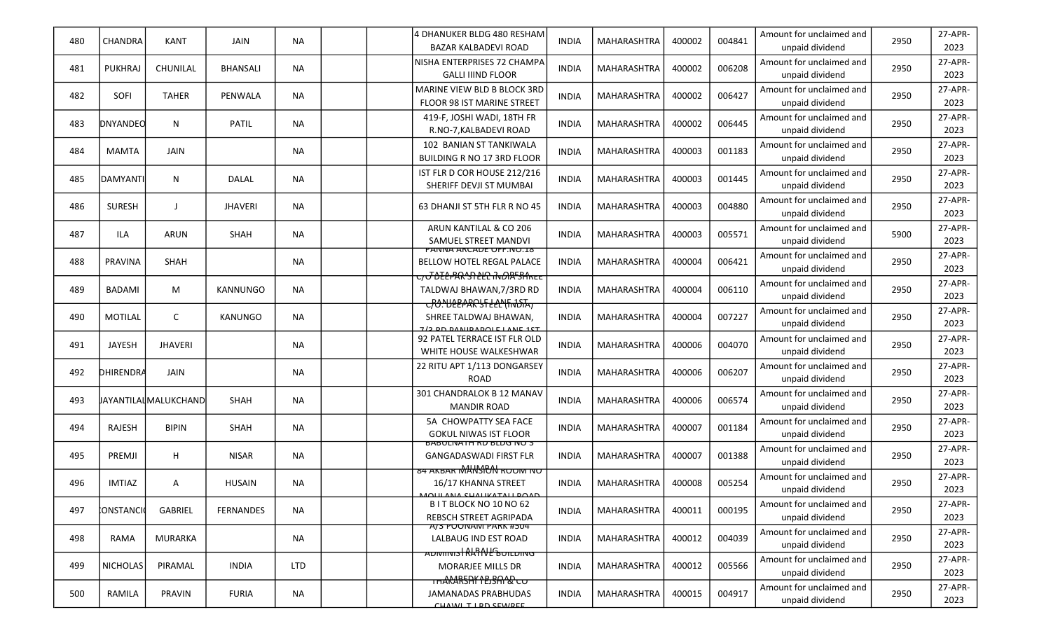| 480 | CHANDRA | KANT | JAIN | NA | | | 4 DHANUKER BLDG 480 RESHAM BAZAR KALBADEVI ROAD | INDIA | MAHARASHTRA | 400002 | 004841 | Amount for unclaimed and unpaid dividend | 2950 | 27-APR-2023 |
|---|---|---|---|---|---|---|---|---|---|---|---|---|---|---|
| 481 | PUKHRAJ | CHUNILAL | BHANSALI | NA | | | NISHA ENTERPRISES 72 CHAMPA GALLI IIIND FLOOR | INDIA | MAHARASHTRA | 400002 | 006208 | Amount for unclaimed and unpaid dividend | 2950 | 27-APR-2023 |
| 482 | SOFI | TAHER | PENWALA | NA | | | MARINE VIEW BLD B BLOCK 3RD FLOOR 98 IST MARINE STREET | INDIA | MAHARASHTRA | 400002 | 006427 | Amount for unclaimed and unpaid dividend | 2950 | 27-APR-2023 |
| 483 | DNYANDEO | N | PATIL | NA | | | 419-F, JOSHI WADI, 18TH FR R.NO-7,KALBADEVI ROAD | INDIA | MAHARASHTRA | 400002 | 006445 | Amount for unclaimed and unpaid dividend | 2950 | 27-APR-2023 |
| 484 | MAMTA | JAIN | | NA | | | 102 BANIAN ST TANKIWALA BUILDING R NO 17 3RD FLOOR | INDIA | MAHARASHTRA | 400003 | 001183 | Amount for unclaimed and unpaid dividend | 2950 | 27-APR-2023 |
| 485 | DAMYANTI | N | DALAL | NA | | | IST FLR D COR HOUSE 212/216 SHERIFF DEVJI ST MUMBAI | INDIA | MAHARASHTRA | 400003 | 001445 | Amount for unclaimed and unpaid dividend | 2950 | 27-APR-2023 |
| 486 | SURESH | J | JHAVERI | NA | | | 63 DHANJI ST 5TH FLR R NO 45 | INDIA | MAHARASHTRA | 400003 | 004880 | Amount for unclaimed and unpaid dividend | 2950 | 27-APR-2023 |
| 487 | ILA | ARUN | SHAH | NA | | | ARUN KANTILAL & CO 206 SAMUEL STREET MANDVI | INDIA | MAHARASHTRA | 400003 | 005571 | Amount for unclaimed and unpaid dividend | 5900 | 27-APR-2023 |
| 488 | PRAVINA | SHAH | | NA | | | PANNA ARCADE OPP.NO.18 BELLOW HOTEL REGAL PALACE TATA ROAD NO 2, OPERA | INDIA | MAHARASHTRA | 400004 | 006421 | Amount for unclaimed and unpaid dividend | 2950 | 27-APR-2023 |
| 489 | BADAMI | M | KANNUNGO | NA | | | C/O DEEPAK STEEL INDIA SHREE TALDWAJ BHAWAN,7/3RD RD PANJRAPOLE LANE 1ST | INDIA | MAHARASHTRA | 400004 | 006110 | Amount for unclaimed and unpaid dividend | 2950 | 27-APR-2023 |
| 490 | MOTILAL | C | KANUNGO | NA | | | C/O. DEEPAK STEEL (INDIA) SHREE TALDWAJ BHAWAN, 7/3 RD PANJRAPOLE LANE 1ST | INDIA | MAHARASHTRA | 400004 | 007227 | Amount for unclaimed and unpaid dividend | 2950 | 27-APR-2023 |
| 491 | JAYESH | JHAVERI | | NA | | | 92 PATEL TERRACE IST FLR OLD WHITE HOUSE WALKESHWAR | INDIA | MAHARASHTRA | 400006 | 004070 | Amount for unclaimed and unpaid dividend | 2950 | 27-APR-2023 |
| 492 | DHIRENDRA | JAIN | | NA | | | 22 RITU APT 1/113 DONGARSEY ROAD | INDIA | MAHARASHTRA | 400006 | 006207 | Amount for unclaimed and unpaid dividend | 2950 | 27-APR-2023 |
| 493 | JAYANTILAL | MALUKCHAND | SHAH | NA | | | 301 CHANDRALOK B 12 MANAV MANDIR ROAD | INDIA | MAHARASHTRA | 400006 | 006574 | Amount for unclaimed and unpaid dividend | 2950 | 27-APR-2023 |
| 494 | RAJESH | BIPIN | SHAH | NA | | | 5A CHOWPATTY SEA FACE GOKUL NIWAS IST FLOOR | INDIA | MAHARASHTRA | 400007 | 001184 | Amount for unclaimed and unpaid dividend | 2950 | 27-APR-2023 |
| 495 | PREMJI | H | NISAR | NA | | | BABULNATH RD BLDG NO 3 GANGADASWADI FIRST FLR MUMBAI | INDIA | MAHARASHTRA | 400007 | 001388 | Amount for unclaimed and unpaid dividend | 2950 | 27-APR-2023 |
| 496 | IMTIAZ | A | HUSAIN | NA | | | 84 AKBAR MANSION ROOM NO 16/17 KHANNA STREET MOULANA SHAUKATALI ROAD | INDIA | MAHARASHTRA | 400008 | 005254 | Amount for unclaimed and unpaid dividend | 2950 | 27-APR-2023 |
| 497 | CONSTANCIO | GABRIEL | FERNANDES | NA | | | B I T BLOCK NO 10 NO 62 REBSCH STREET AGRIPADA | INDIA | MAHARASHTRA | 400011 | 000195 | Amount for unclaimed and unpaid dividend | 2950 | 27-APR-2023 |
| 498 | RAMA | MURARKA | | NA | | | A/3 POONAM PARK #504 LALBAUG IND EST ROAD LALBAUG | INDIA | MAHARASHTRA | 400012 | 004039 | Amount for unclaimed and unpaid dividend | 2950 | 27-APR-2023 |
| 499 | NICHOLAS | PIRAMAL | INDIA | LTD | | | ADMINISTRATIVE BUILDING MORARJEE MILLS DR AMBEDKAR ROAD | INDIA | MAHARASHTRA | 400012 | 005566 | Amount for unclaimed and unpaid dividend | 2950 | 27-APR-2023 |
| 500 | RAMILA | PRAVIN | FURIA | NA | | | THAKARSHI TEJSHI & CO JAMANADAS PRABHUDAS CHAWL T I RD SEWREE | INDIA | MAHARASHTRA | 400015 | 004917 | Amount for unclaimed and unpaid dividend | 2950 | 27-APR-2023 |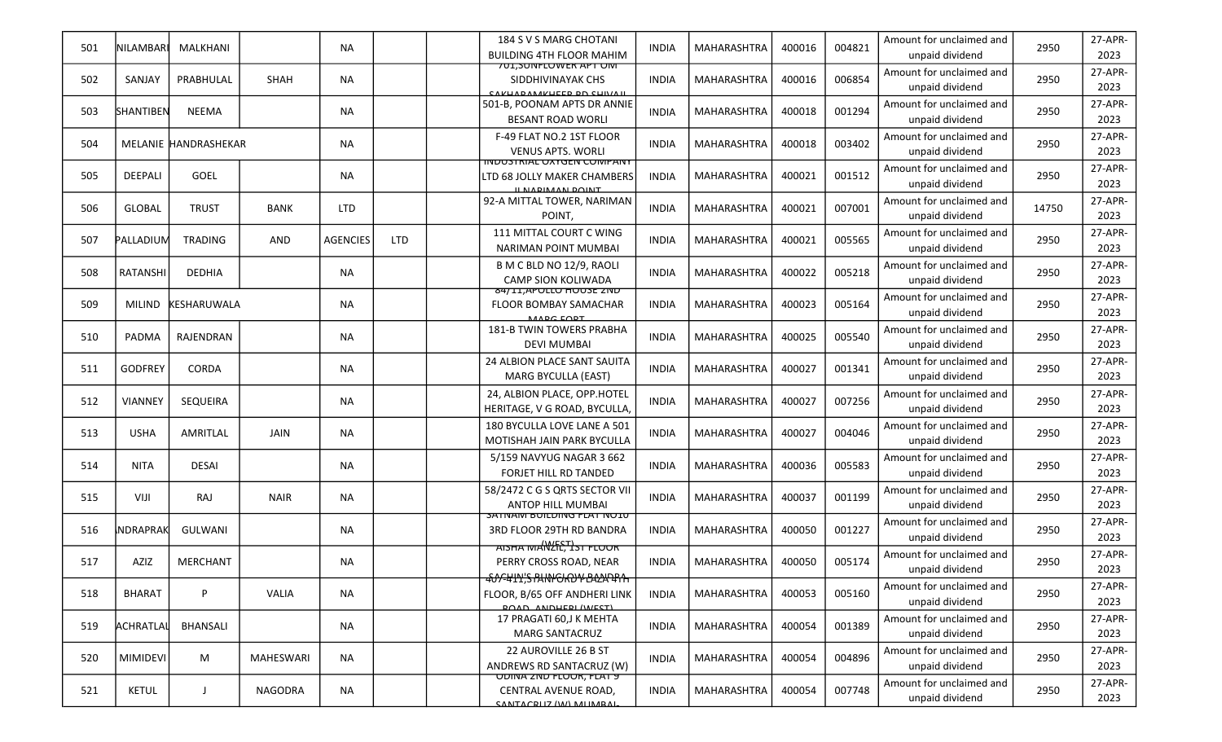| 501 | NILAMBARI | MALKHANI | | NA | | | 184 S V S MARG CHOTANI BUILDING 4TH FLOOR MAHIM | INDIA | MAHARASHTRA | 400016 | 004821 | Amount for unclaimed and unpaid dividend | 2950 | 27-APR-2023 |
|---|---|---|---|---|---|---|---|---|---|---|---|---|---|---|
| 502 | SANJAY | PRABHULAL | SHAH | NA | | | 701,SUNFLOWER APT OM SIDDHIVINAYAK CHS SAKHARAMKHEER RD SHIVAJI | INDIA | MAHARASHTRA | 400016 | 006854 | Amount for unclaimed and unpaid dividend | 2950 | 27-APR-2023 |
| 503 | SHANTIBEN | NEEMA | | NA | | | 501-B, POONAM APTS DR ANNIE BESANT ROAD WORLI | INDIA | MAHARASHTRA | 400018 | 001294 | Amount for unclaimed and unpaid dividend | 2950 | 27-APR-2023 |
| 504 | MELANIE | HANDRASHEKAR | | NA | | | F-49 FLAT NO.2 1ST FLOOR VENUS APTS. WORLI | INDIA | MAHARASHTRA | 400018 | 003402 | Amount for unclaimed and unpaid dividend | 2950 | 27-APR-2023 |
| 505 | DEEPALI | GOEL | | NA | | | INDUSTRIAL OXYGEN COMPANY LTD 68 JOLLY MAKER CHAMBERS II NARIMAN POINT | INDIA | MAHARASHTRA | 400021 | 001512 | Amount for unclaimed and unpaid dividend | 2950 | 27-APR-2023 |
| 506 | GLOBAL | TRUST | BANK | LTD | | | 92-A MITTAL TOWER, NARIMAN POINT, | INDIA | MAHARASHTRA | 400021 | 007001 | Amount for unclaimed and unpaid dividend | 14750 | 27-APR-2023 |
| 507 | PALLADIUM | TRADING | AND | AGENCIES | LTD | | 111 MITTAL COURT C WING NARIMAN POINT MUMBAI | INDIA | MAHARASHTRA | 400021 | 005565 | Amount for unclaimed and unpaid dividend | 2950 | 27-APR-2023 |
| 508 | RATANSHI | DEDHIA | | NA | | | B M C BLD NO 12/9, RAOLI CAMP SION KOLIWADA | INDIA | MAHARASHTRA | 400022 | 005218 | Amount for unclaimed and unpaid dividend | 2950 | 27-APR-2023 |
| 509 | MILIND | KESHARUWALA | | NA | | | 84/11,APOLLO HOUSE 2ND FLOOR BOMBAY SAMACHAR MARG FORT | INDIA | MAHARASHTRA | 400023 | 005164 | Amount for unclaimed and unpaid dividend | 2950 | 27-APR-2023 |
| 510 | PADMA | RAJENDRAN | | NA | | | 181-B TWIN TOWERS PRABHA DEVI MUMBAI | INDIA | MAHARASHTRA | 400025 | 005540 | Amount for unclaimed and unpaid dividend | 2950 | 27-APR-2023 |
| 511 | GODFREY | CORDA | | NA | | | 24 ALBION PLACE SANT SAUITA MARG BYCULLA (EAST) | INDIA | MAHARASHTRA | 400027 | 001341 | Amount for unclaimed and unpaid dividend | 2950 | 27-APR-2023 |
| 512 | VIANNEY | SEQUEIRA | | NA | | | 24, ALBION PLACE, OPP.HOTEL HERITAGE, V G ROAD, BYCULLA, | INDIA | MAHARASHTRA | 400027 | 007256 | Amount for unclaimed and unpaid dividend | 2950 | 27-APR-2023 |
| 513 | USHA | AMRITLAL | JAIN | NA | | | 180 BYCULLA LOVE LANE A 501 MOTISHAH JAIN PARK BYCULLA | INDIA | MAHARASHTRA | 400027 | 004046 | Amount for unclaimed and unpaid dividend | 2950 | 27-APR-2023 |
| 514 | NITA | DESAI | | NA | | | 5/159 NAVYUG NAGAR 3 662 FORJET HILL RD TANDED | INDIA | MAHARASHTRA | 400036 | 005583 | Amount for unclaimed and unpaid dividend | 2950 | 27-APR-2023 |
| 515 | VIJI | RAJ | NAIR | NA | | | 58/2472 C G S QRTS SECTOR VII ANTOP HILL MUMBAI | INDIA | MAHARASHTRA | 400037 | 001199 | Amount for unclaimed and unpaid dividend | 2950 | 27-APR-2023 |
| 516 | INDRAPRAK | GULWANI | | NA | | | SATNAM BUILDING FLAT NO10 3RD FLOOR 29TH RD BANDRA (WEST) | INDIA | MAHARASHTRA | 400050 | 001227 | Amount for unclaimed and unpaid dividend | 2950 | 27-APR-2023 |
| 517 | AZIZ | MERCHANT | | NA | | | AISHA MANZIL, 1ST FLOOR PERRY CROSS ROAD, NEAR SACHIN'S BUNGLOW BANDRA | INDIA | MAHARASHTRA | 400050 | 005174 | Amount for unclaimed and unpaid dividend | 2950 | 27-APR-2023 |
| 518 | BHARAT | P | VALIA | NA | | | 407-411,STANFORD PLAZA 4TH FLOOR, B/65 OFF ANDHERI LINK ROAD, ANDHERI (WEST) | INDIA | MAHARASHTRA | 400053 | 005160 | Amount for unclaimed and unpaid dividend | 2950 | 27-APR-2023 |
| 519 | ACHRATLAL | BHANSALI | | NA | | | 17 PRAGATI 60,J K MEHTA MARG SANTACRUZ | INDIA | MAHARASHTRA | 400054 | 001389 | Amount for unclaimed and unpaid dividend | 2950 | 27-APR-2023 |
| 520 | MIMIDEVI | M | MAHESWARI | NA | | | 22 AUROVILLE 26 B ST ANDREWS RD SANTACRUZ (W) | INDIA | MAHARASHTRA | 400054 | 004896 | Amount for unclaimed and unpaid dividend | 2950 | 27-APR-2023 |
| 521 | KETUL | J | NAGODRA | NA | | | UDINA 2ND FLOOR, FLAT 9 CENTRAL AVENUE ROAD, SANTACRUZ (W) MUMBAI- | INDIA | MAHARASHTRA | 400054 | 007748 | Amount for unclaimed and unpaid dividend | 2950 | 27-APR-2023 |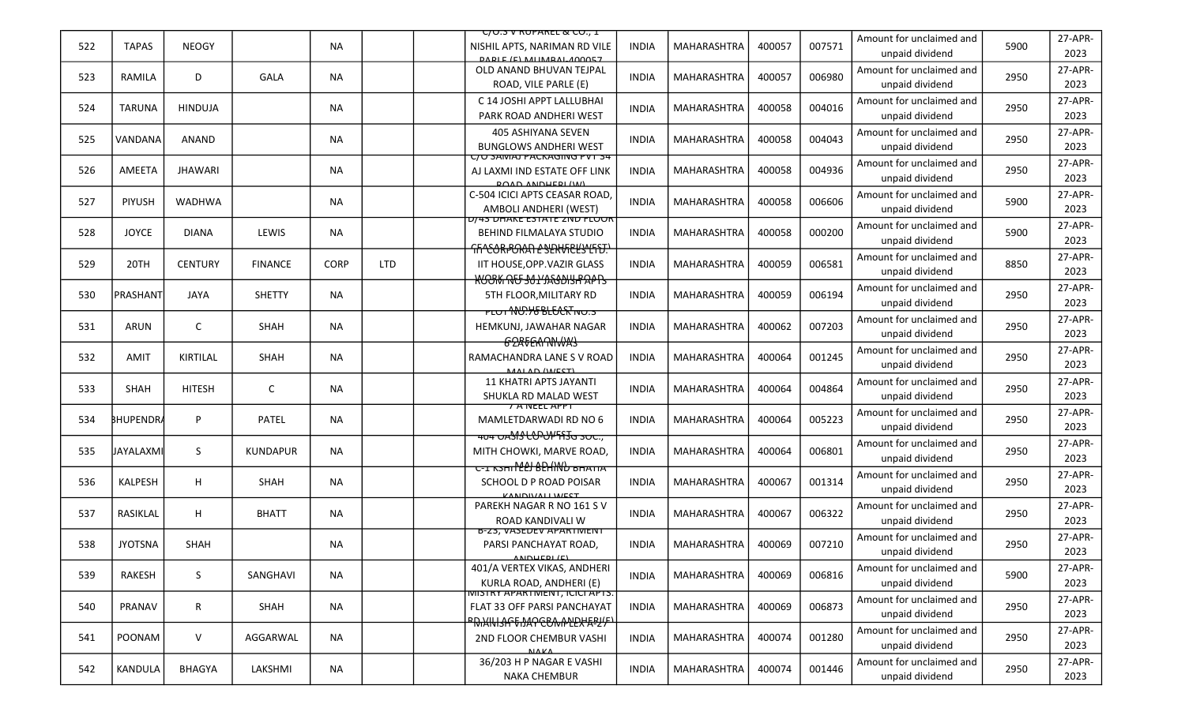| 522 | TAPAS | NEOGY | | NA | | | C/O.S V RUPAREL & CO., 1 NISHIL APTS, NARIMAN RD VILE PARLE (E) MUMBAI-400057 | INDIA | MAHARASHTRA | 400057 | 007571 | Amount for unclaimed and unpaid dividend | 5900 | 27-APR-2023 |
|---|---|---|---|---|---|---|---|---|---|---|---|---|---|---|
| 523 | RAMILA | D | GALA | NA | | | OLD ANAND BHUVAN TEJPAL ROAD, VILE PARLE (E) | INDIA | MAHARASHTRA | 400057 | 006980 | Amount for unclaimed and unpaid dividend | 2950 | 27-APR-2023 |
| 524 | TARUNA | HINDUJA | | NA | | | C 14 JOSHI APPT LALLUBHAI PARK ROAD ANDHERI WEST | INDIA | MAHARASHTRA | 400058 | 004016 | Amount for unclaimed and unpaid dividend | 2950 | 27-APR-2023 |
| 525 | VANDANA | ANAND | | NA | | | 405 ASHIYANA SEVEN BUNGLOWS ANDHERI WEST | INDIA | MAHARASHTRA | 400058 | 004043 | Amount for unclaimed and unpaid dividend | 2950 | 27-APR-2023 |
| 526 | AMEETA | JHAWARI | | NA | | | C/O SAMAJ PACKAGING PVT 34 AJ LAXMI IND ESTATE OFF LINK ROAD ANDHERI (W) | INDIA | MAHARASHTRA | 400058 | 004936 | Amount for unclaimed and unpaid dividend | 2950 | 27-APR-2023 |
| 527 | PIYUSH | WADHWA | | NA | | | C-504 ICICI APTS CEASAR ROAD, AMBOLI ANDHERI (WEST) | INDIA | MAHARASHTRA | 400058 | 006606 | Amount for unclaimed and unpaid dividend | 5900 | 27-APR-2023 |
| 528 | JOYCE | DIANA | LEWIS | NA | | | D/43 DHAKE ESTATE 2ND FLOOR BEHIND FILMALAYA STUDIO CEASAR ROAD ANDHERI WEST | INDIA | MAHARASHTRA | 400058 | 000200 | Amount for unclaimed and unpaid dividend | 5900 | 27-APR-2023 |
| 529 | 20TH | CENTURY | FINANCE | CORP | LTD | | IIT CORPORATE SERVICES LTD. IIT HOUSE,OPP.VAZIR GLASS WORK,OFF.M.V.ROAD | INDIA | MAHARASHTRA | 400059 | 006581 | Amount for unclaimed and unpaid dividend | 8850 | 27-APR-2023 |
| 530 | PRASHANT | JAYA | SHETTY | NA | | | ROOM NO 561 JAGDISH APTS 5TH FLOOR,MILITARY RD ANDHERI EAST | INDIA | MAHARASHTRA | 400059 | 006194 | Amount for unclaimed and unpaid dividend | 2950 | 27-APR-2023 |
| 531 | ARUN | C | SHAH | NA | | | PLOT NO.76 BLOCK NO.5 HEMKUNJ, JAWAHAR NAGAR GOREGAON (W) | INDIA | MAHARASHTRA | 400062 | 007203 | Amount for unclaimed and unpaid dividend | 2950 | 27-APR-2023 |
| 532 | AMIT | KIRTILAL | SHAH | NA | | | 6 ZAVERI NIWAS RAMACHANDRA LANE S V ROAD MALAD (WEST) | INDIA | MAHARASHTRA | 400064 | 001245 | Amount for unclaimed and unpaid dividend | 2950 | 27-APR-2023 |
| 533 | SHAH | HITESH | C | NA | | | 11 KHATRI APTS JAYANTI SHUKLA RD MALAD WEST | INDIA | MAHARASHTRA | 400064 | 004864 | Amount for unclaimed and unpaid dividend | 2950 | 27-APR-2023 |
| 534 | BHUPENDRA | P | PATEL | NA | | | 7 A NEEL APPT MAMLETDARWADI RD NO 6 MALAD WEST | INDIA | MAHARASHTRA | 400064 | 005223 | Amount for unclaimed and unpaid dividend | 2950 | 27-APR-2023 |
| 535 | JAYALAXMI | S | KUNDAPUR | NA | | | 404 OASIS CO-OP HSG SOC., MITH CHOWKI, MARVE ROAD, MALAD (W) | INDIA | MAHARASHTRA | 400064 | 006801 | Amount for unclaimed and unpaid dividend | 2950 | 27-APR-2023 |
| 536 | KALPESH | H | SHAH | NA | | | C-1 KSHITEEJ BEHIND BHATIA SCHOOL D P ROAD POISAR KANDIVALI WEST | INDIA | MAHARASHTRA | 400067 | 001314 | Amount for unclaimed and unpaid dividend | 2950 | 27-APR-2023 |
| 537 | RASIKLAL | H | BHATT | NA | | | PAREKH NAGAR R NO 161 S V ROAD KANDIVALI W | INDIA | MAHARASHTRA | 400067 | 006322 | Amount for unclaimed and unpaid dividend | 2950 | 27-APR-2023 |
| 538 | JYOTSNA | SHAH | | NA | | | B-23, VASUDEV APARTMENT PARSI PANCHAYAT ROAD, ANDHERI (E) | INDIA | MAHARASHTRA | 400069 | 007210 | Amount for unclaimed and unpaid dividend | 2950 | 27-APR-2023 |
| 539 | RAKESH | S | SANGHAVI | NA | | | 401/A VERTEX VIKAS, ANDHERI KURLA ROAD, ANDHERI (E) | INDIA | MAHARASHTRA | 400069 | 006816 | Amount for unclaimed and unpaid dividend | 5900 | 27-APR-2023 |
| 540 | PRANAV | R | SHAH | NA | | | MISTRY APARTMENT, ICICI APTS. FLAT 33 OFF PARSI PANCHAYAT RD VILLAGE MOGRA ANDHERI(E) | INDIA | MAHARASHTRA | 400069 | 006873 | Amount for unclaimed and unpaid dividend | 2950 | 27-APR-2023 |
| 541 | POONAM | V | AGGARWAL | NA | | | MANISH VIJAY COMPLEX A-27 2ND FLOOR CHEMBUR VASHI NAKA | INDIA | MAHARASHTRA | 400074 | 001280 | Amount for unclaimed and unpaid dividend | 2950 | 27-APR-2023 |
| 542 | KANDULA | BHAGYA | LAKSHMI | NA | | | 36/203 H P NAGAR E VASHI NAKA CHEMBUR | INDIA | MAHARASHTRA | 400074 | 001446 | Amount for unclaimed and unpaid dividend | 2950 | 27-APR-2023 |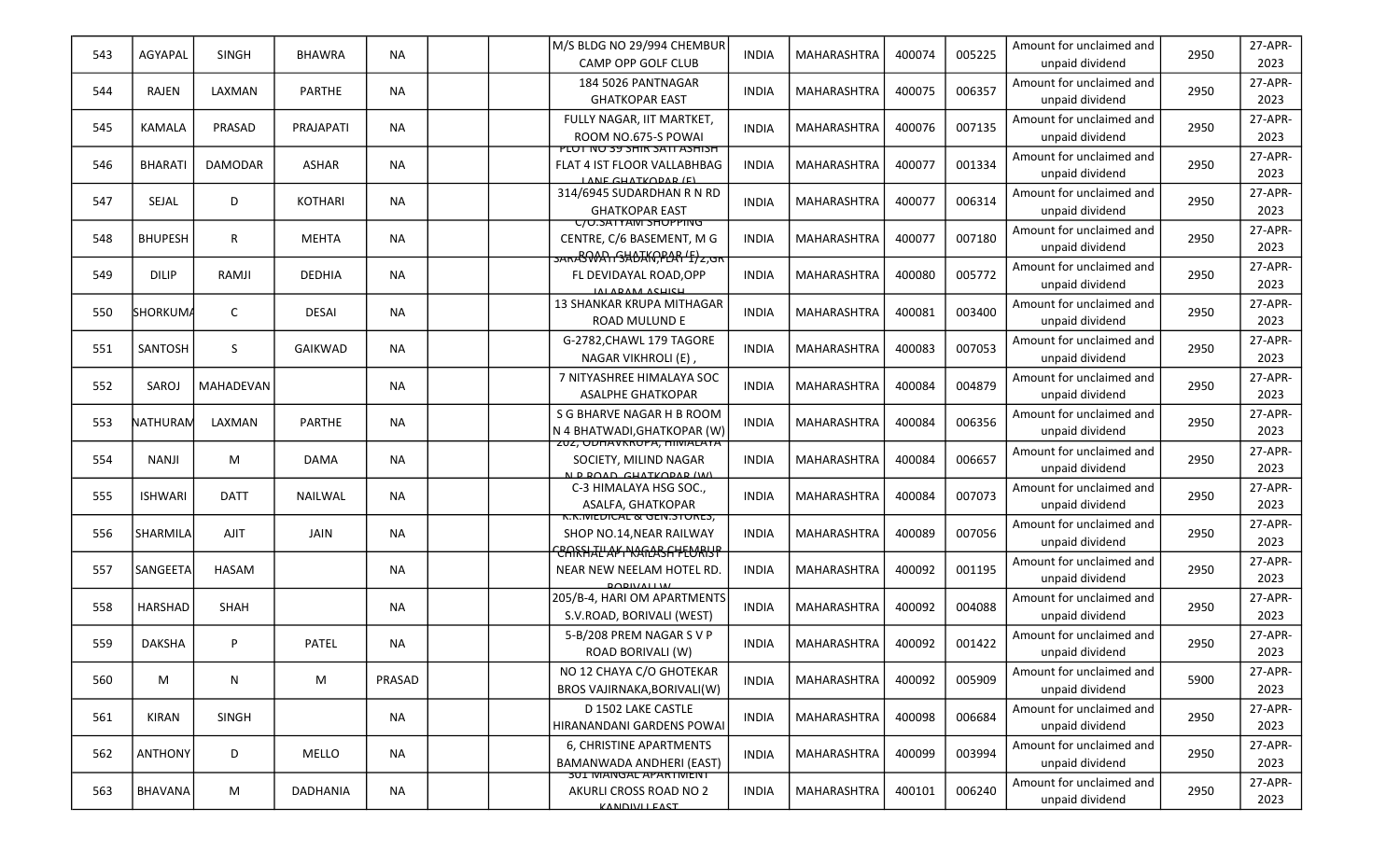| 543 | AGYAPAL | SINGH | BHAWRA | NA | | | M/S BLDG NO 29/994 CHEMBUR CAMP OPP GOLF CLUB | INDIA | MAHARASHTRA | 400074 | 005225 | Amount for unclaimed and unpaid dividend | 2950 | 27-APR-2023 |
|---|---|---|---|---|---|---|---|---|---|---|---|---|---|---|
| 544 | RAJEN | LAXMAN | PARTHE | NA | | | 184 5026 PANTNAGAR GHATKOPAR EAST | INDIA | MAHARASHTRA | 400075 | 006357 | Amount for unclaimed and unpaid dividend | 2950 | 27-APR-2023 |
| 545 | KAMALA | PRASAD | PRAJAPATI | NA | | | FULLY NAGAR, IIT MARTKET, ROOM NO.675-S POWAI | INDIA | MAHARASHTRA | 400076 | 007135 | Amount for unclaimed and unpaid dividend | 2950 | 27-APR-2023 |
| 546 | BHARATI | DAMODAR | ASHAR | NA | | | PLOT NO 59 SHIR SATI ASHISH FLAT 4 IST FLOOR VALLABHBAG LANE GHATKOPAR (E) | INDIA | MAHARASHTRA | 400077 | 001334 | Amount for unclaimed and unpaid dividend | 2950 | 27-APR-2023 |
| 547 | SEJAL | D | KOTHARI | NA | | | 314/6945 SUDARDHAN R N RD GHATKOPAR EAST | INDIA | MAHARASHTRA | 400077 | 006314 | Amount for unclaimed and unpaid dividend | 2950 | 27-APR-2023 |
| 548 | BHUPESH | R | MEHTA | NA | | | C/O.SATYAM SHOPPING CENTRE, C/6 BASEMENT, M G ROAD, GHATKOPAR (E) | INDIA | MAHARASHTRA | 400077 | 007180 | Amount for unclaimed and unpaid dividend | 2950 | 27-APR-2023 |
| 549 | DILIP | RAMJI | DEDHIA | NA | | | SARASWATI SADAN,FLAT 1/2,GR FL DEVIDAYAL ROAD,OPP JALARAM ASHISH | INDIA | MAHARASHTRA | 400080 | 005772 | Amount for unclaimed and unpaid dividend | 2950 | 27-APR-2023 |
| 550 | SHORKUMA | C | DESAI | NA | | | 13 SHANKAR KRUPA MITHAGAR ROAD MULUND E | INDIA | MAHARASHTRA | 400081 | 003400 | Amount for unclaimed and unpaid dividend | 2950 | 27-APR-2023 |
| 551 | SANTOSH | S | GAIKWAD | NA | | | G-2782,CHAWL 179 TAGORE NAGAR VIKHROLI (E) , | INDIA | MAHARASHTRA | 400083 | 007053 | Amount for unclaimed and unpaid dividend | 2950 | 27-APR-2023 |
| 552 | SAROJ | MAHADEVAN | | NA | | | 7 NITYASHREE HIMALAYA SOC ASALPHE GHATKOPAR | INDIA | MAHARASHTRA | 400084 | 004879 | Amount for unclaimed and unpaid dividend | 2950 | 27-APR-2023 |
| 553 | NATHURAM | LAXMAN | PARTHE | NA | | | S G BHARVE NAGAR H B ROOM N 4 BHATWADI,GHATKOPAR (W) | INDIA | MAHARASHTRA | 400084 | 006356 | Amount for unclaimed and unpaid dividend | 2950 | 27-APR-2023 |
| 554 | NANJI | M | DAMA | NA | | | 202, UDHAVKRUPA, HIMALAYA SOCIETY, MILIND NAGAR N P ROAD, GHATKOPAR (W) | INDIA | MAHARASHTRA | 400084 | 006657 | Amount for unclaimed and unpaid dividend | 2950 | 27-APR-2023 |
| 555 | ISHWARI | DATT | NAILWAL | NA | | | C-3 HIMALAYA HSG SOC., ASALFA, GHATKOPAR | INDIA | MAHARASHTRA | 400084 | 007073 | Amount for unclaimed and unpaid dividend | 2950 | 27-APR-2023 |
| 556 | SHARMILA | AJIT | JAIN | NA | | | K.K.MEDICAL & GEN.STORES, SHOP NO.14,NEAR RAILWAY CROSSING,KAILASH,CHEMBUR | INDIA | MAHARASHTRA | 400089 | 007056 | Amount for unclaimed and unpaid dividend | 2950 | 27-APR-2023 |
| 557 | SANGEETA | HASAM | | NA | | | CHIRHAL APT NAGAR FLORIST NEAR NEW NEELAM HOTEL RD. BORIVALI W | INDIA | MAHARASHTRA | 400092 | 001195 | Amount for unclaimed and unpaid dividend | 2950 | 27-APR-2023 |
| 558 | HARSHAD | SHAH | | NA | | | 205/B-4, HARI OM APARTMENTS S.V.ROAD, BORIVALI (WEST) | INDIA | MAHARASHTRA | 400092 | 004088 | Amount for unclaimed and unpaid dividend | 2950 | 27-APR-2023 |
| 559 | DAKSHA | P | PATEL | NA | | | 5-B/208 PREM NAGAR S V P ROAD BORIVALI (W) | INDIA | MAHARASHTRA | 400092 | 001422 | Amount for unclaimed and unpaid dividend | 2950 | 27-APR-2023 |
| 560 | M | N | M | PRASAD | | | NO 12 CHAYA C/O GHOTEKAR BROS VAJIRNAKA,BORIVALI(W) | INDIA | MAHARASHTRA | 400092 | 005909 | Amount for unclaimed and unpaid dividend | 5900 | 27-APR-2023 |
| 561 | KIRAN | SINGH | | NA | | | D 1502 LAKE CASTLE HIRANANDANI GARDENS POWAI | INDIA | MAHARASHTRA | 400098 | 006684 | Amount for unclaimed and unpaid dividend | 2950 | 27-APR-2023 |
| 562 | ANTHONY | D | MELLO | NA | | | 6, CHRISTINE APARTMENTS BAMANWADA ANDHERI (EAST) | INDIA | MAHARASHTRA | 400099 | 003994 | Amount for unclaimed and unpaid dividend | 2950 | 27-APR-2023 |
| 563 | BHAVANA | M | DADHANIA | NA | | | 301 MANGAL APARTMENT AKURLI CROSS ROAD NO 2 KANDIVLI EAST | INDIA | MAHARASHTRA | 400101 | 006240 | Amount for unclaimed and unpaid dividend | 2950 | 27-APR-2023 |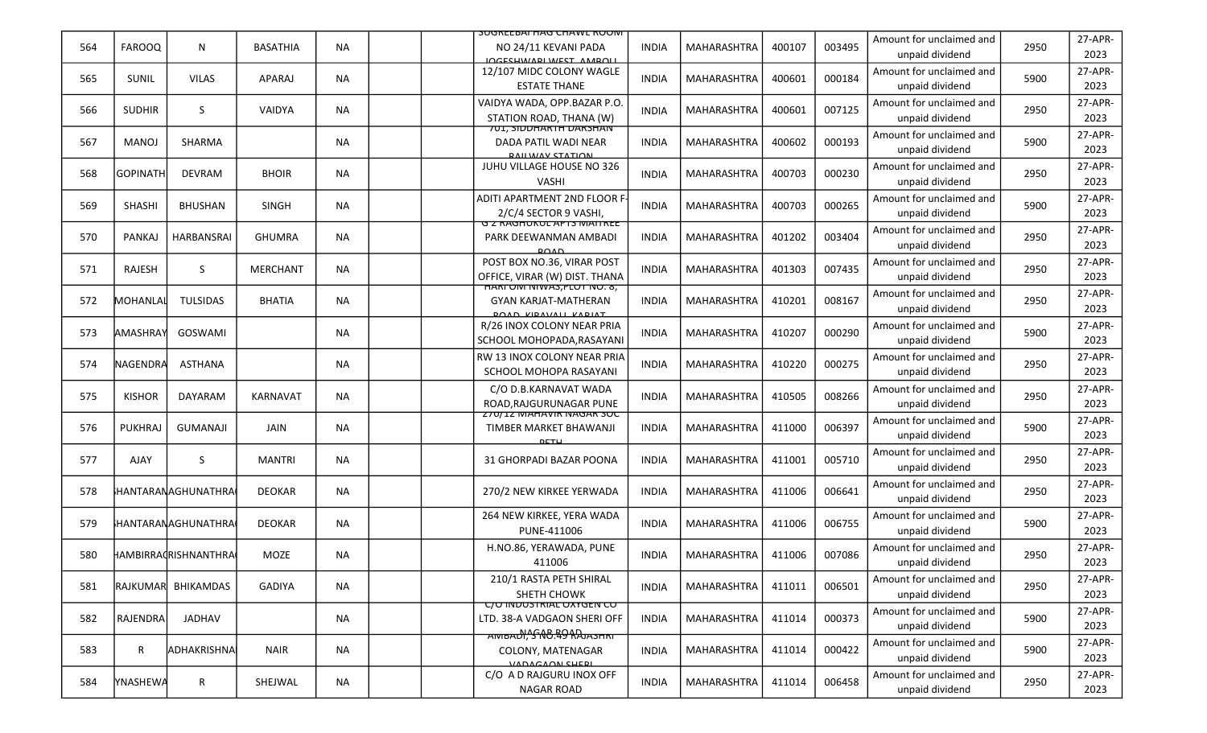| 564 | FAROOQ | N | BASATHIA | NA | | | SUGREEBAI HAG CHAWL ROOM NO 24/11 KEVANI PADA JOGESHWARI WEST AMBOLI | INDIA | MAHARASHTRA | 400107 | 003495 | Amount for unclaimed and unpaid dividend | 2950 | 27-APR-2023 |
|---|---|---|---|---|---|---|---|---|---|---|---|---|---|---|
| 565 | SUNIL | VILAS | APARAJ | NA | | | 12/107 MIDC COLONY WAGLE ESTATE THANE | INDIA | MAHARASHTRA | 400601 | 000184 | Amount for unclaimed and unpaid dividend | 5900 | 27-APR-2023 |
| 566 | SUDHIR | S | VAIDYA | NA | | | VAIDYA WADA, OPP.BAZAR P.O. STATION ROAD, THANA (W) | INDIA | MAHARASHTRA | 400601 | 007125 | Amount for unclaimed and unpaid dividend | 2950 | 27-APR-2023 |
| 567 | MANOJ | SHARMA | | NA | | | 701, SIDDHARTH DARSHAN DADA PATIL WADI NEAR RAILWAY STATION | INDIA | MAHARASHTRA | 400602 | 000193 | Amount for unclaimed and unpaid dividend | 5900 | 27-APR-2023 |
| 568 | GOPINATH | DEVRAM | BHOIR | NA | | | JUHU VILLAGE HOUSE NO 326 VASHI | INDIA | MAHARASHTRA | 400703 | 000230 | Amount for unclaimed and unpaid dividend | 2950 | 27-APR-2023 |
| 569 | SHASHI | BHUSHAN | SINGH | NA | | | ADITI APARTMENT 2ND FLOOR F-2/C/4 SECTOR 9 VASHI, | INDIA | MAHARASHTRA | 400703 | 000265 | Amount for unclaimed and unpaid dividend | 5900 | 27-APR-2023 |
| 570 | PANKAJ | HARBANSRAI | GHUMRA | NA | | | G 2 RAGHUKUL APTS MAITREE PARK DEEWANMAN AMBADI ROAD | INDIA | MAHARASHTRA | 401202 | 003404 | Amount for unclaimed and unpaid dividend | 2950 | 27-APR-2023 |
| 571 | RAJESH | S | MERCHANT | NA | | | POST BOX NO.36, VIRAR POST OFFICE, VIRAR (W) DIST. THANA | INDIA | MAHARASHTRA | 401303 | 007435 | Amount for unclaimed and unpaid dividend | 2950 | 27-APR-2023 |
| 572 | MOHANLAL | TULSIDAS | BHATIA | NA | | | HARI OM NIWAS,PLOT NO. 8, GYAN KARJAT-MATHERAN ROAD, KIRAVALI, KARJAT | INDIA | MAHARASHTRA | 410201 | 008167 | Amount for unclaimed and unpaid dividend | 2950 | 27-APR-2023 |
| 573 | AMASHRAY | GOSWAMI | | NA | | | R/26 INOX COLONY NEAR PRIA SCHOOL MOHOPADA,RASAYANI | INDIA | MAHARASHTRA | 410207 | 000290 | Amount for unclaimed and unpaid dividend | 5900 | 27-APR-2023 |
| 574 | NAGENDRA | ASTHANA | | NA | | | RW 13 INOX COLONY NEAR PRIA SCHOOL MOHOPA RASAYANI | INDIA | MAHARASHTRA | 410220 | 000275 | Amount for unclaimed and unpaid dividend | 2950 | 27-APR-2023 |
| 575 | KISHOR | DAYARAM | KARNAVAT | NA | | | C/O D.B.KARNAVAT WADA ROAD,RAJGURUNAGAR PUNE | INDIA | MAHARASHTRA | 410505 | 008266 | Amount for unclaimed and unpaid dividend | 2950 | 27-APR-2023 |
| 576 | PUKHRAJ | GUMANAJI | JAIN | NA | | | 270/12 MAHAVIR NAGAR SOC TIMBER MARKET BHAWANJI PETH | INDIA | MAHARASHTRA | 411000 | 006397 | Amount for unclaimed and unpaid dividend | 5900 | 27-APR-2023 |
| 577 | AJAY | S | MANTRI | NA | | | 31 GHORPADI BAZAR POONA | INDIA | MAHARASHTRA | 411001 | 005710 | Amount for unclaimed and unpaid dividend | 2950 | 27-APR-2023 |
| 578 | HANTARAN | AGHUNATHRA | DEOKAR | NA | | | 270/2 NEW KIRKEE YERWADA | INDIA | MAHARASHTRA | 411006 | 006641 | Amount for unclaimed and unpaid dividend | 2950 | 27-APR-2023 |
| 579 | HANTARAN | AGHUNATHRA | DEOKAR | NA | | | 264 NEW KIRKEE, YERA WADA PUNE-411006 | INDIA | MAHARASHTRA | 411006 | 006755 | Amount for unclaimed and unpaid dividend | 5900 | 27-APR-2023 |
| 580 | HAMBIRRA | RISHNANTHRA | MOZE | NA | | | H.NO.86, YERAWADA, PUNE 411006 | INDIA | MAHARASHTRA | 411006 | 007086 | Amount for unclaimed and unpaid dividend | 2950 | 27-APR-2023 |
| 581 | RAJKUMAR | BHIKAMDAS | GADIYA | NA | | | 210/1 RASTA PETH SHIRAL SHETH CHOWK | INDIA | MAHARASHTRA | 411011 | 006501 | Amount for unclaimed and unpaid dividend | 2950 | 27-APR-2023 |
| 582 | RAJENDRA | JADHAV | | NA | | | C/O INDUSTRIAL OXYGEN CO LTD. 38-A VADGAON SHERI OFF NAGAR ROAD | INDIA | MAHARASHTRA | 411014 | 000373 | Amount for unclaimed and unpaid dividend | 5900 | 27-APR-2023 |
| 583 | R | ADHAKRISHNA | NAIR | NA | | | AMBADI, S NO.49 RAJASHRI COLONY, MATENAGAR VADAGAON SHERI | INDIA | MAHARASHTRA | 411014 | 000422 | Amount for unclaimed and unpaid dividend | 5900 | 27-APR-2023 |
| 584 | YNASHEWA | R | SHEJWAL | NA | | | C/O A D RAJGURU INOX OFF NAGAR ROAD | INDIA | MAHARASHTRA | 411014 | 006458 | Amount for unclaimed and unpaid dividend | 2950 | 27-APR-2023 |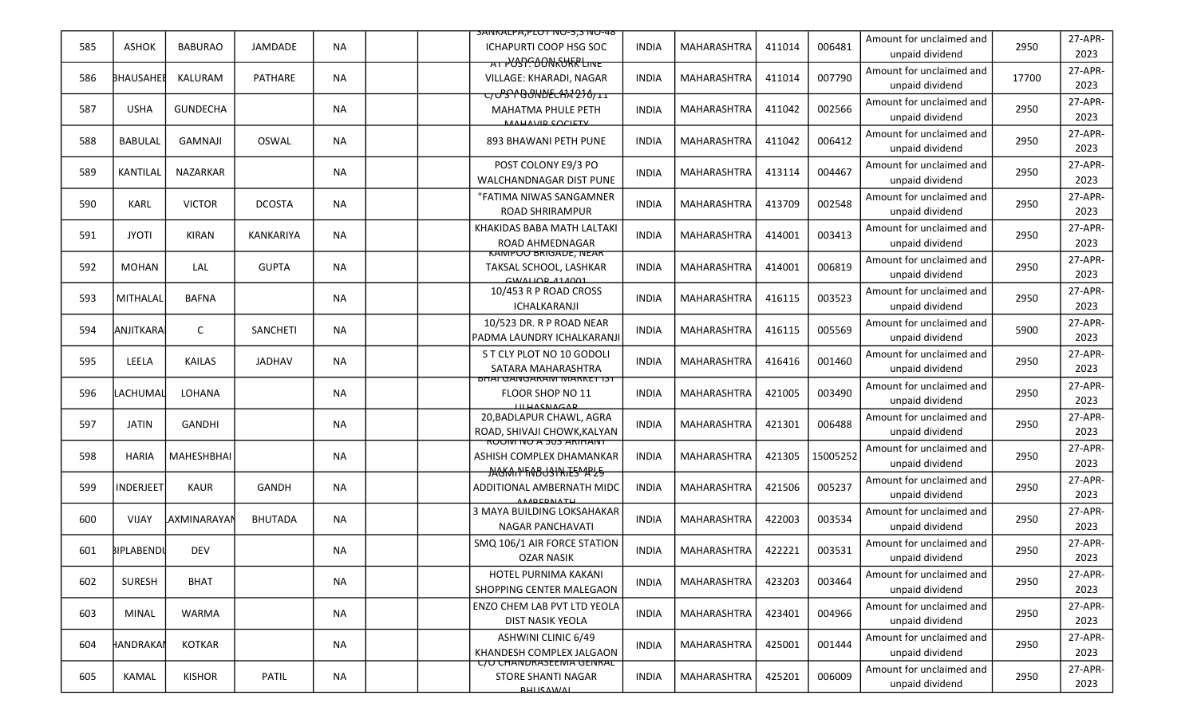| 585 | ASHOK | BABURAO | JAMDADE | NA | | | SANKALPA,PLOT NO-5,S NO-48 ICHAPURTI COOP HSG SOC | INDIA | MAHARASHTRA | 411014 | 006481 | Amount for unclaimed and unpaid dividend | 2950 | 27-APR-2023 |
|---|---|---|---|---|---|---|---|---|---|---|---|---|---|---|
| 586 | BHAUSAHEB | KALURAM | PATHARE | NA | | | AT POST: DONKORK LINE VILLAGE: KHARADI, NAGAR | INDIA | MAHARASHTRA | 411014 | 007790 | Amount for unclaimed and unpaid dividend | 17700 | 27-APR-2023 |
| 587 | USHA | GUNDECHA | | NA | | | C/O S P GUNDECHA 210/11 MAHATMA PHULE PETH MAHAVIR SOCIETY | INDIA | MAHARASHTRA | 411042 | 002566 | Amount for unclaimed and unpaid dividend | 2950 | 27-APR-2023 |
| 588 | BABULAL | GAMNAJI | OSWAL | NA | | | 893 BHAWANI PETH PUNE | INDIA | MAHARASHTRA | 411042 | 006412 | Amount for unclaimed and unpaid dividend | 2950 | 27-APR-2023 |
| 589 | KANTILAL | NAZARKAR | | NA | | | POST COLONY E9/3 PO WALCHANDNAGAR DIST PUNE | INDIA | MAHARASHTRA | 413114 | 004467 | Amount for unclaimed and unpaid dividend | 2950 | 27-APR-2023 |
| 590 | KARL | VICTOR | DCOSTA | NA | | | "FATIMA NIWAS SANGAMNER ROAD SHRIRAMPUR | INDIA | MAHARASHTRA | 413709 | 002548 | Amount for unclaimed and unpaid dividend | 2950 | 27-APR-2023 |
| 591 | JYOTI | KIRAN | KANKARIYA | NA | | | KHAKIDAS BABA MATH LALTAKI ROAD AHMEDNAGAR | INDIA | MAHARASHTRA | 414001 | 003413 | Amount for unclaimed and unpaid dividend | 2950 | 27-APR-2023 |
| 592 | MOHAN | LAL | GUPTA | NA | | | KAMPOO BRIGADE, NEAR TAKSAL SCHOOL, LASHKAR GWALIOR-414001 | INDIA | MAHARASHTRA | 414001 | 006819 | Amount for unclaimed and unpaid dividend | 2950 | 27-APR-2023 |
| 593 | MITHALAL | BAFNA | | NA | | | 10/453 R P ROAD CROSS ICHALKARANJI | INDIA | MAHARASHTRA | 416115 | 003523 | Amount for unclaimed and unpaid dividend | 2950 | 27-APR-2023 |
| 594 | ANJITKARA | C | SANCHETI | NA | | | 10/523 DR. R P ROAD NEAR PADMA LAUNDRY ICHALKARANJI | INDIA | MAHARASHTRA | 416115 | 005569 | Amount for unclaimed and unpaid dividend | 5900 | 27-APR-2023 |
| 595 | LEELA | KAILAS | JADHAV | NA | | | S T CLY PLOT NO 10 GODOLI SATARA MAHARASHTRA | INDIA | MAHARASHTRA | 416416 | 001460 | Amount for unclaimed and unpaid dividend | 2950 | 27-APR-2023 |
| 596 | LACHUMAL | LOHANA | | NA | | | BHAI GANGARAM MARKET IST FLOOR SHOP NO 11 ULHASNAGAR | INDIA | MAHARASHTRA | 421005 | 003490 | Amount for unclaimed and unpaid dividend | 2950 | 27-APR-2023 |
| 597 | JATIN | GANDHI | | NA | | | 20,BADLAPUR CHAWL, AGRA ROAD, SHIVAJI CHOWK,KALYAN | INDIA | MAHARASHTRA | 421301 | 006488 | Amount for unclaimed and unpaid dividend | 2950 | 27-APR-2023 |
| 598 | HARIA | MAHESHBHAI | | NA | | | ROOM NO A 503 ARIHANT ASHISH COMPLEX DHAMANKAR NAKA,NEAR JAIN TEMPLE | INDIA | MAHARASHTRA | 421305 | 15005252 | Amount for unclaimed and unpaid dividend | 2950 | 27-APR-2023 |
| 599 | INDERJEET | KAUR | GANDH | NA | | | JAGMIT INDUSTRIES A-29 ADDITIONAL AMBERNATH MIDC AMBERNATH | INDIA | MAHARASHTRA | 421506 | 005237 | Amount for unclaimed and unpaid dividend | 2950 | 27-APR-2023 |
| 600 | VIJAY | LAXMINARAYAN | BHUTADA | NA | | | 3 MAYA BUILDING LOKSAHAKAR NAGAR PANCHAVATI | INDIA | MAHARASHTRA | 422003 | 003534 | Amount for unclaimed and unpaid dividend | 2950 | 27-APR-2023 |
| 601 | BIPLABENDU | DEV | | NA | | | SMQ 106/1 AIR FORCE STATION OZAR NASIK | INDIA | MAHARASHTRA | 422221 | 003531 | Amount for unclaimed and unpaid dividend | 2950 | 27-APR-2023 |
| 602 | SURESH | BHAT | | NA | | | HOTEL PURNIMA KAKANI SHOPPING CENTER MALEGAON | INDIA | MAHARASHTRA | 423203 | 003464 | Amount for unclaimed and unpaid dividend | 2950 | 27-APR-2023 |
| 603 | MINAL | WARMA | | NA | | | ENZO CHEM LAB PVT LTD YEOLA DIST NASIK YEOLA | INDIA | MAHARASHTRA | 423401 | 004966 | Amount for unclaimed and unpaid dividend | 2950 | 27-APR-2023 |
| 604 | HANDRAKAN | KOTKAR | | NA | | | ASHWINI CLINIC 6/49 KHANDESH COMPLEX JALGAON | INDIA | MAHARASHTRA | 425001 | 001444 | Amount for unclaimed and unpaid dividend | 2950 | 27-APR-2023 |
| 605 | KAMAL | KISHOR | PATIL | NA | | | C/O CHANDRASEEMA GENRAL STORE SHANTI NAGAR BHUSAWAL | INDIA | MAHARASHTRA | 425201 | 006009 | Amount for unclaimed and unpaid dividend | 2950 | 27-APR-2023 |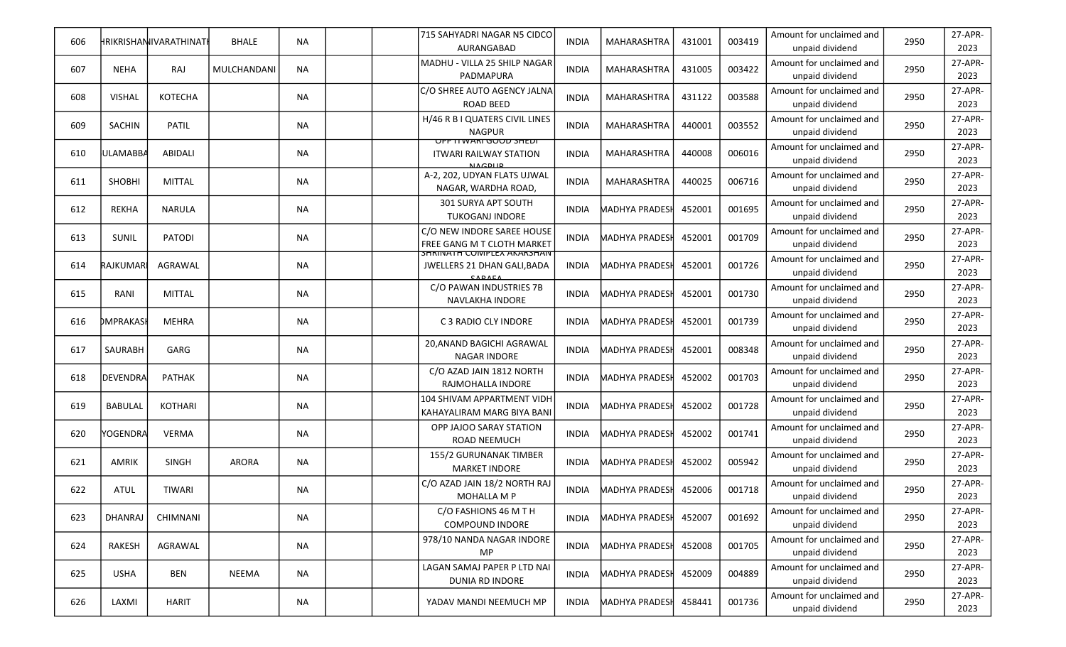| | | | | | | | | | | | | | | |
|---|---|---|---|---|---|---|---|---|---|---|---|---|---|---|
| 606 | HRIKRISHAN | IVARATHINATH | BHALE | NA | | | 715 SAHYADRI NAGAR N5 CIDCO AURANGABAD | INDIA | MAHARASHTRA | 431001 | 003419 | Amount for unclaimed and unpaid dividend | 2950 | 27-APR-2023 |
| 607 | NEHA | RAJ | MULCHANDANI | NA | | | MADHU - VILLA 25 SHILP NAGAR PADMAPURA | INDIA | MAHARASHTRA | 431005 | 003422 | Amount for unclaimed and unpaid dividend | 2950 | 27-APR-2023 |
| 608 | VISHAL | KOTECHA | | NA | | | C/O SHREE AUTO AGENCY JALNA ROAD BEED | INDIA | MAHARASHTRA | 431122 | 003588 | Amount for unclaimed and unpaid dividend | 2950 | 27-APR-2023 |
| 609 | SACHIN | PATIL | | NA | | | H/46 R B I QUATERS CIVIL LINES NAGPUR | INDIA | MAHARASHTRA | 440001 | 003552 | Amount for unclaimed and unpaid dividend | 2950 | 27-APR-2023 |
| 610 | ULAMABBA | ABIDALI | | NA | | | OPP ITWARI GOOD SHEDI ITWARI RAILWAY STATION NAGPUR | INDIA | MAHARASHTRA | 440008 | 006016 | Amount for unclaimed and unpaid dividend | 2950 | 27-APR-2023 |
| 611 | SHOBHI | MITTAL | | NA | | | A-2, 202, UDYAN FLATS UJWAL NAGAR, WARDHA ROAD, | INDIA | MAHARASHTRA | 440025 | 006716 | Amount for unclaimed and unpaid dividend | 2950 | 27-APR-2023 |
| 612 | REKHA | NARULA | | NA | | | 301 SURYA APT SOUTH TUKOGANJ INDORE | INDIA | MADHYA PRADESH | 452001 | 001695 | Amount for unclaimed and unpaid dividend | 2950 | 27-APR-2023 |
| 613 | SUNIL | PATODI | | NA | | | C/O NEW INDORE SAREE HOUSE FREE GANG M T CLOTH MARKET | INDIA | MADHYA PRADESH | 452001 | 001709 | Amount for unclaimed and unpaid dividend | 2950 | 27-APR-2023 |
| 614 | RAJKUMARI | AGRAWAL | | NA | | | SHRINATH COMPLEX AKASHAN JWELLERS 21 DHAN GALI,BADA SARAFA | INDIA | MADHYA PRADESH | 452001 | 001726 | Amount for unclaimed and unpaid dividend | 2950 | 27-APR-2023 |
| 615 | RANI | MITTAL | | NA | | | C/O PAWAN INDUSTRIES 7B NAVLAKHA INDORE | INDIA | MADHYA PRADESH | 452001 | 001730 | Amount for unclaimed and unpaid dividend | 2950 | 27-APR-2023 |
| 616 | OMPRAKASH | MEHRA | | NA | | | C 3 RADIO CLY INDORE | INDIA | MADHYA PRADESH | 452001 | 001739 | Amount for unclaimed and unpaid dividend | 2950 | 27-APR-2023 |
| 617 | SAURABH | GARG | | NA | | | 20,ANAND BAGICHI AGRAWAL NAGAR INDORE | INDIA | MADHYA PRADESH | 452001 | 008348 | Amount for unclaimed and unpaid dividend | 2950 | 27-APR-2023 |
| 618 | DEVENDRA | PATHAK | | NA | | | C/O AZAD JAIN 1812 NORTH RAJMOHALLA INDORE | INDIA | MADHYA PRADESH | 452002 | 001703 | Amount for unclaimed and unpaid dividend | 2950 | 27-APR-2023 |
| 619 | BABULAL | KOTHARI | | NA | | | 104 SHIVAM APPARTMENT VIDH KAHAYALIRAM MARG BIYA BANI | INDIA | MADHYA PRADESH | 452002 | 001728 | Amount for unclaimed and unpaid dividend | 2950 | 27-APR-2023 |
| 620 | YOGENDRA | VERMA | | NA | | | OPP JAJOO SARAY STATION ROAD NEEMUCH | INDIA | MADHYA PRADESH | 452002 | 001741 | Amount for unclaimed and unpaid dividend | 2950 | 27-APR-2023 |
| 621 | AMRIK | SINGH | ARORA | NA | | | 155/2 GURUNANAK TIMBER MARKET INDORE | INDIA | MADHYA PRADESH | 452002 | 005942 | Amount for unclaimed and unpaid dividend | 2950 | 27-APR-2023 |
| 622 | ATUL | TIWARI | | NA | | | C/O AZAD JAIN 18/2 NORTH RAJ MOHALLA M P | INDIA | MADHYA PRADESH | 452006 | 001718 | Amount for unclaimed and unpaid dividend | 2950 | 27-APR-2023 |
| 623 | DHANRAJ | CHIMNANI | | NA | | | C/O FASHIONS 46 M T H COMPOUND INDORE | INDIA | MADHYA PRADESH | 452007 | 001692 | Amount for unclaimed and unpaid dividend | 2950 | 27-APR-2023 |
| 624 | RAKESH | AGRAWAL | | NA | | | 978/10 NANDA NAGAR INDORE MP | INDIA | MADHYA PRADESH | 452008 | 001705 | Amount for unclaimed and unpaid dividend | 2950 | 27-APR-2023 |
| 625 | USHA | BEN | NEEMA | NA | | | LAGAN SAMAJ PAPER P LTD NAI DUNIA RD INDORE | INDIA | MADHYA PRADESH | 452009 | 004889 | Amount for unclaimed and unpaid dividend | 2950 | 27-APR-2023 |
| 626 | LAXMI | HARIT | | NA | | | YADAV MANDI NEEMUCH MP | INDIA | MADHYA PRADESH | 458441 | 001736 | Amount for unclaimed and unpaid dividend | 2950 | 27-APR-2023 |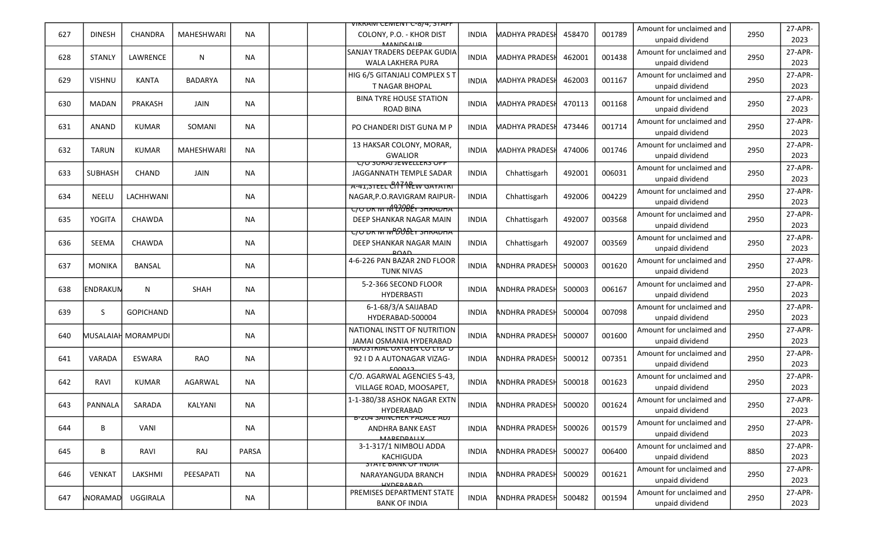| 627 | DINESH | CHANDRA | MAHESHWARI | NA | | | VIKRAM CEMENT C-8/4, STAFF COLONY, P.O. - KHOR DIST MANDSAUR | INDIA | MADHYA PRADESH | 458470 | 001789 | Amount for unclaimed and unpaid dividend | 2950 | 27-APR-2023 |
|---|---|---|---|---|---|---|---|---|---|---|---|---|---|---|
| 628 | STANLY | LAWRENCE | N | NA | | | SANJAY TRADERS DEEPAK GUDIA WALA LAKHERA PURA | INDIA | MADHYA PRADESH | 462001 | 001438 | Amount for unclaimed and unpaid dividend | 2950 | 27-APR-2023 |
| 629 | VISHNU | KANTA | BADARYA | NA | | | HIG 6/5 GITANJALI COMPLEX S T T NAGAR BHOPAL | INDIA | MADHYA PRADESH | 462003 | 001167 | Amount for unclaimed and unpaid dividend | 2950 | 27-APR-2023 |
| 630 | MADAN | PRAKASH | JAIN | NA | | | BINA TYRE HOUSE STATION ROAD BINA | INDIA | MADHYA PRADESH | 470113 | 001168 | Amount for unclaimed and unpaid dividend | 2950 | 27-APR-2023 |
| 631 | ANAND | KUMAR | SOMANI | NA | | | PO CHANDERI DIST GUNA M P | INDIA | MADHYA PRADESH | 473446 | 001714 | Amount for unclaimed and unpaid dividend | 2950 | 27-APR-2023 |
| 632 | TARUN | KUMAR | MAHESHWARI | NA | | | 13 HAKSAR COLONY, MORAR, GWALIOR | INDIA | MADHYA PRADESH | 474006 | 001746 | Amount for unclaimed and unpaid dividend | 2950 | 27-APR-2023 |
| 633 | SUBHASH | CHAND | JAIN | NA | | | C/O SURAJ JEWELLERS OPP JAGGANNATH TEMPLE SADAR BAZAR | INDIA | Chhattisgarh | 492001 | 006031 | Amount for unclaimed and unpaid dividend | 2950 | 27-APR-2023 |
| 634 | NEELU | LACHHWANI | | NA | | | A-41,STEEL CITY NEW GAYATRI NAGAR,P.O.RAVIGRAM RAIPUR-492006 | INDIA | Chhattisgarh | 492006 | 004229 | Amount for unclaimed and unpaid dividend | 2950 | 27-APR-2023 |
| 635 | YOGITA | CHAWDA | | NA | | | C/O DR M M DUBEY SHRADHA DEEP SHANKAR NAGAR MAIN ROAD | INDIA | Chhattisgarh | 492007 | 003568 | Amount for unclaimed and unpaid dividend | 2950 | 27-APR-2023 |
| 636 | SEEMA | CHAWDA | | NA | | | C/O DR M M DUBEY SHRADHA DEEP SHANKAR NAGAR MAIN ROAD | INDIA | Chhattisgarh | 492007 | 003569 | Amount for unclaimed and unpaid dividend | 2950 | 27-APR-2023 |
| 637 | MONIKA | BANSAL | | NA | | | 4-6-226 PAN BAZAR 2ND FLOOR TUNK NIVAS | INDIA | ANDHRA PRADESH | 500003 | 001620 | Amount for unclaimed and unpaid dividend | 2950 | 27-APR-2023 |
| 638 | ENDRAKUM | N | SHAH | NA | | | 5-2-366 SECOND FLOOR HYDERBASTI | INDIA | ANDHRA PRADESH | 500003 | 006167 | Amount for unclaimed and unpaid dividend | 2950 | 27-APR-2023 |
| 639 | S | GOPICHAND | | NA | | | 6-1-68/3/A SAIJABAD HYDERABAD-500004 | INDIA | ANDHRA PRADESH | 500004 | 007098 | Amount for unclaimed and unpaid dividend | 2950 | 27-APR-2023 |
| 640 | MUSALAIAH | MORAMPUDI | | NA | | | NATIONAL INSTT OF NUTRITION JAMAI OSMANIA HYDERABAD | INDIA | ANDHRA PRADESH | 500007 | 001600 | Amount for unclaimed and unpaid dividend | 2950 | 27-APR-2023 |
| 641 | VARADA | ESWARA | RAO | NA | | | INDUSTRIAL OXYGEN CO LTD D 92 I D A AUTONAGAR VIZAG-500012 | INDIA | ANDHRA PRADESH | 500012 | 007351 | Amount for unclaimed and unpaid dividend | 2950 | 27-APR-2023 |
| 642 | RAVI | KUMAR | AGARWAL | NA | | | C/O. AGARWAL AGENCIES 5-43, VILLAGE ROAD, MOOSAPET, | INDIA | ANDHRA PRADESH | 500018 | 001623 | Amount for unclaimed and unpaid dividend | 2950 | 27-APR-2023 |
| 643 | PANNALA | SARADA | KALYANI | NA | | | 1-1-380/38 ASHOK NAGAR EXTN HYDERABAD | INDIA | ANDHRA PRADESH | 500020 | 001624 | Amount for unclaimed and unpaid dividend | 2950 | 27-APR-2023 |
| 644 | B | VANI | | NA | | | B-204 SAINCHER PALACE ADJ ANDHRA BANK EAST MAREDPALLY | INDIA | ANDHRA PRADESH | 500026 | 001579 | Amount for unclaimed and unpaid dividend | 2950 | 27-APR-2023 |
| 645 | B | RAVI | RAJ | PARSA | | | 3-1-317/1 NIMBOLI ADDA KACHIGUDA | INDIA | ANDHRA PRADESH | 500027 | 006400 | Amount for unclaimed and unpaid dividend | 8850 | 27-APR-2023 |
| 646 | VENKAT | LAKSHMI | PEESAPATI | NA | | | STATE BANK OF INDIA NARAYANGUDA BRANCH HYDERABAD | INDIA | ANDHRA PRADESH | 500029 | 001621 | Amount for unclaimed and unpaid dividend | 2950 | 27-APR-2023 |
| 647 | NORAMAD | UGGIRALA | | NA | | | PREMISES DEPARTMENT STATE BANK OF INDIA | INDIA | ANDHRA PRADESH | 500482 | 001594 | Amount for unclaimed and unpaid dividend | 2950 | 27-APR-2023 |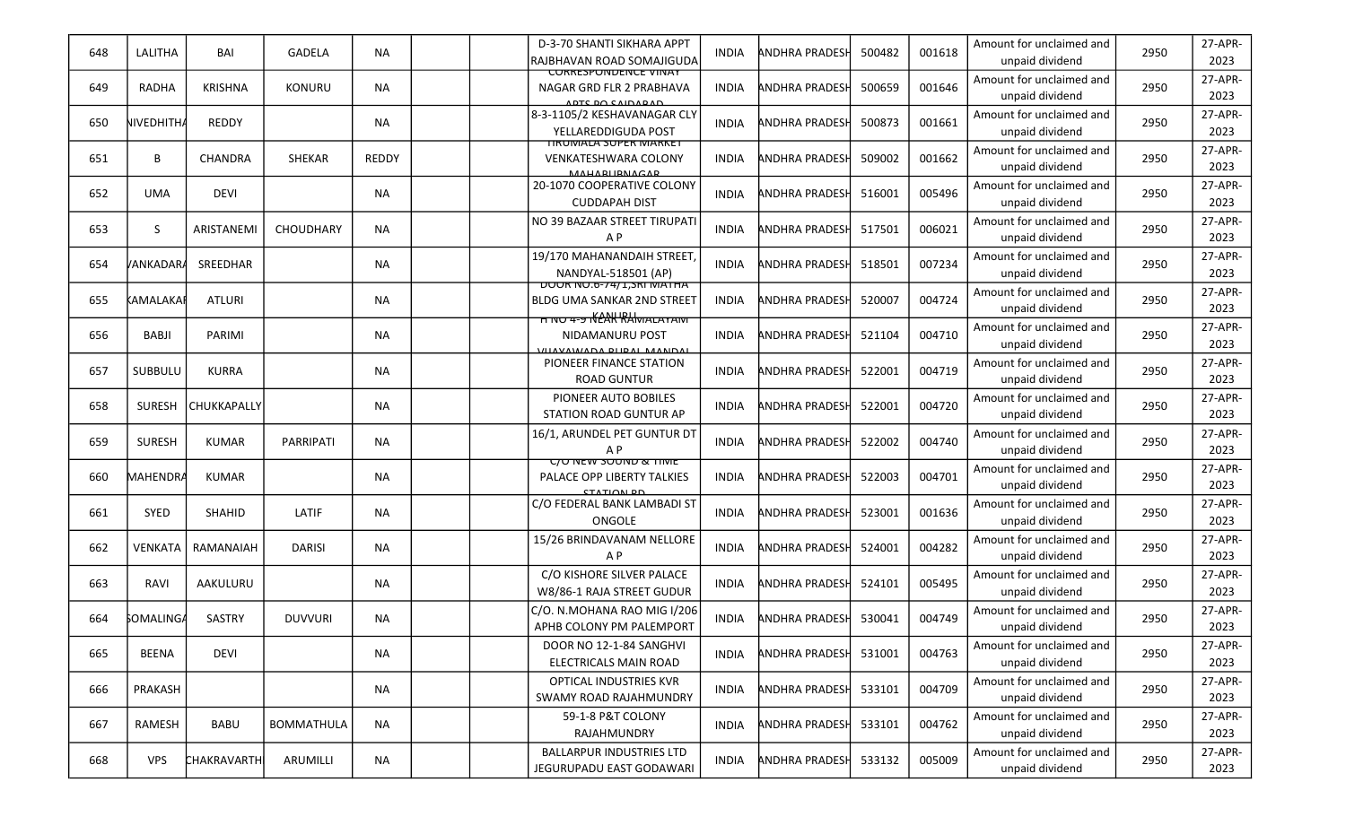| 648 | LALITHA | BAI | GADELA | NA | | | D-3-70 SHANTI SIKHARA APPT RAJBHAVAN ROAD SOMAJIGUDA | INDIA | ANDHRA PRADESH | 500482 | 001618 | Amount for unclaimed and unpaid dividend | 2950 | 27-APR-2023 |
|---|---|---|---|---|---|---|---|---|---|---|---|---|---|---|
| 649 | RADHA | KRISHNA | KONURU | NA | | | CORRESPONDENCE VINAY NAGAR GRD FLR 2 PRABHAVA APTS PO SAIDABAD | INDIA | ANDHRA PRADESH | 500659 | 001646 | Amount for unclaimed and unpaid dividend | 2950 | 27-APR-2023 |
| 650 | NIVEDHITHA | REDDY | | NA | | | 8-3-1105/2 KESHAVANAGAR CLY YELLAREDDIGUDA POST | INDIA | ANDHRA PRADESH | 500873 | 001661 | Amount for unclaimed and unpaid dividend | 2950 | 27-APR-2023 |
| 651 | B | CHANDRA | SHEKAR | REDDY | | | TIRUMALA SUPER MARKET VENKATESHWARA COLONY MAHABUBNAGAR | INDIA | ANDHRA PRADESH | 509002 | 001662 | Amount for unclaimed and unpaid dividend | 2950 | 27-APR-2023 |
| 652 | UMA | DEVI | | NA | | | 20-1070 COOPERATIVE COLONY CUDDAPAH DIST | INDIA | ANDHRA PRADESH | 516001 | 005496 | Amount for unclaimed and unpaid dividend | 2950 | 27-APR-2023 |
| 653 | S | ARISTANEMI | CHOUDHARY | NA | | | NO 39 BAZAAR STREET TIRUPATI A P | INDIA | ANDHRA PRADESH | 517501 | 006021 | Amount for unclaimed and unpaid dividend | 2950 | 27-APR-2023 |
| 654 | VANKADARA | SREEDHAR | | NA | | | 19/170 MAHANANDAIH STREET, NANDYAL-518501 (AP) | INDIA | ANDHRA PRADESH | 518501 | 007234 | Amount for unclaimed and unpaid dividend | 2950 | 27-APR-2023 |
| 655 | KAMALAKAR | ATLURI | | NA | | | DOOR NO.6-74/1,SRI MATHA BLDG UMA SANKAR 2ND STREET KANURU | INDIA | ANDHRA PRADESH | 520007 | 004724 | Amount for unclaimed and unpaid dividend | 2950 | 27-APR-2023 |
| 656 | BABJI | PARIMI | | NA | | | H NO 4-9 NEAR RAMALAYAM NIDAMANURU POST VIJAYAWADA RURAL MANDAL | INDIA | ANDHRA PRADESH | 521104 | 004710 | Amount for unclaimed and unpaid dividend | 2950 | 27-APR-2023 |
| 657 | SUBBULU | KURRA | | NA | | | PIONEER FINANCE STATION ROAD GUNTUR | INDIA | ANDHRA PRADESH | 522001 | 004719 | Amount for unclaimed and unpaid dividend | 2950 | 27-APR-2023 |
| 658 | SURESH | CHUKKAPALLY | | NA | | | PIONEER AUTO BOBILES STATION ROAD GUNTUR AP | INDIA | ANDHRA PRADESH | 522001 | 004720 | Amount for unclaimed and unpaid dividend | 2950 | 27-APR-2023 |
| 659 | SURESH | KUMAR | PARRIPATI | NA | | | 16/1, ARUNDEL PET GUNTUR DT A P | INDIA | ANDHRA PRADESH | 522002 | 004740 | Amount for unclaimed and unpaid dividend | 2950 | 27-APR-2023 |
| 660 | MAHENDRA | KUMAR | | NA | | | C/O NEW SOUND & TIME PALACE OPP LIBERTY TALKIES STATION RD | INDIA | ANDHRA PRADESH | 522003 | 004701 | Amount for unclaimed and unpaid dividend | 2950 | 27-APR-2023 |
| 661 | SYED | SHAHID | LATIF | NA | | | C/O FEDERAL BANK LAMBADI ST ONGOLE | INDIA | ANDHRA PRADESH | 523001 | 001636 | Amount for unclaimed and unpaid dividend | 2950 | 27-APR-2023 |
| 662 | VENKATA | RAMANAIAH | DARISI | NA | | | 15/26 BRINDAVANAM NELLORE A P | INDIA | ANDHRA PRADESH | 524001 | 004282 | Amount for unclaimed and unpaid dividend | 2950 | 27-APR-2023 |
| 663 | RAVI | AAKULURU | | NA | | | C/O KISHORE SILVER PALACE W8/86-1 RAJA STREET GUDUR | INDIA | ANDHRA PRADESH | 524101 | 005495 | Amount for unclaimed and unpaid dividend | 2950 | 27-APR-2023 |
| 664 | SOMALINGA | SASTRY | DUVVURI | NA | | | C/O. N.MOHANA RAO MIG I/206 APHB COLONY PM PALEMPORT | INDIA | ANDHRA PRADESH | 530041 | 004749 | Amount for unclaimed and unpaid dividend | 2950 | 27-APR-2023 |
| 665 | BEENA | DEVI | | NA | | | DOOR NO 12-1-84 SANGHVI ELECTRICALS MAIN ROAD | INDIA | ANDHRA PRADESH | 531001 | 004763 | Amount for unclaimed and unpaid dividend | 2950 | 27-APR-2023 |
| 666 | PRAKASH | | | NA | | | OPTICAL INDUSTRIES KVR SWAMY ROAD RAJAHMUNDRY | INDIA | ANDHRA PRADESH | 533101 | 004709 | Amount for unclaimed and unpaid dividend | 2950 | 27-APR-2023 |
| 667 | RAMESH | BABU | BOMMATHULA | NA | | | 59-1-8 P&T COLONY RAJAHMUNDRY | INDIA | ANDHRA PRADESH | 533101 | 004762 | Amount for unclaimed and unpaid dividend | 2950 | 27-APR-2023 |
| 668 | VPS | CHAKRAVARTHI | ARUMILLI | NA | | | BALLARPUR INDUSTRIES LTD JEGURUPADU EAST GODAWARI | INDIA | ANDHRA PRADESH | 533132 | 005009 | Amount for unclaimed and unpaid dividend | 2950 | 27-APR-2023 |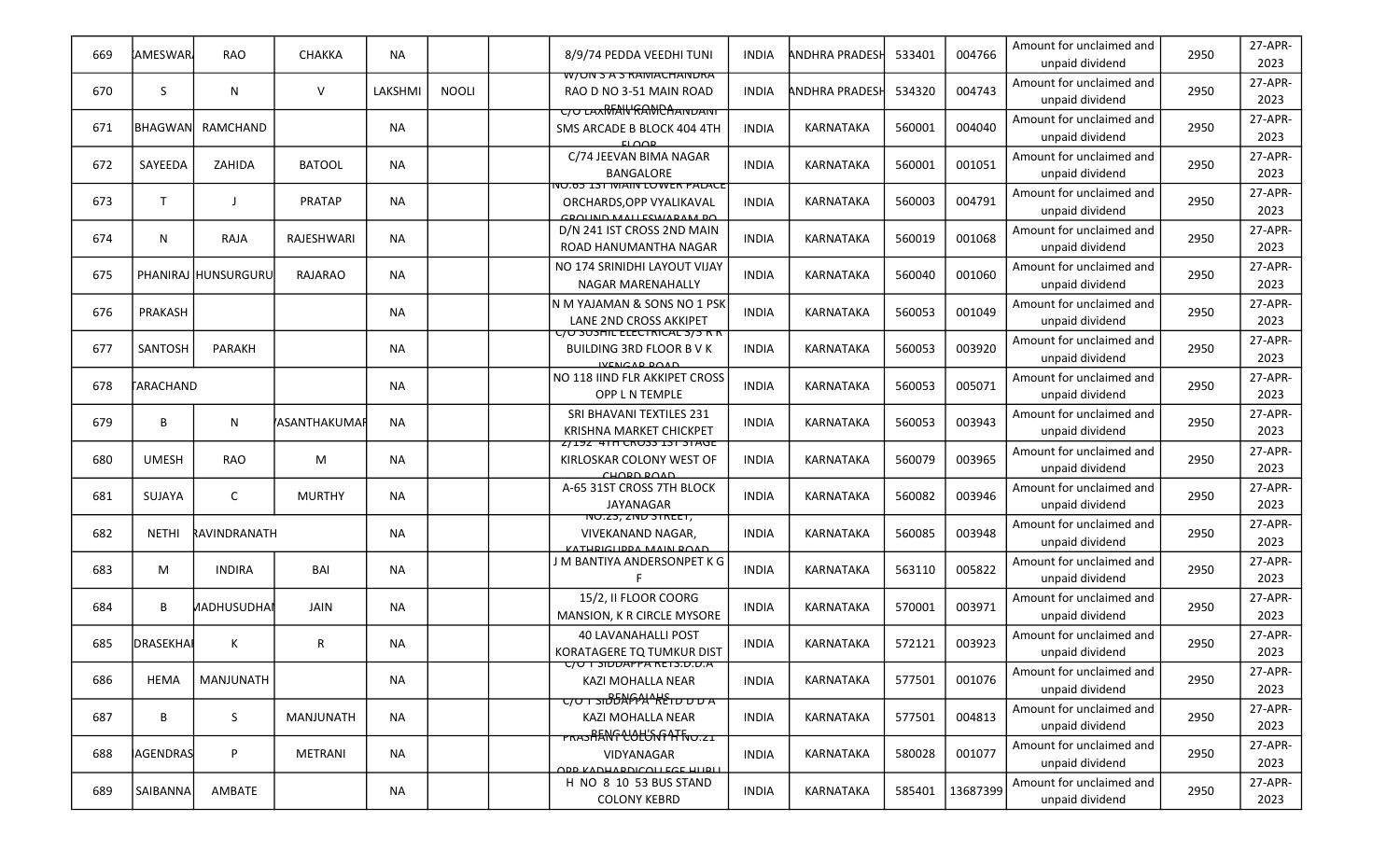| 669 | AMESWAR | RAO | CHAKKA | NA | | | 8/9/74 PEDDA VEEDHI TUNI | INDIA | ANDHRA PRADESH | 533401 | 004766 | Amount for unclaimed and unpaid dividend | 2950 | 27-APR-2023 |
|---|---|---|---|---|---|---|---|---|---|---|---|---|---|---|
| 670 | S | N | V | LAKSHMI | NOOLI | | W/ON S A S RAMACHANDRA RAO D NO 3-51 MAIN ROAD | INDIA | ANDHRA PRADESH | 534320 | 004743 | Amount for unclaimed and unpaid dividend | 2950 | 27-APR-2023 |
| 671 | BHAGWAN | RAMCHAND | | NA | | | C/O LAXMAN RAMCHANDANI SMS ARCADE B BLOCK 404 4TH FLOOR | INDIA | KARNATAKA | 560001 | 004040 | Amount for unclaimed and unpaid dividend | 2950 | 27-APR-2023 |
| 672 | SAYEEDA | ZAHIDA | BATOOL | NA | | | C/74 JEEVAN BIMA NAGAR BANGALORE | INDIA | KARNATAKA | 560001 | 001051 | Amount for unclaimed and unpaid dividend | 2950 | 27-APR-2023 |
| 673 | T | J | PRATAP | NA | | | NO.65 1ST MAIN LOWER PALACE ORCHARDS,OPP VYALIKAVAL GROUND MALLESWARAM PO | INDIA | KARNATAKA | 560003 | 004791 | Amount for unclaimed and unpaid dividend | 2950 | 27-APR-2023 |
| 674 | N | RAJA | RAJESHWARI | NA | | | D/N 241 IST CROSS 2ND MAIN ROAD HANUMANTHA NAGAR | INDIA | KARNATAKA | 560019 | 001068 | Amount for unclaimed and unpaid dividend | 2950 | 27-APR-2023 |
| 675 | PHANIRAJ | HUNSURGURU | RAJARAO | NA | | | NO 174 SRINIDHI LAYOUT VIJAY NAGAR MARENAHALLY | INDIA | KARNATAKA | 560040 | 001060 | Amount for unclaimed and unpaid dividend | 2950 | 27-APR-2023 |
| 676 | PRAKASH | | | NA | | | N M YAJAMAN & SONS NO 1 PSK LANE 2ND CROSS AKKIPET | INDIA | KARNATAKA | 560053 | 001049 | Amount for unclaimed and unpaid dividend | 2950 | 27-APR-2023 |
| 677 | SANTOSH | PARAKH | | NA | | | C/O SUSHIL ELECTRICAL 3/3 R R BUILDING 3RD FLOOR B V K IYENGAR ROAD | INDIA | KARNATAKA | 560053 | 003920 | Amount for unclaimed and unpaid dividend | 2950 | 27-APR-2023 |
| 678 | TARACHAND | | | NA | | | NO 118 IIND FLR AKKIPET CROSS OPP L N TEMPLE | INDIA | KARNATAKA | 560053 | 005071 | Amount for unclaimed and unpaid dividend | 2950 | 27-APR-2023 |
| 679 | B | N | VASANTHAKUMAR | NA | | | SRI BHAVANI TEXTILES 231 KRISHNA MARKET CHICKPET | INDIA | KARNATAKA | 560053 | 003943 | Amount for unclaimed and unpaid dividend | 2950 | 27-APR-2023 |
| 680 | UMESH | RAO | M | NA | | | 2/192 4TH CROSS 1ST STAGE KIRLOSKAR COLONY WEST OF CHORD ROAD | INDIA | KARNATAKA | 560079 | 003965 | Amount for unclaimed and unpaid dividend | 2950 | 27-APR-2023 |
| 681 | SUJAYA | C | MURTHY | NA | | | A-65 31ST CROSS 7TH BLOCK JAYANAGAR | INDIA | KARNATAKA | 560082 | 003946 | Amount for unclaimed and unpaid dividend | 2950 | 27-APR-2023 |
| 682 | NETHI | RAVINDRANATH | | NA | | | NO.23, 2ND STREET, VIVEKANAND NAGAR, KATHRIGUPPA MAIN ROAD | INDIA | KARNATAKA | 560085 | 003948 | Amount for unclaimed and unpaid dividend | 2950 | 27-APR-2023 |
| 683 | M | INDIRA | BAI | NA | | | J M BANTIYA ANDERSONPET K G F | INDIA | KARNATAKA | 563110 | 005822 | Amount for unclaimed and unpaid dividend | 2950 | 27-APR-2023 |
| 684 | B | MADHUSUDHAN | JAIN | NA | | | 15/2, II FLOOR COORG MANSION, K R CIRCLE MYSORE | INDIA | KARNATAKA | 570001 | 003971 | Amount for unclaimed and unpaid dividend | 2950 | 27-APR-2023 |
| 685 | DRASEKHAR | K | R | NA | | | 40 LAVANAHALLI POST KORATAGERE TQ TUMKUR DIST | INDIA | KARNATAKA | 572121 | 003923 | Amount for unclaimed and unpaid dividend | 2950 | 27-APR-2023 |
| 686 | HEMA | MANJUNATH | | NA | | | C/O T SIDDAPPA RETS.D.D.A KAZI MOHALLA NEAR BENGALAHS | INDIA | KARNATAKA | 577501 | 001076 | Amount for unclaimed and unpaid dividend | 2950 | 27-APR-2023 |
| 687 | B | S | MANJUNATH | NA | | | C/O T SIDDAPPA RETD D D A KAZI MOHALLA NEAR BENGALAHS GATE | INDIA | KARNATAKA | 577501 | 004813 | Amount for unclaimed and unpaid dividend | 2950 | 27-APR-2023 |
| 688 | NAGENDRAS | P | METRANI | NA | | | PRASHANT COLONY H NO.21 VIDYANAGAR OPP KADHARDICOLLEGE HUBLI | INDIA | KARNATAKA | 580028 | 001077 | Amount for unclaimed and unpaid dividend | 2950 | 27-APR-2023 |
| 689 | SAIBANNA | AMBATE | | NA | | | H NO 8 10 53 BUS STAND COLONY KEBRD | INDIA | KARNATAKA | 585401 | 13687399 | Amount for unclaimed and unpaid dividend | 2950 | 27-APR-2023 |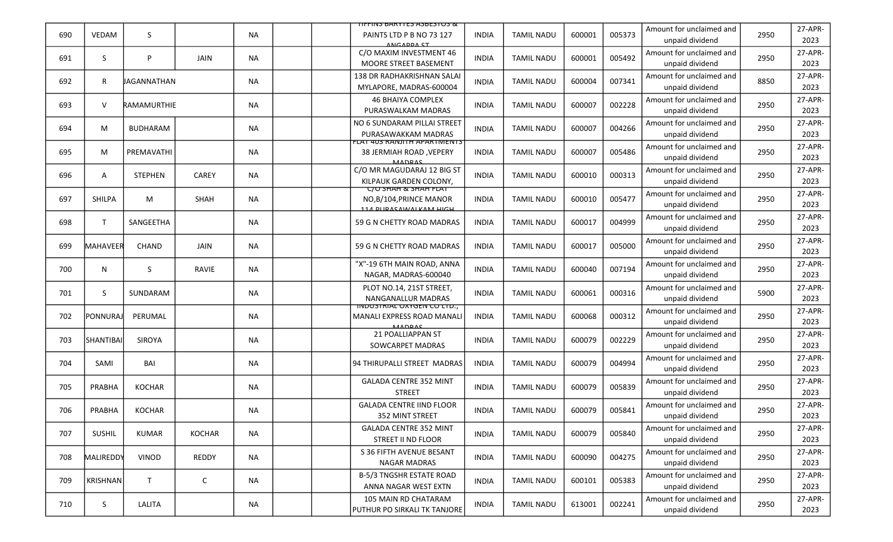| | | | | | | | | | | | | | | |
|---|---|---|---|---|---|---|---|---|---|---|---|---|---|---|
| 690 | VEDAM | S | | NA | | | TIPPINS BARYTES ASBESTOS & PAINTS LTD P B NO 73 127 ANGAPPA ST | INDIA | TAMIL NADU | 600001 | 005373 | Amount for unclaimed and unpaid dividend | 2950 | 27-APR-2023 |
| 691 | S | P | JAIN | NA | | | C/O MAXIM INVESTMENT 46 MOORE STREET BASEMENT | INDIA | TAMIL NADU | 600001 | 005492 | Amount for unclaimed and unpaid dividend | 2950 | 27-APR-2023 |
| 692 | R | JAGANNATHAN | | NA | | | 138 DR RADHAKRISHNAN SALAI MYLAPORE, MADRAS-600004 | INDIA | TAMIL NADU | 600004 | 007341 | Amount for unclaimed and unpaid dividend | 8850 | 27-APR-2023 |
| 693 | V | RAMAMURTHIE | | NA | | | 46 BHAIYA COMPLEX PURASWALKAM MADRAS | INDIA | TAMIL NADU | 600007 | 002228 | Amount for unclaimed and unpaid dividend | 2950 | 27-APR-2023 |
| 694 | M | BUDHARAM | | NA | | | NO 6 SUNDARAM PILLAI STREET PURASAWAKKAM MADRAS | INDIA | TAMIL NADU | 600007 | 004266 | Amount for unclaimed and unpaid dividend | 2950 | 27-APR-2023 |
| 695 | M | PREMAVATHI | | NA | | | FLAT 403 RANJITH APARTMENTS 38 JERMIAH ROAD ,VEPERY MADRAS | INDIA | TAMIL NADU | 600007 | 005486 | Amount for unclaimed and unpaid dividend | 2950 | 27-APR-2023 |
| 696 | A | STEPHEN | CAREY | NA | | | C/O MR MAGUDARAJ 12 BIG ST KILPAUK GARDEN COLONY, | INDIA | TAMIL NADU | 600010 | 000313 | Amount for unclaimed and unpaid dividend | 2950 | 27-APR-2023 |
| 697 | SHILPA | M | SHAH | NA | | | C/O SHAH & SHAH FLAT NO,B/104,PRINCE MANOR 114 PURASAWALKAM HIGH | INDIA | TAMIL NADU | 600010 | 005477 | Amount for unclaimed and unpaid dividend | 2950 | 27-APR-2023 |
| 698 | T | SANGEETHA | | NA | | | 59 G N CHETTY ROAD MADRAS | INDIA | TAMIL NADU | 600017 | 004999 | Amount for unclaimed and unpaid dividend | 2950 | 27-APR-2023 |
| 699 | MAHAVEER | CHAND | JAIN | NA | | | 59 G N CHETTY ROAD MADRAS | INDIA | TAMIL NADU | 600017 | 005000 | Amount for unclaimed and unpaid dividend | 2950 | 27-APR-2023 |
| 700 | N | S | RAVIE | NA | | | "X"-19 6TH MAIN ROAD, ANNA NAGAR, MADRAS-600040 | INDIA | TAMIL NADU | 600040 | 007194 | Amount for unclaimed and unpaid dividend | 2950 | 27-APR-2023 |
| 701 | S | SUNDARAM | | NA | | | PLOT NO.14, 21ST STREET, NANGANALLUR MADRAS | INDIA | TAMIL NADU | 600061 | 000316 | Amount for unclaimed and unpaid dividend | 5900 | 27-APR-2023 |
| 702 | PONNURAJ | PERUMAL | | NA | | | INDUSTRIAL OXYGEN CO LTD., MANALI EXPRESS ROAD MANALI MADRAS | INDIA | TAMIL NADU | 600068 | 000312 | Amount for unclaimed and unpaid dividend | 2950 | 27-APR-2023 |
| 703 | SHANTIBAI | SIROYA | | NA | | | 21 POALLIAPPAN ST SOWCARPET MADRAS | INDIA | TAMIL NADU | 600079 | 002229 | Amount for unclaimed and unpaid dividend | 2950 | 27-APR-2023 |
| 704 | SAMI | BAI | | NA | | | 94 THIRUPALLI STREET MADRAS | INDIA | TAMIL NADU | 600079 | 004994 | Amount for unclaimed and unpaid dividend | 2950 | 27-APR-2023 |
| 705 | PRABHA | KOCHAR | | NA | | | GALADA CENTRE 352 MINT STREET | INDIA | TAMIL NADU | 600079 | 005839 | Amount for unclaimed and unpaid dividend | 2950 | 27-APR-2023 |
| 706 | PRABHA | KOCHAR | | NA | | | GALADA CENTRE IIND FLOOR 352 MINT STREET | INDIA | TAMIL NADU | 600079 | 005841 | Amount for unclaimed and unpaid dividend | 2950 | 27-APR-2023 |
| 707 | SUSHIL | KUMAR | KOCHAR | NA | | | GALADA CENTRE 352 MINT STREET II ND FLOOR | INDIA | TAMIL NADU | 600079 | 005840 | Amount for unclaimed and unpaid dividend | 2950 | 27-APR-2023 |
| 708 | MALIREDDY | VINOD | REDDY | NA | | | S 36 FIFTH AVENUE BESANT NAGAR MADRAS | INDIA | TAMIL NADU | 600090 | 004275 | Amount for unclaimed and unpaid dividend | 2950 | 27-APR-2023 |
| 709 | KRISHNAN | T | C | NA | | | B-5/3 TNGSHR ESTATE ROAD ANNA NAGAR WEST EXTN | INDIA | TAMIL NADU | 600101 | 005383 | Amount for unclaimed and unpaid dividend | 2950 | 27-APR-2023 |
| 710 | S | LALITA | | NA | | | 105 MAIN RD CHATARAM PUTHUR PO SIRKALI TK TANJORE | INDIA | TAMIL NADU | 613001 | 002241 | Amount for unclaimed and unpaid dividend | 2950 | 27-APR-2023 |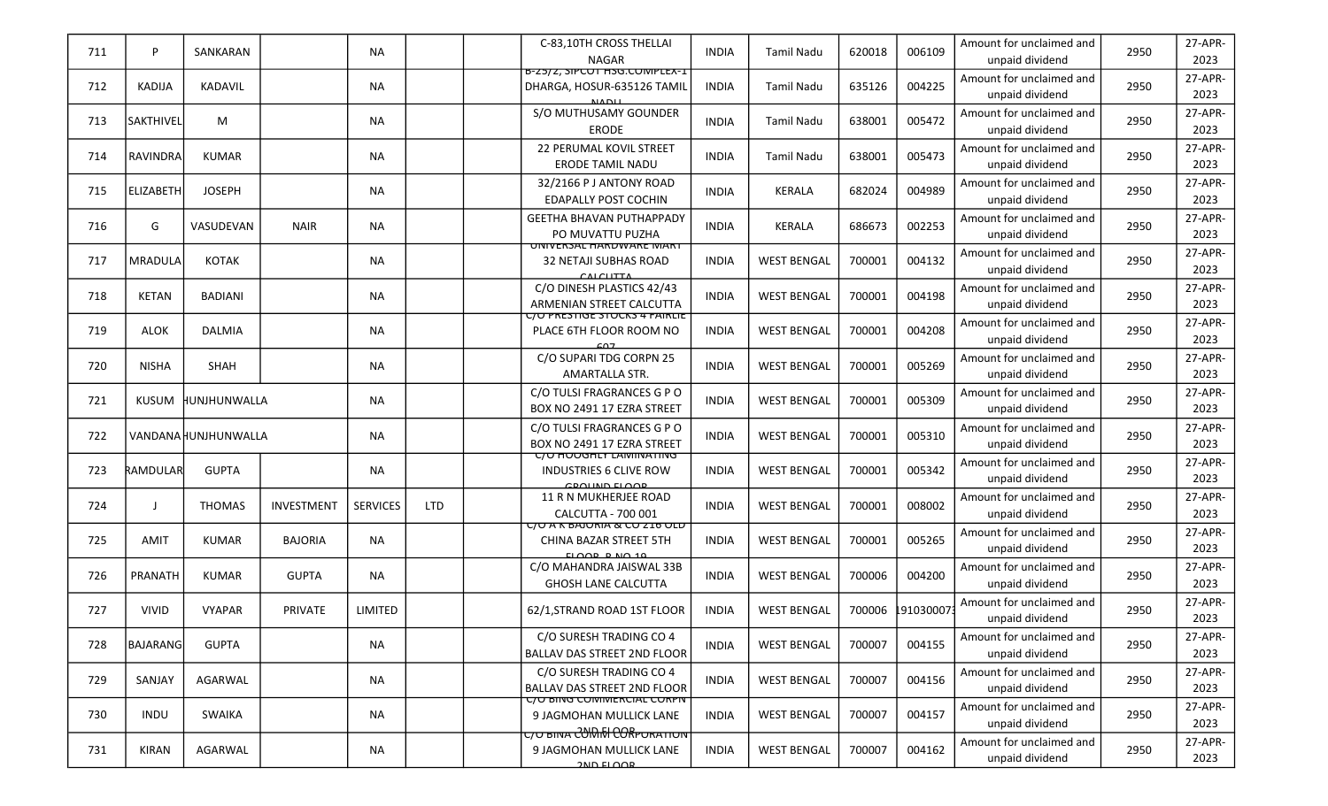| 711 | P | SANKARAN | | NA | | | C-83,10TH CROSS THELLAI NAGAR | INDIA | Tamil Nadu | 620018 | 006109 | Amount for unclaimed and unpaid dividend | 2950 | 27-APR-2023 |
|---|---|---|---|---|---|---|---|---|---|---|---|---|---|---|
| 712 | KADIJA | KADAVIL | | NA | | | B-25/2, SIPCOT HSG.COMPLEX-1 DHARGA, HOSUR-635126 TAMIL NADU | INDIA | Tamil Nadu | 635126 | 004225 | Amount for unclaimed and unpaid dividend | 2950 | 27-APR-2023 |
| 713 | SAKTHIVEL | M | | NA | | | S/O MUTHUSAMY GOUNDER ERODE | INDIA | Tamil Nadu | 638001 | 005472 | Amount for unclaimed and unpaid dividend | 2950 | 27-APR-2023 |
| 714 | RAVINDRA | KUMAR | | NA | | | 22 PERUMAL KOVIL STREET ERODE TAMIL NADU | INDIA | Tamil Nadu | 638001 | 005473 | Amount for unclaimed and unpaid dividend | 2950 | 27-APR-2023 |
| 715 | ELIZABETH | JOSEPH | | NA | | | 32/2166 P J ANTONY ROAD EDAPALLY POST COCHIN | INDIA | KERALA | 682024 | 004989 | Amount for unclaimed and unpaid dividend | 2950 | 27-APR-2023 |
| 716 | G | VASUDEVAN | NAIR | NA | | | GEETHA BHAVAN PUTHAPPADY PO MUVATTU PUZHA | INDIA | KERALA | 686673 | 002253 | Amount for unclaimed and unpaid dividend | 2950 | 27-APR-2023 |
| 717 | MRADULA | KOTAK | | NA | | | UNIVERSAL HARDWARE MART 32 NETAJI SUBHAS ROAD CALCUTTA | INDIA | WEST BENGAL | 700001 | 004132 | Amount for unclaimed and unpaid dividend | 2950 | 27-APR-2023 |
| 718 | KETAN | BADIANI | | NA | | | C/O DINESH PLASTICS 42/43 ARMENIAN STREET CALCUTTA | INDIA | WEST BENGAL | 700001 | 004198 | Amount for unclaimed and unpaid dividend | 2950 | 27-APR-2023 |
| 719 | ALOK | DALMIA | | NA | | | C/O PRESTIGE STOCKS 4 FAIRLIE PLACE 6TH FLOOR ROOM NO 607 | INDIA | WEST BENGAL | 700001 | 004208 | Amount for unclaimed and unpaid dividend | 2950 | 27-APR-2023 |
| 720 | NISHA | SHAH | | NA | | | C/O SUPARI TDG CORPN 25 AMARTALLA STR. | INDIA | WEST BENGAL | 700001 | 005269 | Amount for unclaimed and unpaid dividend | 2950 | 27-APR-2023 |
| 721 | KUSUM | JHUNJHUNWALLA | | NA | | | C/O TULSI FRAGRANCES G P O BOX NO 2491 17 EZRA STREET | INDIA | WEST BENGAL | 700001 | 005309 | Amount for unclaimed and unpaid dividend | 2950 | 27-APR-2023 |
| 722 | VANDANA | JHUNJHUNWALLA | | NA | | | C/O TULSI FRAGRANCES G P O BOX NO 2491 17 EZRA STREET | INDIA | WEST BENGAL | 700001 | 005310 | Amount for unclaimed and unpaid dividend | 2950 | 27-APR-2023 |
| 723 | RAMDULAR | GUPTA | | NA | | | C/O HOOGHLY LAMINATING INDUSTRIES 6 CLIVE ROW GROUND FLOOR | INDIA | WEST BENGAL | 700001 | 005342 | Amount for unclaimed and unpaid dividend | 2950 | 27-APR-2023 |
| 724 | J | THOMAS | INVESTMENT | SERVICES | LTD | | 11 R N MUKHERJEE ROAD CALCUTTA - 700 001 | INDIA | WEST BENGAL | 700001 | 008002 | Amount for unclaimed and unpaid dividend | 2950 | 27-APR-2023 |
| 725 | AMIT | KUMAR | BAJORIA | NA | | | C/O A K BAJORIA & CO 216 OLD CHINA BAZAR STREET 5TH FLOOR R NO 10 | INDIA | WEST BENGAL | 700001 | 005265 | Amount for unclaimed and unpaid dividend | 2950 | 27-APR-2023 |
| 726 | PRANATH | KUMAR | GUPTA | NA | | | C/O MAHANDRA JAISWAL 33B GHOSH LANE CALCUTTA | INDIA | WEST BENGAL | 700006 | 004200 | Amount for unclaimed and unpaid dividend | 2950 | 27-APR-2023 |
| 727 | VIVID | VYAPAR | PRIVATE | LIMITED | | | 62/1,STRAND ROAD 1ST FLOOR | INDIA | WEST BENGAL | 700006 | 1910300073 | Amount for unclaimed and unpaid dividend | 2950 | 27-APR-2023 |
| 728 | BAJARANG | GUPTA | | NA | | | C/O SURESH TRADING CO 4 BALLAV DAS STREET 2ND FLOOR | INDIA | WEST BENGAL | 700007 | 004155 | Amount for unclaimed and unpaid dividend | 2950 | 27-APR-2023 |
| 729 | SANJAY | AGARWAL | | NA | | | C/O SURESH TRADING CO 4 BALLAV DAS STREET 2ND FLOOR | INDIA | WEST BENGAL | 700007 | 004156 | Amount for unclaimed and unpaid dividend | 2950 | 27-APR-2023 |
| 730 | INDU | SWAIKA | | NA | | | C/O BINA COMMERCIAL CORPN 9 JAGMOHAN MULLICK LANE 2ND FLOOR | INDIA | WEST BENGAL | 700007 | 004157 | Amount for unclaimed and unpaid dividend | 2950 | 27-APR-2023 |
| 731 | KIRAN | AGARWAL | | NA | | | C/O BINA COMM CORPORATION 9 JAGMOHAN MULLICK LANE 2ND FLOOR | INDIA | WEST BENGAL | 700007 | 004162 | Amount for unclaimed and unpaid dividend | 2950 | 27-APR-2023 |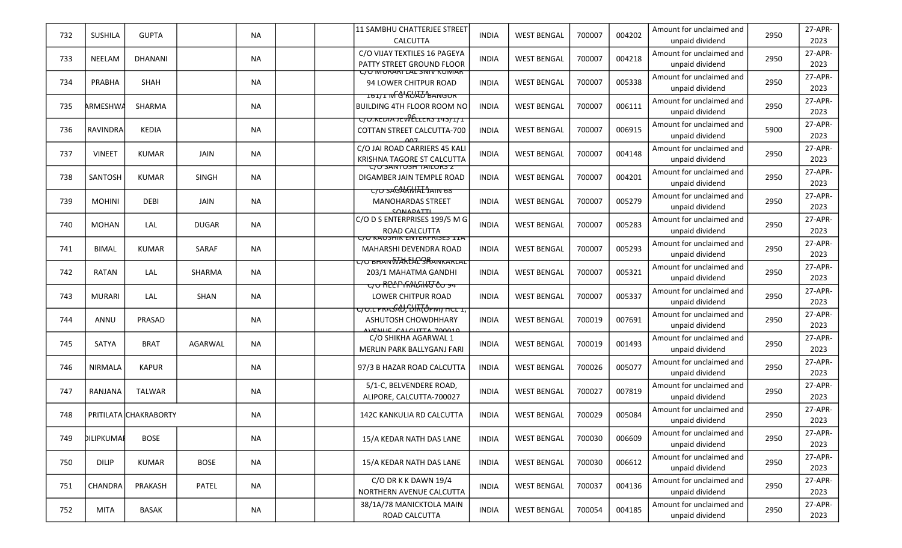| 732 | SUSHILA | GUPTA | | NA | | | 11 SAMBHU CHATTERJEE STREET CALCUTTA | INDIA | WEST BENGAL | 700007 | 004202 | Amount for unclaimed and unpaid dividend | 2950 | 27-APR-2023 |
|---|---|---|---|---|---|---|---|---|---|---|---|---|---|---|
| 733 | NEELAM | DHANANI | | NA | | | C/O VIJAY TEXTILES 16 PAGEYA PATTY STREET GROUND FLOOR | INDIA | WEST BENGAL | 700007 | 004218 | Amount for unclaimed and unpaid dividend | 2950 | 27-APR-2023 |
| 734 | PRABHA | SHAH | | NA | | | C/O MURARI LAL SHIV KUMAR 94 LOWER CHITPUR ROAD CALCUTTA | INDIA | WEST BENGAL | 700007 | 005338 | Amount for unclaimed and unpaid dividend | 2950 | 27-APR-2023 |
| 735 | ARMESHWA | SHARMA | | NA | | | 181/1 M G ROAD BANGUR BUILDING 4TH FLOOR ROOM NO 96 | INDIA | WEST BENGAL | 700007 | 006111 | Amount for unclaimed and unpaid dividend | 2950 | 27-APR-2023 |
| 736 | RAVINDRA | KEDIA | | NA | | | C/O.KEDIA JEWELLERS 145/1/1 COTTAN STREET CALCUTTA-700 007 | INDIA | WEST BENGAL | 700007 | 006915 | Amount for unclaimed and unpaid dividend | 5900 | 27-APR-2023 |
| 737 | VINEET | KUMAR | JAIN | NA | | | C/O JAI ROAD CARRIERS 45 KALI KRISHNA TAGORE ST CALCUTTA | INDIA | WEST BENGAL | 700007 | 004148 | Amount for unclaimed and unpaid dividend | 2950 | 27-APR-2023 |
| 738 | SANTOSH | KUMAR | SINGH | NA | | | C/O SANTOSH TAILORS 2 DIGAMBER JAIN TEMPLE ROAD CALCUTTA | INDIA | WEST BENGAL | 700007 | 004201 | Amount for unclaimed and unpaid dividend | 2950 | 27-APR-2023 |
| 739 | MOHINI | DEBI | JAIN | NA | | | C/O SAGARMAL JAIN 68 MANOHARDAS STREET SONAPATTI | INDIA | WEST BENGAL | 700007 | 005279 | Amount for unclaimed and unpaid dividend | 2950 | 27-APR-2023 |
| 740 | MOHAN | LAL | DUGAR | NA | | | C/O D S ENTERPRISES 199/5 M G ROAD CALCUTTA | INDIA | WEST BENGAL | 700007 | 005283 | Amount for unclaimed and unpaid dividend | 2950 | 27-APR-2023 |
| 741 | BIMAL | KUMAR | SARAF | NA | | | C/O KAUSHIK ENTERPRISES 11A MAHARSHI DEVENDRA ROAD 5TH FLOOR | INDIA | WEST BENGAL | 700007 | 005293 | Amount for unclaimed and unpaid dividend | 2950 | 27-APR-2023 |
| 742 | RATAN | LAL | SHARMA | NA | | | C/O BHANWARLAL SHANKARLAL 203/1 MAHATMA GANDHI ROAD CALCUTTA | INDIA | WEST BENGAL | 700007 | 005321 | Amount for unclaimed and unpaid dividend | 2950 | 27-APR-2023 |
| 743 | MURARI | LAL | SHAN | NA | | | C/O REET TRADING CO 94 LOWER CHITPUR ROAD CALCUTTA | INDIA | WEST BENGAL | 700007 | 005337 | Amount for unclaimed and unpaid dividend | 2950 | 27-APR-2023 |
| 744 | ANNU | PRASAD | | NA | | | C/O.L PRASAD, DIR(OPM) HCL 1, ASHUTOSH CHOWDHHARY AVENUE, CALCUTTA-700019 | INDIA | WEST BENGAL | 700019 | 007691 | Amount for unclaimed and unpaid dividend | 2950 | 27-APR-2023 |
| 745 | SATYA | BRAT | AGARWAL | NA | | | C/O SHIKHA AGARWAL 1 MERLIN PARK BALLYGANJ FARI | INDIA | WEST BENGAL | 700019 | 001493 | Amount for unclaimed and unpaid dividend | 2950 | 27-APR-2023 |
| 746 | NIRMALA | KAPUR | | NA | | | 97/3 B HAZAR ROAD CALCUTTA | INDIA | WEST BENGAL | 700026 | 005077 | Amount for unclaimed and unpaid dividend | 2950 | 27-APR-2023 |
| 747 | RANJANA | TALWAR | | NA | | | 5/1-C, BELVENDERE ROAD, ALIPORE, CALCUTTA-700027 | INDIA | WEST BENGAL | 700027 | 007819 | Amount for unclaimed and unpaid dividend | 2950 | 27-APR-2023 |
| 748 | PRITILATA | CHAKRABORTY | | NA | | | 142C KANKULIA RD CALCUTTA | INDIA | WEST BENGAL | 700029 | 005084 | Amount for unclaimed and unpaid dividend | 2950 | 27-APR-2023 |
| 749 | DILIPKUMAR | BOSE | | NA | | | 15/A KEDAR NATH DAS LANE | INDIA | WEST BENGAL | 700030 | 006609 | Amount for unclaimed and unpaid dividend | 2950 | 27-APR-2023 |
| 750 | DILIP | KUMAR | BOSE | NA | | | 15/A KEDAR NATH DAS LANE | INDIA | WEST BENGAL | 700030 | 006612 | Amount for unclaimed and unpaid dividend | 2950 | 27-APR-2023 |
| 751 | CHANDRA | PRAKASH | PATEL | NA | | | C/O DR K K DAWN 19/4 NORTHERN AVENUE CALCUTTA | INDIA | WEST BENGAL | 700037 | 004136 | Amount for unclaimed and unpaid dividend | 2950 | 27-APR-2023 |
| 752 | MITA | BASAK | | NA | | | 38/1A/78 MANICKTOLA MAIN ROAD CALCUTTA | INDIA | WEST BENGAL | 700054 | 004185 | Amount for unclaimed and unpaid dividend | 2950 | 27-APR-2023 |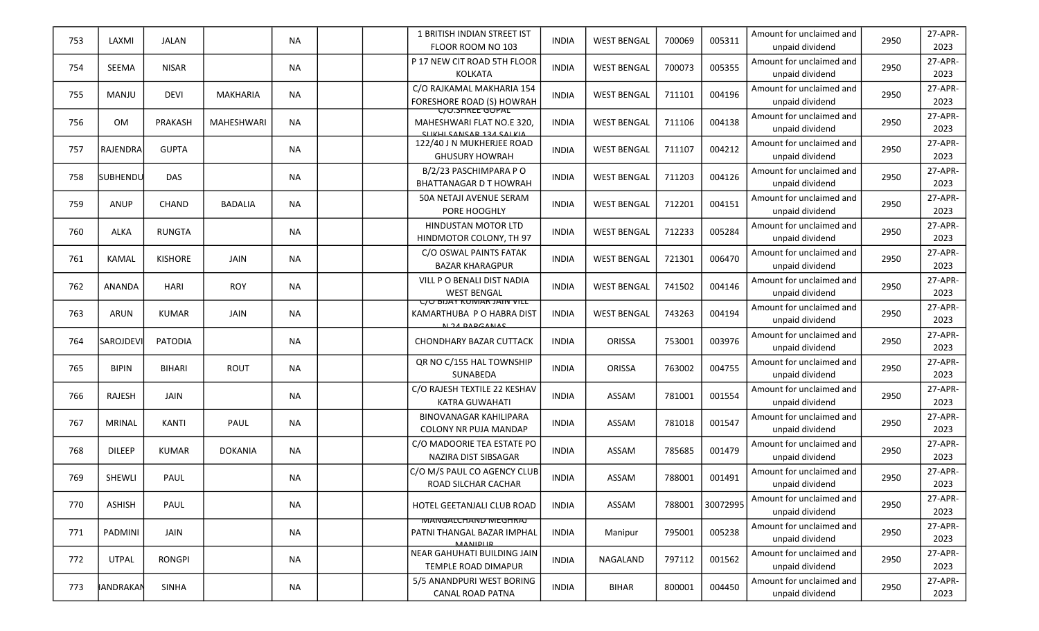| 753 | LAXMI | JALAN | | NA | | | 1 BRITISH INDIAN STREET IST FLOOR ROOM NO 103 | INDIA | WEST BENGAL | 700069 | 005311 | Amount for unclaimed and unpaid dividend | 2950 | 27-APR-2023 |
|---|---|---|---|---|---|---|---|---|---|---|---|---|---|---|
| 754 | SEEMA | NISAR | | NA | | | P 17 NEW CIT ROAD 5TH FLOOR KOLKATA | INDIA | WEST BENGAL | 700073 | 005355 | Amount for unclaimed and unpaid dividend | 2950 | 27-APR-2023 |
| 755 | MANJU | DEVI | MAKHARIA | NA | | | C/O RAJKAMAL MAKHARIA 154 FORESHORE ROAD (S) HOWRAH | INDIA | WEST BENGAL | 711101 | 004196 | Amount for unclaimed and unpaid dividend | 2950 | 27-APR-2023 |
| 756 | OM | PRAKASH | MAHESHWARI | NA | | | C/O.SHREE GOPAL MAHESHWARI FLAT NO.E 320, SUKHI SANSAR 134 SALKIA | INDIA | WEST BENGAL | 711106 | 004138 | Amount for unclaimed and unpaid dividend | 2950 | 27-APR-2023 |
| 757 | RAJENDRA | GUPTA | | NA | | | 122/40 J N MUKHERJEE ROAD GHUSURY HOWRAH | INDIA | WEST BENGAL | 711107 | 004212 | Amount for unclaimed and unpaid dividend | 2950 | 27-APR-2023 |
| 758 | SUBHENDU | DAS | | NA | | | B/2/23 PASCHIMPARA P O BHATTANAGAR D T HOWRAH | INDIA | WEST BENGAL | 711203 | 004126 | Amount for unclaimed and unpaid dividend | 2950 | 27-APR-2023 |
| 759 | ANUP | CHAND | BADALIA | NA | | | 50A NETAJI AVENUE SERAM PORE HOOGHLY | INDIA | WEST BENGAL | 712201 | 004151 | Amount for unclaimed and unpaid dividend | 2950 | 27-APR-2023 |
| 760 | ALKA | RUNGTA | | NA | | | HINDUSTAN MOTOR LTD HINDMOTOR COLONY, TH 97 | INDIA | WEST BENGAL | 712233 | 005284 | Amount for unclaimed and unpaid dividend | 2950 | 27-APR-2023 |
| 761 | KAMAL | KISHORE | JAIN | NA | | | C/O OSWAL PAINTS FATAK BAZAR KHARAGPUR | INDIA | WEST BENGAL | 721301 | 006470 | Amount for unclaimed and unpaid dividend | 2950 | 27-APR-2023 |
| 762 | ANANDA | HARI | ROY | NA | | | VILL P O BENALI DIST NADIA WEST BENGAL | INDIA | WEST BENGAL | 741502 | 004146 | Amount for unclaimed and unpaid dividend | 2950 | 27-APR-2023 |
| 763 | ARUN | KUMAR | JAIN | NA | | | C/O BIJAY KUMAR JAIN VILL KAMARTHUBA P O HABRA DIST N 24 PARGANAS | INDIA | WEST BENGAL | 743263 | 004194 | Amount for unclaimed and unpaid dividend | 2950 | 27-APR-2023 |
| 764 | SAROJDEVI | PATODIA | | NA | | | CHONDHARY BAZAR CUTTACK | INDIA | ORISSA | 753001 | 003976 | Amount for unclaimed and unpaid dividend | 2950 | 27-APR-2023 |
| 765 | BIPIN | BIHARI | ROUT | NA | | | QR NO C/155 HAL TOWNSHIP SUNABEDA | INDIA | ORISSA | 763002 | 004755 | Amount for unclaimed and unpaid dividend | 2950 | 27-APR-2023 |
| 766 | RAJESH | JAIN | | NA | | | C/O RAJESH TEXTILE 22 KESHAV KATRA GUWAHATI | INDIA | ASSAM | 781001 | 001554 | Amount for unclaimed and unpaid dividend | 2950 | 27-APR-2023 |
| 767 | MRINAL | KANTI | PAUL | NA | | | BINOVANAGAR KAHILIPARA COLONY NR PUJA MANDAP | INDIA | ASSAM | 781018 | 001547 | Amount for unclaimed and unpaid dividend | 2950 | 27-APR-2023 |
| 768 | DILEEP | KUMAR | DOKANIA | NA | | | C/O MADOORIE TEA ESTATE PO NAZIRA DIST SIBSAGAR | INDIA | ASSAM | 785685 | 001479 | Amount for unclaimed and unpaid dividend | 2950 | 27-APR-2023 |
| 769 | SHEWLI | PAUL | | NA | | | C/O M/S PAUL CO AGENCY CLUB ROAD SILCHAR CACHAR | INDIA | ASSAM | 788001 | 001491 | Amount for unclaimed and unpaid dividend | 2950 | 27-APR-2023 |
| 770 | ASHISH | PAUL | | NA | | | HOTEL GEETANJALI CLUB ROAD | INDIA | ASSAM | 788001 | 30072995 | Amount for unclaimed and unpaid dividend | 2950 | 27-APR-2023 |
| 771 | PADMINI | JAIN | | NA | | | MANGALCHAND MEGHRAJ PATNI THANGAL BAZAR IMPHAL MANIPUR | INDIA | Manipur | 795001 | 005238 | Amount for unclaimed and unpaid dividend | 2950 | 27-APR-2023 |
| 772 | UTPAL | RONGPI | | NA | | | NEAR GAHUHATI BUILDING JAIN TEMPLE ROAD DIMAPUR | INDIA | NAGALAND | 797112 | 001562 | Amount for unclaimed and unpaid dividend | 2950 | 27-APR-2023 |
| 773 | IANDRAKAN | SINHA | | NA | | | 5/5 ANANDPURI WEST BORING CANAL ROAD PATNA | INDIA | BIHAR | 800001 | 004450 | Amount for unclaimed and unpaid dividend | 2950 | 27-APR-2023 |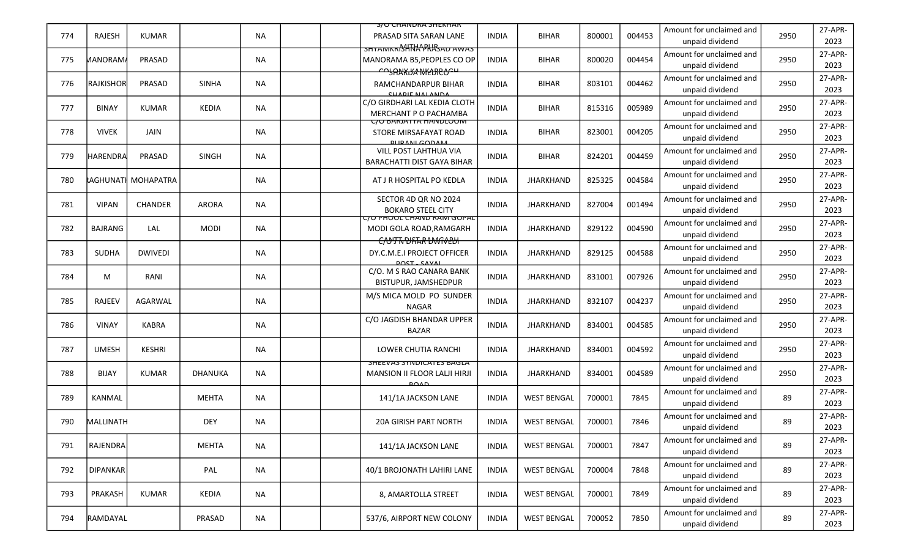| 774 | RAJESH | KUMAR | | NA | | | S/O CHANDRA SHEKHAR PRASAD SITA SARAN LANE | INDIA | BIHAR | 800001 | 004453 | Amount for unclaimed and unpaid dividend | 2950 | 27-APR-2023 |
|---|---|---|---|---|---|---|---|---|---|---|---|---|---|---|
| 775 | MANORAMA | PRASAD | | NA | | | SHYAMKRISHNA PRASAD AWAS MANORAMA B5,PEOPLES CO OP COLONY KANKARBAGH | INDIA | BIHAR | 800020 | 004454 | Amount for unclaimed and unpaid dividend | 2950 | 27-APR-2023 |
| 776 | RAJKISHOR | PRASAD | SINHA | NA | | | SHARDA MEDICO RAMCHANDARPUR BIHAR SHARIF NALANDA | INDIA | BIHAR | 803101 | 004462 | Amount for unclaimed and unpaid dividend | 2950 | 27-APR-2023 |
| 777 | BINAY | KUMAR | KEDIA | NA | | | C/O GIRDHARI LAL KEDIA CLOTH MERCHANT P O PACHAMBA | INDIA | BIHAR | 815316 | 005989 | Amount for unclaimed and unpaid dividend | 2950 | 27-APR-2023 |
| 778 | VIVEK | JAIN | | NA | | | C/O BARJATYA HANDLOOM STORE MIRSAFAYAT ROAD PURANI GODAM | INDIA | BIHAR | 823001 | 004205 | Amount for unclaimed and unpaid dividend | 2950 | 27-APR-2023 |
| 779 | HARENDRA | PRASAD | SINGH | NA | | | VILL POST LAHTHUA VIA BARACHATTI DIST GAYA BIHAR | INDIA | BIHAR | 824201 | 004459 | Amount for unclaimed and unpaid dividend | 2950 | 27-APR-2023 |
| 780 | RAGHUNATH | MOHAPATRA | | NA | | | AT J R HOSPITAL PO KEDLA | INDIA | JHARKHAND | 825325 | 004584 | Amount for unclaimed and unpaid dividend | 2950 | 27-APR-2023 |
| 781 | VIPAN | CHANDER | ARORA | NA | | | SECTOR 4D QR NO 2024 BOKARO STEEL CITY | INDIA | JHARKHAND | 827004 | 001494 | Amount for unclaimed and unpaid dividend | 2950 | 27-APR-2023 |
| 782 | BAJRANG | LAL | MODI | NA | | | C/O PHOOL CHAND RAM GOPAL MODI GOLA ROAD,RAMGARH CANTT DIST RAMGARH | INDIA | JHARKHAND | 829122 | 004590 | Amount for unclaimed and unpaid dividend | 2950 | 27-APR-2023 |
| 783 | SUDHA | DWIVEDI | | NA | | | C/O T N DHAR DWIVEDI DY.C.M.E.I PROJECT OFFICER POST - SAYAL | INDIA | JHARKHAND | 829125 | 004588 | Amount for unclaimed and unpaid dividend | 2950 | 27-APR-2023 |
| 784 | M | RANI | | NA | | | C/O. M S RAO CANARA BANK BISTUPUR, JAMSHEDPUR | INDIA | JHARKHAND | 831001 | 007926 | Amount for unclaimed and unpaid dividend | 2950 | 27-APR-2023 |
| 785 | RAJEEV | AGARWAL | | NA | | | M/S MICA MOLD PO SUNDER NAGAR | INDIA | JHARKHAND | 832107 | 004237 | Amount for unclaimed and unpaid dividend | 2950 | 27-APR-2023 |
| 786 | VINAY | KABRA | | NA | | | C/O JAGDISH BHANDAR UPPER BAZAR | INDIA | JHARKHAND | 834001 | 004585 | Amount for unclaimed and unpaid dividend | 2950 | 27-APR-2023 |
| 787 | UMESH | KESHRI | | NA | | | LOWER CHUTIA RANCHI | INDIA | JHARKHAND | 834001 | 004592 | Amount for unclaimed and unpaid dividend | 2950 | 27-APR-2023 |
| 788 | BIJAY | KUMAR | DHANUKA | NA | | | SHEEVAS SYNDICATES BAGLA MANSION II FLOOR LALJI HIRJI ROAD | INDIA | JHARKHAND | 834001 | 004589 | Amount for unclaimed and unpaid dividend | 2950 | 27-APR-2023 |
| 789 | KANMAL | | MEHTA | NA | | | 141/1A JACKSON LANE | INDIA | WEST BENGAL | 700001 | 7845 | Amount for unclaimed and unpaid dividend | 89 | 27-APR-2023 |
| 790 | MALLINATH | | DEY | NA | | | 20A GIRISH PART NORTH | INDIA | WEST BENGAL | 700001 | 7846 | Amount for unclaimed and unpaid dividend | 89 | 27-APR-2023 |
| 791 | RAJENDRA | | MEHTA | NA | | | 141/1A JACKSON LANE | INDIA | WEST BENGAL | 700001 | 7847 | Amount for unclaimed and unpaid dividend | 89 | 27-APR-2023 |
| 792 | DIPANKAR | | PAL | NA | | | 40/1 BROJONATH LAHIRI LANE | INDIA | WEST BENGAL | 700004 | 7848 | Amount for unclaimed and unpaid dividend | 89 | 27-APR-2023 |
| 793 | PRAKASH | KUMAR | KEDIA | NA | | | 8, AMARTOLLA STREET | INDIA | WEST BENGAL | 700001 | 7849 | Amount for unclaimed and unpaid dividend | 89 | 27-APR-2023 |
| 794 | RAMDAYAL | | PRASAD | NA | | | 537/6, AIRPORT NEW COLONY | INDIA | WEST BENGAL | 700052 | 7850 | Amount for unclaimed and unpaid dividend | 89 | 27-APR-2023 |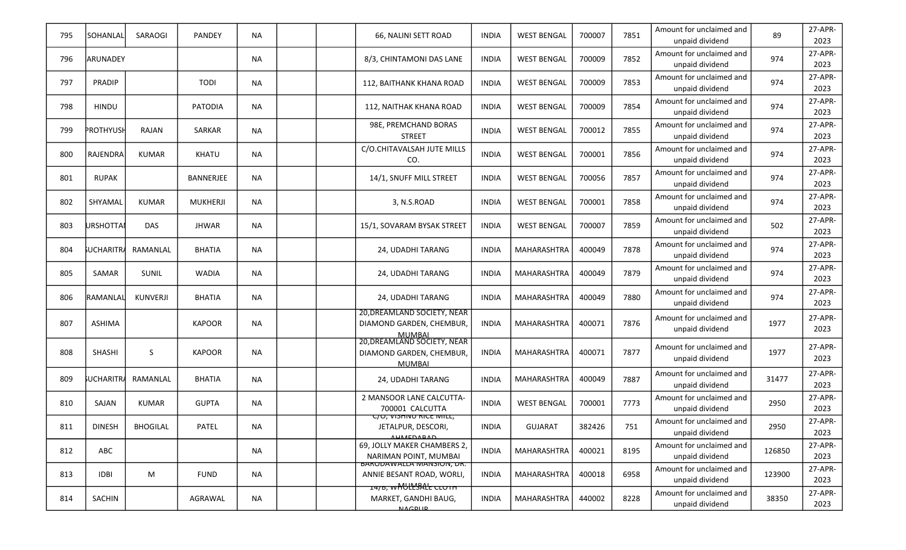| 795 | SOHANLAL | SARAOGI | PANDEY | NA | | | 66, NALINI SETT ROAD | INDIA | WEST BENGAL | 700007 | 7851 | Amount for unclaimed and unpaid dividend | 89 | 27-APR-2023 |
|---|---|---|---|---|---|---|---|---|---|---|---|---|---|---|
| 796 | ARUNADEY | | | NA | | | 8/3, CHINTAMONI DAS LANE | INDIA | WEST BENGAL | 700009 | 7852 | Amount for unclaimed and unpaid dividend | 974 | 27-APR-2023 |
| 797 | PRADIP | | TODI | NA | | | 112, BAITHANK KHANA ROAD | INDIA | WEST BENGAL | 700009 | 7853 | Amount for unclaimed and unpaid dividend | 974 | 27-APR-2023 |
| 798 | HINDU | | PATODIA | NA | | | 112, NAITHAK KHANA ROAD | INDIA | WEST BENGAL | 700009 | 7854 | Amount for unclaimed and unpaid dividend | 974 | 27-APR-2023 |
| 799 | PROTHYUSH | RAJAN | SARKAR | NA | | | 98E, PREMCHAND BORAS STREET | INDIA | WEST BENGAL | 700012 | 7855 | Amount for unclaimed and unpaid dividend | 974 | 27-APR-2023 |
| 800 | RAJENDRA | KUMAR | KHATU | NA | | | C/O.CHITAVALSAH JUTE MILLS CO. | INDIA | WEST BENGAL | 700001 | 7856 | Amount for unclaimed and unpaid dividend | 974 | 27-APR-2023 |
| 801 | RUPAK | | BANNERJEE | NA | | | 14/1, SNUFF MILL STREET | INDIA | WEST BENGAL | 700056 | 7857 | Amount for unclaimed and unpaid dividend | 974 | 27-APR-2023 |
| 802 | SHYAMAL | KUMAR | MUKHERJI | NA | | | 3, N.S.ROAD | INDIA | WEST BENGAL | 700001 | 7858 | Amount for unclaimed and unpaid dividend | 974 | 27-APR-2023 |
| 803 | URSHOTTAI | DAS | JHWAR | NA | | | 15/1, SOVARAM BYSAK STREET | INDIA | WEST BENGAL | 700007 | 7859 | Amount for unclaimed and unpaid dividend | 502 | 27-APR-2023 |
| 804 | UCHARITRA | RAMANLAL | BHATIA | NA | | | 24, UDADHI TARANG | INDIA | MAHARASHTRA | 400049 | 7878 | Amount for unclaimed and unpaid dividend | 974 | 27-APR-2023 |
| 805 | SAMAR | SUNIL | WADIA | NA | | | 24, UDADHI TARANG | INDIA | MAHARASHTRA | 400049 | 7879 | Amount for unclaimed and unpaid dividend | 974 | 27-APR-2023 |
| 806 | RAMANLAL | KUNVERJI | BHATIA | NA | | | 24, UDADHI TARANG | INDIA | MAHARASHTRA | 400049 | 7880 | Amount for unclaimed and unpaid dividend | 974 | 27-APR-2023 |
| 807 | ASHIMA | | KAPOOR | NA | | | 20,DREAMLAND SOCIETY, NEAR DIAMOND GARDEN, CHEMBUR, MUMBAI | INDIA | MAHARASHTRA | 400071 | 7876 | Amount for unclaimed and unpaid dividend | 1977 | 27-APR-2023 |
| 808 | SHASHI | S | KAPOOR | NA | | | 20,DREAMLAND SOCIETY, NEAR DIAMOND GARDEN, CHEMBUR, MUMBAI | INDIA | MAHARASHTRA | 400071 | 7877 | Amount for unclaimed and unpaid dividend | 1977 | 27-APR-2023 |
| 809 | UCHARITRA | RAMANLAL | BHATIA | NA | | | 24, UDADHI TARANG | INDIA | MAHARASHTRA | 400049 | 7887 | Amount for unclaimed and unpaid dividend | 31477 | 27-APR-2023 |
| 810 | SAJAN | KUMAR | GUPTA | NA | | | 2 MANSOOR LANE CALCUTTA-700001 CALCUTTA | INDIA | WEST BENGAL | 700001 | 7773 | Amount for unclaimed and unpaid dividend | 2950 | 27-APR-2023 |
| 811 | DINESH | BHOGILAL | PATEL | NA | | | C/O, VISHNU RICE MILL, JETALPUR, DESCORI, AHMEDABAD | INDIA | GUJARAT | 382426 | 751 | Amount for unclaimed and unpaid dividend | 2950 | 27-APR-2023 |
| 812 | ABC | | | NA | | | 69, JOLLY MAKER CHAMBERS 2, NARIMAN POINT, MUMBAI | INDIA | MAHARASHTRA | 400021 | 8195 | Amount for unclaimed and unpaid dividend | 126850 | 27-APR-2023 |
| 813 | IDBI | M | FUND | NA | | | BARODAWALLA MANSION, DR. ANNIE BESANT ROAD, WORLI, MUMBAI | INDIA | MAHARASHTRA | 400018 | 6958 | Amount for unclaimed and unpaid dividend | 123900 | 27-APR-2023 |
| 814 | SACHIN | | AGRAWAL | NA | | | 14/B, WHOLESALE CLOTH MARKET, GANDHI BAUG, NAGPUR | INDIA | MAHARASHTRA | 440002 | 8228 | Amount for unclaimed and unpaid dividend | 38350 | 27-APR-2023 |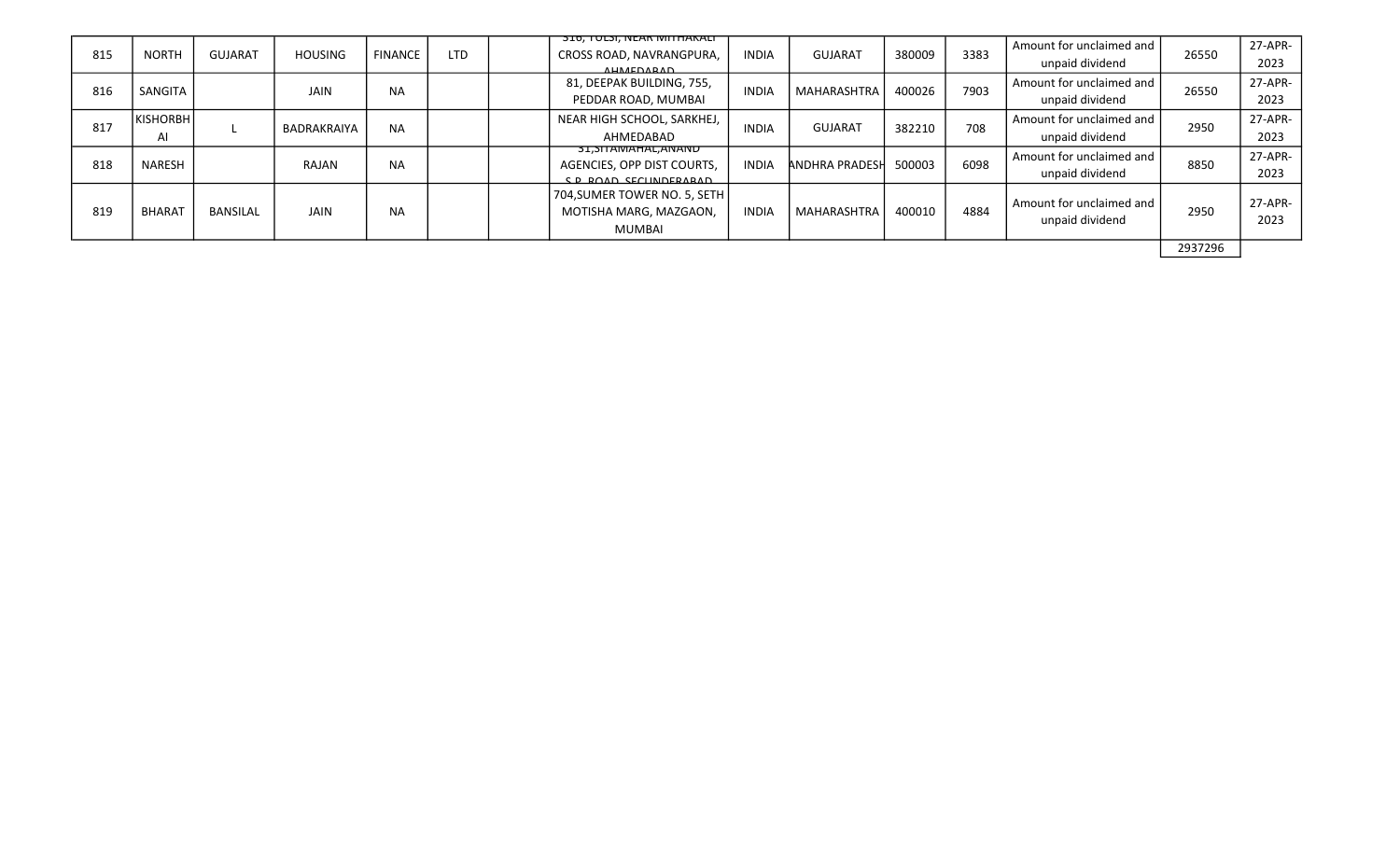| | | | | | | | | | | | | | | |
|---|---|---|---|---|---|---|---|---|---|---|---|---|---|---|
| 815 | NORTH | GUJARAT | HOUSING | FINANCE | LTD | | 316, TULSI, NEAR MITHAKALI CROSS ROAD, NAVRANGPURA, AHMEDABAD | INDIA | GUJARAT | 380009 | 3383 | Amount for unclaimed and unpaid dividend | 26550 | 27-APR-2023 |
| 816 | SANGITA | | JAIN | NA | | | 81, DEEPAK BUILDING, 755, PEDDAR ROAD, MUMBAI | INDIA | MAHARASHTRA | 400026 | 7903 | Amount for unclaimed and unpaid dividend | 26550 | 27-APR-2023 |
| 817 | KISHORBHAI | L | BADRAKRAIYA | NA | | | NEAR HIGH SCHOOL, SARKHEJ, AHMEDABAD | INDIA | GUJARAT | 382210 | 708 | Amount for unclaimed and unpaid dividend | 2950 | 27-APR-2023 |
| 818 | NARESH | | RAJAN | NA | | | 31,SITAMAHAL,ANAND AGENCIES, OPP DIST COURTS, S P ROAD, SECUNDERABAD | INDIA | ANDHRA PRADESH | 500003 | 6098 | Amount for unclaimed and unpaid dividend | 8850 | 27-APR-2023 |
| 819 | BHARAT | BANSILAL | JAIN | NA | | | 704,SUMER TOWER NO. 5, SETH MOTISHA MARG, MAZGAON, MUMBAI | INDIA | MAHARASHTRA | 400010 | 4884 | Amount for unclaimed and unpaid dividend | 2950 | 27-APR-2023 |
| | | | | | | | | | | | | | 2937296 | |